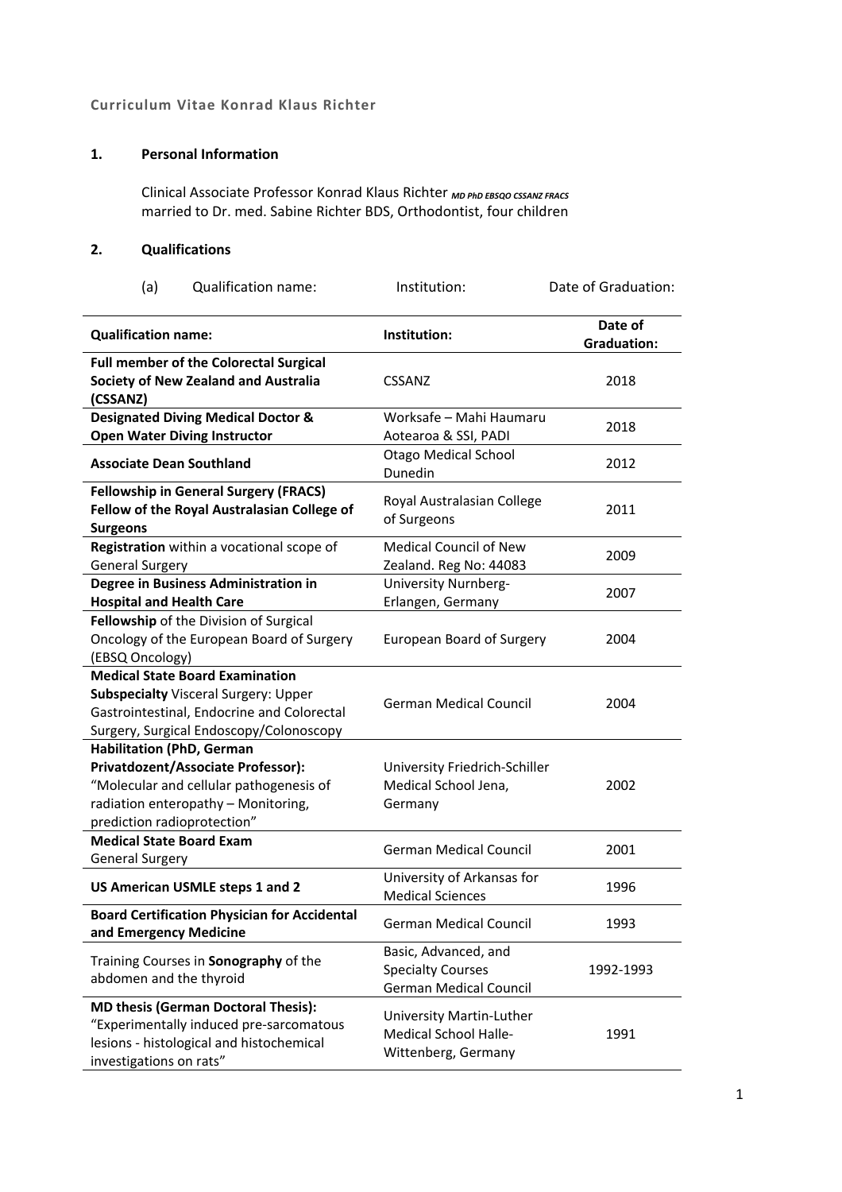**Curriculum Vitae Konrad Klaus Richter**

## 1. Personal Information

Clinical Associate Professor Konrad Klaus Richter *MD PhD EBSQO CSSANZ FRACS*
married to Dr. med. Sabine Richter BDS, Orthodontist, four children

## 2. Qualifications

(a) Qualification name: Institution: Date of Graduation:

| Qualification name: | Institution: | Date of Graduation: |
|---|---|---|
| **Full member of the Colorectal Surgical Society of New Zealand and Australia (CSSANZ)** | CSSANZ | 2018 |
| **Designated Diving Medical Doctor & Open Water Diving Instructor** | Worksafe – Mahi Haumaru Aotearoa & SSI, PADI | 2018 |
| **Associate Dean Southland** | Otago Medical School Dunedin | 2012 |
| **Fellowship in General Surgery (FRACS) Fellow of the Royal Australasian College of Surgeons** | Royal Australasian College of Surgeons | 2011 |
| **Registration** within a vocational scope of General Surgery | Medical Council of New Zealand. Reg No: 44083 | 2009 |
| **Degree in Business Administration in Hospital and Health Care** | University Nurnberg-Erlangen, Germany | 2007 |
| **Fellowship** of the Division of Surgical Oncology of the European Board of Surgery (EBSQ Oncology) | European Board of Surgery | 2004 |
| **Medical State Board Examination Subspecialty** Visceral Surgery: Upper Gastrointestinal, Endocrine and Colorectal Surgery, Surgical Endoscopy/Colonoscopy | German Medical Council | 2004 |
| **Habilitation (PhD, German Privatdozent/Associate Professor):** "Molecular and cellular pathogenesis of radiation enteropathy – Monitoring, prediction radioprotection" | University Friedrich-Schiller Medical School Jena, Germany | 2002 |
| **Medical State Board Exam** General Surgery | German Medical Council | 2001 |
| **US American USMLE steps 1 and 2** | University of Arkansas for Medical Sciences | 1996 |
| **Board Certification Physician for Accidental and Emergency Medicine** | German Medical Council | 1993 |
| Training Courses in **Sonography** of the abdomen and the thyroid | Basic, Advanced, and Specialty Courses German Medical Council | 1992-1993 |
| **MD thesis (German Doctoral Thesis):** "Experimentally induced pre-sarcomatous lesions - histological and histochemical investigations on rats" | University Martin-Luther Medical School Halle-Wittenberg, Germany | 1991 |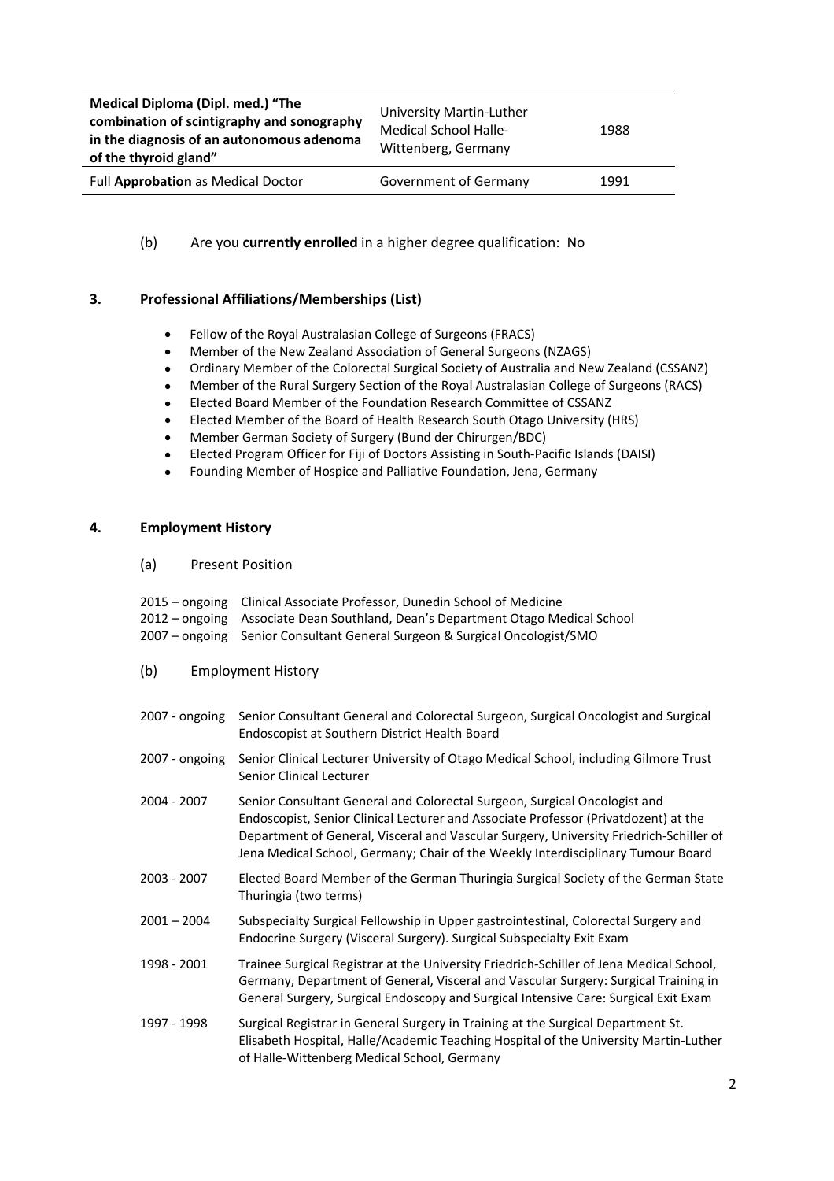| | | |
|---|---|---|
| **Medical Diploma (Dipl. med.) "The combination of scintigraphy and sonography in the diagnosis of an autonomous adenoma of the thyroid gland"** | University Martin-Luther Medical School Halle-Wittenberg, Germany | 1988 |
| Full **Approbation** as Medical Doctor | Government of Germany | 1991 |

(b) Are you **currently enrolled** in a higher degree qualification: No

## 3. Professional Affiliations/Memberships (List)

- Fellow of the Royal Australasian College of Surgeons (FRACS)
- Member of the New Zealand Association of General Surgeons (NZAGS)
- Ordinary Member of the Colorectal Surgical Society of Australia and New Zealand (CSSANZ)
- Member of the Rural Surgery Section of the Royal Australasian College of Surgeons (RACS)
- Elected Board Member of the Foundation Research Committee of CSSANZ
- Elected Member of the Board of Health Research South Otago University (HRS)
- Member German Society of Surgery (Bund der Chirurgen/BDC)
- Elected Program Officer for Fiji of Doctors Assisting in South-Pacific Islands (DAISI)
- Founding Member of Hospice and Palliative Foundation, Jena, Germany

## 4. Employment History

### (a) Present Position

2015 – ongoing Clinical Associate Professor, Dunedin School of Medicine
2012 – ongoing Associate Dean Southland, Dean's Department Otago Medical School
2007 – ongoing Senior Consultant General Surgeon & Surgical Oncologist/SMO

### (b) Employment History

| | |
|---|---|
| 2007 - ongoing | Senior Consultant General and Colorectal Surgeon, Surgical Oncologist and Surgical Endoscopist at Southern District Health Board |
| 2007 - ongoing | Senior Clinical Lecturer University of Otago Medical School, including Gilmore Trust Senior Clinical Lecturer |
| 2004 - 2007 | Senior Consultant General and Colorectal Surgeon, Surgical Oncologist and Endoscopist, Senior Clinical Lecturer and Associate Professor (Privatdozent) at the Department of General, Visceral and Vascular Surgery, University Friedrich-Schiller of Jena Medical School, Germany; Chair of the Weekly Interdisciplinary Tumour Board |
| 2003 - 2007 | Elected Board Member of the German Thuringia Surgical Society of the German State Thuringia (two terms) |
| 2001 – 2004 | Subspecialty Surgical Fellowship in Upper gastrointestinal, Colorectal Surgery and Endocrine Surgery (Visceral Surgery). Surgical Subspecialty Exit Exam |
| 1998 - 2001 | Trainee Surgical Registrar at the University Friedrich-Schiller of Jena Medical School, Germany, Department of General, Visceral and Vascular Surgery: Surgical Training in General Surgery, Surgical Endoscopy and Surgical Intensive Care: Surgical Exit Exam |
| 1997 - 1998 | Surgical Registrar in General Surgery in Training at the Surgical Department St. Elisabeth Hospital, Halle/Academic Teaching Hospital of the University Martin-Luther of Halle-Wittenberg Medical School, Germany |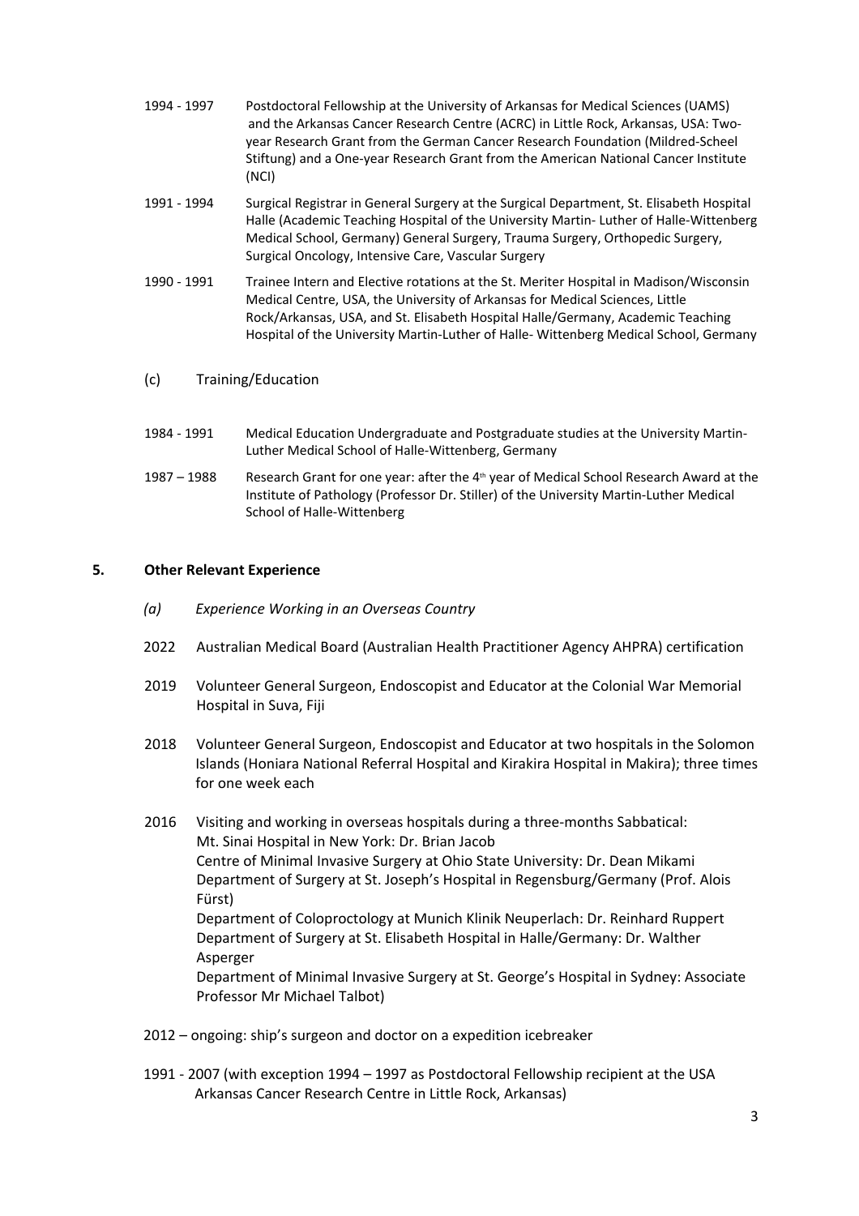1994 - 1997 Postdoctoral Fellowship at the University of Arkansas for Medical Sciences (UAMS) and the Arkansas Cancer Research Centre (ACRC) in Little Rock, Arkansas, USA: Two-year Research Grant from the German Cancer Research Foundation (Mildred-Scheel Stiftung) and a One-year Research Grant from the American National Cancer Institute (NCI)

1991 - 1994 Surgical Registrar in General Surgery at the Surgical Department, St. Elisabeth Hospital Halle (Academic Teaching Hospital of the University Martin- Luther of Halle-Wittenberg Medical School, Germany) General Surgery, Trauma Surgery, Orthopedic Surgery, Surgical Oncology, Intensive Care, Vascular Surgery

1990 - 1991 Trainee Intern and Elective rotations at the St. Meriter Hospital in Madison/Wisconsin Medical Centre, USA, the University of Arkansas for Medical Sciences, Little Rock/Arkansas, USA, and St. Elisabeth Hospital Halle/Germany, Academic Teaching Hospital of the University Martin-Luther of Halle- Wittenberg Medical School, Germany

(c) Training/Education

1984 - 1991 Medical Education Undergraduate and Postgraduate studies at the University Martin-Luther Medical School of Halle-Wittenberg, Germany

1987 – 1988 Research Grant for one year: after the 4th year of Medical School Research Award at the Institute of Pathology (Professor Dr. Stiller) of the University Martin-Luther Medical School of Halle-Wittenberg

## 5. Other Relevant Experience

*(a) Experience Working in an Overseas Country*

2022 Australian Medical Board (Australian Health Practitioner Agency AHPRA) certification

2019 Volunteer General Surgeon, Endoscopist and Educator at the Colonial War Memorial Hospital in Suva, Fiji

2018 Volunteer General Surgeon, Endoscopist and Educator at two hospitals in the Solomon Islands (Honiara National Referral Hospital and Kirakira Hospital in Makira); three times for one week each

2016 Visiting and working in overseas hospitals during a three-months Sabbatical:
Mt. Sinai Hospital in New York: Dr. Brian Jacob
Centre of Minimal Invasive Surgery at Ohio State University: Dr. Dean Mikami
Department of Surgery at St. Joseph's Hospital in Regensburg/Germany (Prof. Alois Fürst)
Department of Coloproctology at Munich Klinik Neuperlach: Dr. Reinhard Ruppert
Department of Surgery at St. Elisabeth Hospital in Halle/Germany: Dr. Walther Asperger
Department of Minimal Invasive Surgery at St. George's Hospital in Sydney: Associate Professor Mr Michael Talbot)

2012 – ongoing: ship's surgeon and doctor on a expedition icebreaker

1991 - 2007 (with exception 1994 – 1997 as Postdoctoral Fellowship recipient at the USA Arkansas Cancer Research Centre in Little Rock, Arkansas)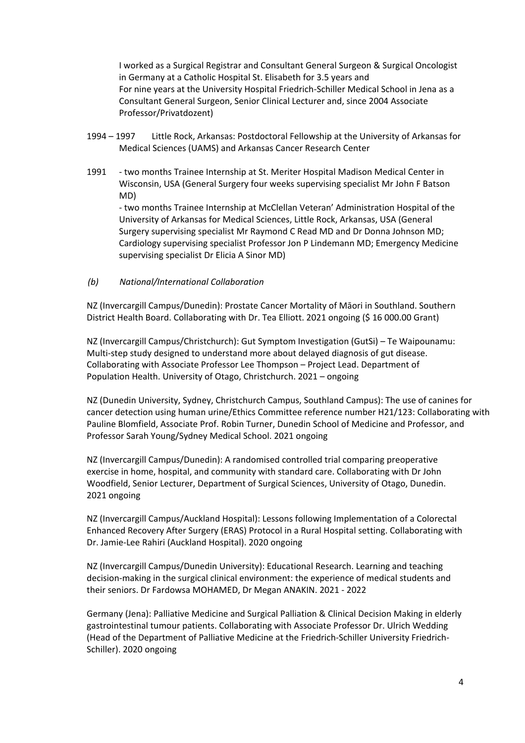I worked as a Surgical Registrar and Consultant General Surgeon & Surgical Oncologist in Germany at a Catholic Hospital St. Elisabeth for 3.5 years and
For nine years at the University Hospital Friedrich-Schiller Medical School in Jena as a Consultant General Surgeon, Senior Clinical Lecturer and, since 2004 Associate Professor/Privatdozent)

1994 – 1997 Little Rock, Arkansas: Postdoctoral Fellowship at the University of Arkansas for Medical Sciences (UAMS) and Arkansas Cancer Research Center

1991 - two months Trainee Internship at St. Meriter Hospital Madison Medical Center in Wisconsin, USA (General Surgery four weeks supervising specialist Mr John F Batson MD)
- two months Trainee Internship at McClellan Veteran' Administration Hospital of the University of Arkansas for Medical Sciences, Little Rock, Arkansas, USA (General Surgery supervising specialist Mr Raymond C Read MD and Dr Donna Johnson MD; Cardiology supervising specialist Professor Jon P Lindemann MD; Emergency Medicine supervising specialist Dr Elicia A Sinor MD)

*(b) National/International Collaboration*

NZ (Invercargill Campus/Dunedin): Prostate Cancer Mortality of Māori in Southland. Southern District Health Board. Collaborating with Dr. Tea Elliott. 2021 ongoing ($ 16 000.00 Grant)

NZ (Invercargill Campus/Christchurch): Gut Symptom Investigation (GutSi) – Te Waipounamu: Multi-step study designed to understand more about delayed diagnosis of gut disease. Collaborating with Associate Professor Lee Thompson – Project Lead. Department of Population Health. University of Otago, Christchurch. 2021 – ongoing

NZ (Dunedin University, Sydney, Christchurch Campus, Southland Campus): The use of canines for cancer detection using human urine/Ethics Committee reference number H21/123: Collaborating with Pauline Blomfield, Associate Prof. Robin Turner, Dunedin School of Medicine and Professor, and Professor Sarah Young/Sydney Medical School. 2021 ongoing

NZ (Invercargill Campus/Dunedin): A randomised controlled trial comparing preoperative exercise in home, hospital, and community with standard care. Collaborating with Dr John Woodfield, Senior Lecturer, Department of Surgical Sciences, University of Otago, Dunedin. 2021 ongoing

NZ (Invercargill Campus/Auckland Hospital): Lessons following Implementation of a Colorectal Enhanced Recovery After Surgery (ERAS) Protocol in a Rural Hospital setting. Collaborating with Dr. Jamie-Lee Rahiri (Auckland Hospital). 2020 ongoing

NZ (Invercargill Campus/Dunedin University): Educational Research. Learning and teaching decision-making in the surgical clinical environment: the experience of medical students and their seniors. Dr Fardowsa MOHAMED, Dr Megan ANAKIN. 2021 - 2022

Germany (Jena): Palliative Medicine and Surgical Palliation & Clinical Decision Making in elderly gastrointestinal tumour patients. Collaborating with Associate Professor Dr. Ulrich Wedding (Head of the Department of Palliative Medicine at the Friedrich-Schiller University Friedrich-Schiller). 2020 ongoing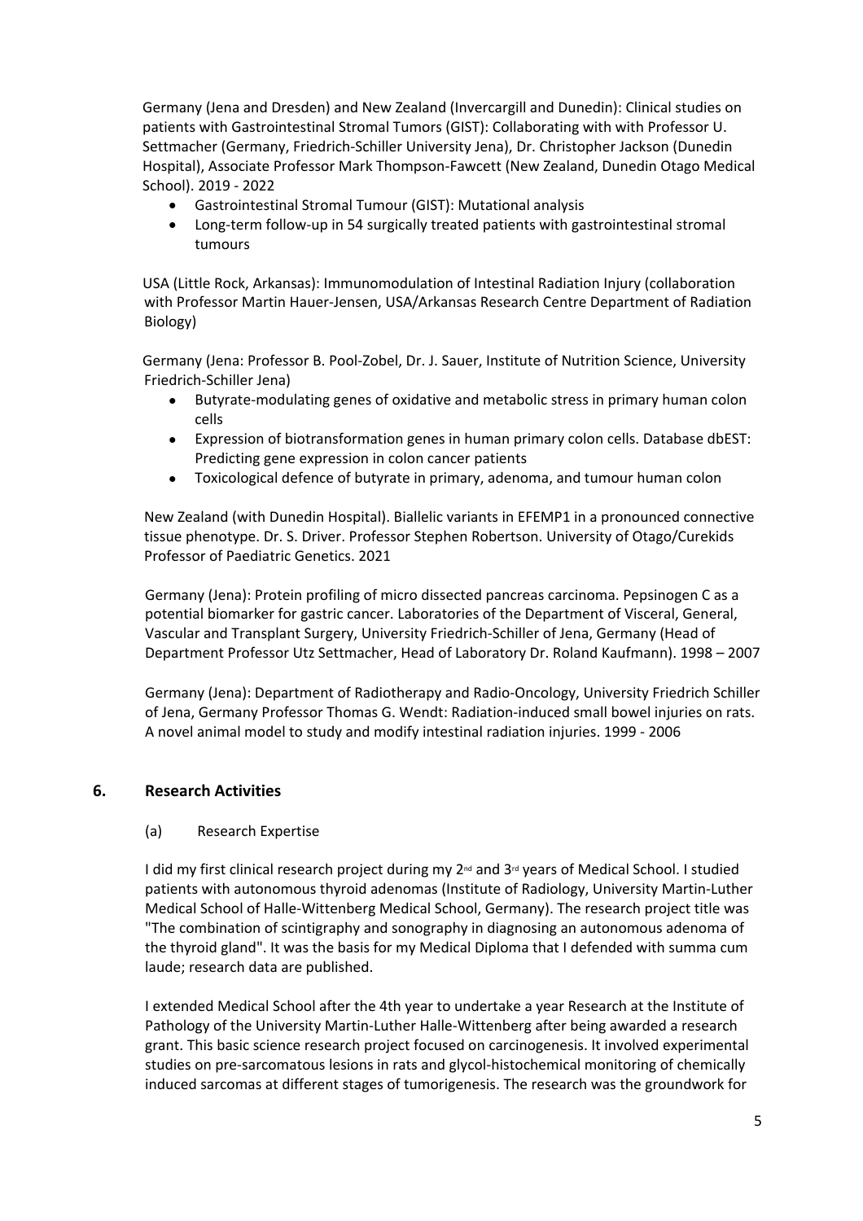Germany (Jena and Dresden) and New Zealand (Invercargill and Dunedin): Clinical studies on patients with Gastrointestinal Stromal Tumors (GIST): Collaborating with with Professor U. Settmacher (Germany, Friedrich-Schiller University Jena), Dr. Christopher Jackson (Dunedin Hospital), Associate Professor Mark Thompson-Fawcett (New Zealand, Dunedin Otago Medical School). 2019 - 2022

- Gastrointestinal Stromal Tumour (GIST): Mutational analysis
- Long-term follow-up in 54 surgically treated patients with gastrointestinal stromal tumours

USA (Little Rock, Arkansas): Immunomodulation of Intestinal Radiation Injury (collaboration with Professor Martin Hauer-Jensen, USA/Arkansas Research Centre Department of Radiation Biology)

Germany (Jena: Professor B. Pool-Zobel, Dr. J. Sauer, Institute of Nutrition Science, University Friedrich-Schiller Jena)

- Butyrate-modulating genes of oxidative and metabolic stress in primary human colon cells
- Expression of biotransformation genes in human primary colon cells. Database dbEST: Predicting gene expression in colon cancer patients
- Toxicological defence of butyrate in primary, adenoma, and tumour human colon

New Zealand (with Dunedin Hospital). Biallelic variants in EFEMP1 in a pronounced connective tissue phenotype. Dr. S. Driver. Professor Stephen Robertson. University of Otago/Curekids Professor of Paediatric Genetics. 2021

Germany (Jena): Protein profiling of micro dissected pancreas carcinoma. Pepsinogen C as a potential biomarker for gastric cancer. Laboratories of the Department of Visceral, General, Vascular and Transplant Surgery, University Friedrich-Schiller of Jena, Germany (Head of Department Professor Utz Settmacher, Head of Laboratory Dr. Roland Kaufmann). 1998 – 2007

Germany (Jena): Department of Radiotherapy and Radio-Oncology, University Friedrich Schiller of Jena, Germany Professor Thomas G. Wendt: Radiation-induced small bowel injuries on rats. A novel animal model to study and modify intestinal radiation injuries. 1999 - 2006

## 6. Research Activities

### (a) Research Expertise

I did my first clinical research project during my 2nd and 3rd years of Medical School. I studied patients with autonomous thyroid adenomas (Institute of Radiology, University Martin-Luther Medical School of Halle-Wittenberg Medical School, Germany). The research project title was "The combination of scintigraphy and sonography in diagnosing an autonomous adenoma of the thyroid gland". It was the basis for my Medical Diploma that I defended with summa cum laude; research data are published.

I extended Medical School after the 4th year to undertake a year Research at the Institute of Pathology of the University Martin-Luther Halle-Wittenberg after being awarded a research grant. This basic science research project focused on carcinogenesis. It involved experimental studies on pre-sarcomatous lesions in rats and glycol-histochemical monitoring of chemically induced sarcomas at different stages of tumorigenesis. The research was the groundwork for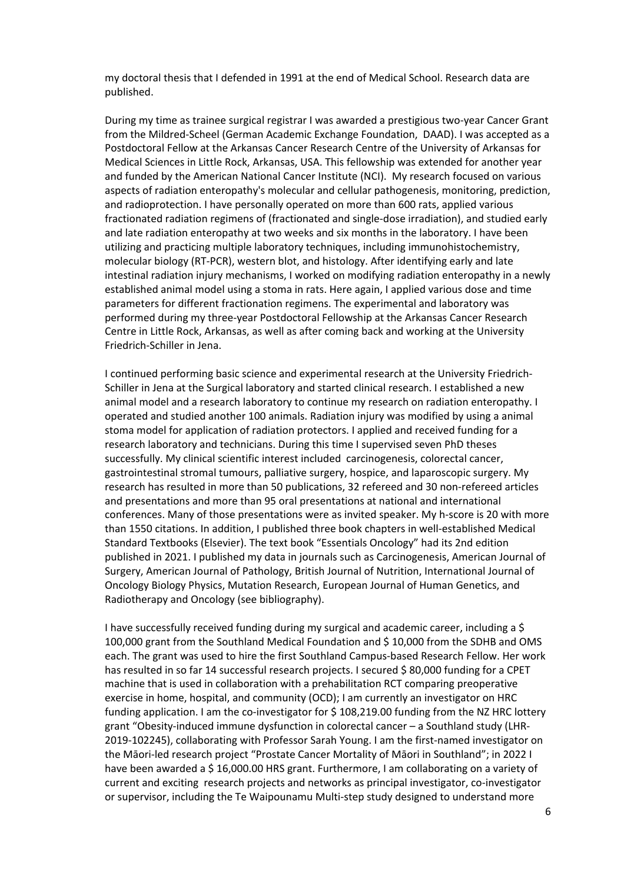my doctoral thesis that I defended in 1991 at the end of Medical School. Research data are published.

During my time as trainee surgical registrar I was awarded a prestigious two-year Cancer Grant from the Mildred-Scheel (German Academic Exchange Foundation, DAAD). I was accepted as a Postdoctoral Fellow at the Arkansas Cancer Research Centre of the University of Arkansas for Medical Sciences in Little Rock, Arkansas, USA. This fellowship was extended for another year and funded by the American National Cancer Institute (NCI). My research focused on various aspects of radiation enteropathy's molecular and cellular pathogenesis, monitoring, prediction, and radioprotection. I have personally operated on more than 600 rats, applied various fractionated radiation regimens of (fractionated and single-dose irradiation), and studied early and late radiation enteropathy at two weeks and six months in the laboratory. I have been utilizing and practicing multiple laboratory techniques, including immunohistochemistry, molecular biology (RT-PCR), western blot, and histology. After identifying early and late intestinal radiation injury mechanisms, I worked on modifying radiation enteropathy in a newly established animal model using a stoma in rats. Here again, I applied various dose and time parameters for different fractionation regimens. The experimental and laboratory was performed during my three-year Postdoctoral Fellowship at the Arkansas Cancer Research Centre in Little Rock, Arkansas, as well as after coming back and working at the University Friedrich-Schiller in Jena.

I continued performing basic science and experimental research at the University Friedrich-Schiller in Jena at the Surgical laboratory and started clinical research. I established a new animal model and a research laboratory to continue my research on radiation enteropathy. I operated and studied another 100 animals. Radiation injury was modified by using a animal stoma model for application of radiation protectors. I applied and received funding for a research laboratory and technicians. During this time I supervised seven PhD theses successfully. My clinical scientific interest included carcinogenesis, colorectal cancer, gastrointestinal stromal tumours, palliative surgery, hospice, and laparoscopic surgery. My research has resulted in more than 50 publications, 32 refereed and 30 non-refereed articles and presentations and more than 95 oral presentations at national and international conferences. Many of those presentations were as invited speaker. My h-score is 20 with more than 1550 citations. In addition, I published three book chapters in well-established Medical Standard Textbooks (Elsevier). The text book "Essentials Oncology" had its 2nd edition published in 2021. I published my data in journals such as Carcinogenesis, American Journal of Surgery, American Journal of Pathology, British Journal of Nutrition, International Journal of Oncology Biology Physics, Mutation Research, European Journal of Human Genetics, and Radiotherapy and Oncology (see bibliography).

I have successfully received funding during my surgical and academic career, including a $ 100,000 grant from the Southland Medical Foundation and $ 10,000 from the SDHB and OMS each. The grant was used to hire the first Southland Campus-based Research Fellow. Her work has resulted in so far 14 successful research projects. I secured $ 80,000 funding for a CPET machine that is used in collaboration with a prehabilitation RCT comparing preoperative exercise in home, hospital, and community (OCD); I am currently an investigator on HRC funding application. I am the co-investigator for $ 108,219.00 funding from the NZ HRC lottery grant "Obesity-induced immune dysfunction in colorectal cancer – a Southland study (LHR-2019-102245), collaborating with Professor Sarah Young. I am the first-named investigator on the Māori-led research project "Prostate Cancer Mortality of Māori in Southland"; in 2022 I have been awarded a $ 16,000.00 HRS grant. Furthermore, I am collaborating on a variety of current and exciting research projects and networks as principal investigator, co-investigator or supervisor, including the Te Waipounamu Multi-step study designed to understand more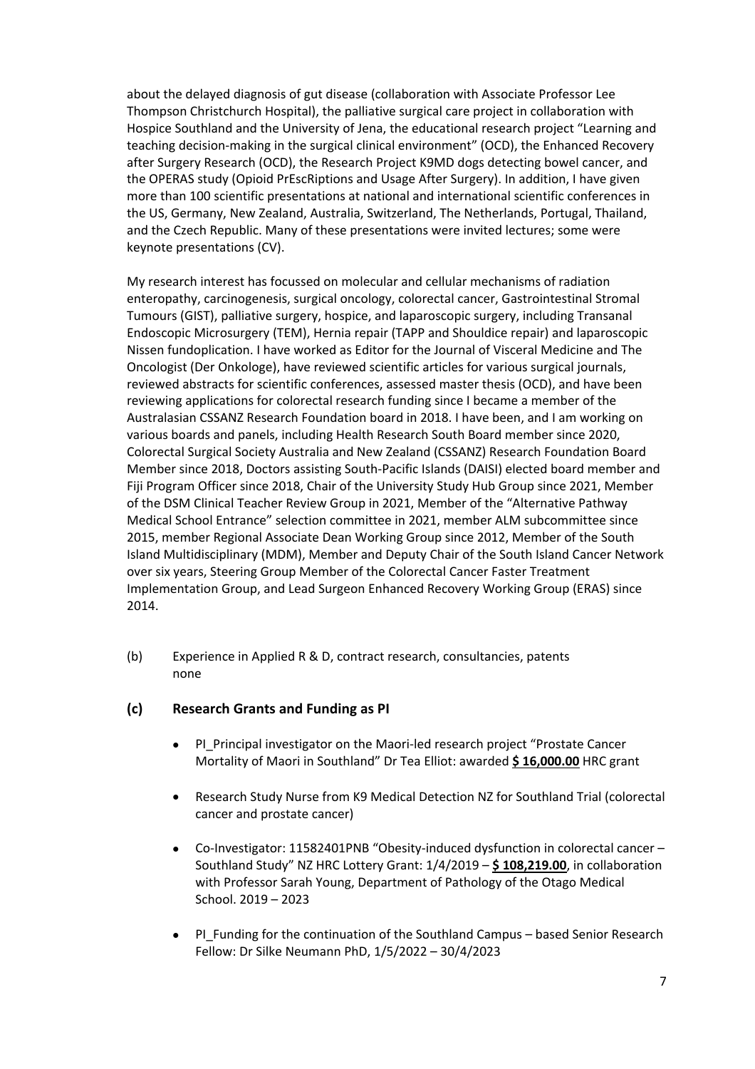about the delayed diagnosis of gut disease (collaboration with Associate Professor Lee Thompson Christchurch Hospital), the palliative surgical care project in collaboration with Hospice Southland and the University of Jena, the educational research project "Learning and teaching decision-making in the surgical clinical environment" (OCD), the Enhanced Recovery after Surgery Research (OCD), the Research Project K9MD dogs detecting bowel cancer, and the OPERAS study (Opioid PrEscRiptions and Usage After Surgery). In addition, I have given more than 100 scientific presentations at national and international scientific conferences in the US, Germany, New Zealand, Australia, Switzerland, The Netherlands, Portugal, Thailand, and the Czech Republic. Many of these presentations were invited lectures; some were keynote presentations (CV).

My research interest has focussed on molecular and cellular mechanisms of radiation enteropathy, carcinogenesis, surgical oncology, colorectal cancer, Gastrointestinal Stromal Tumours (GIST), palliative surgery, hospice, and laparoscopic surgery, including Transanal Endoscopic Microsurgery (TEM), Hernia repair (TAPP and Shouldice repair) and laparoscopic Nissen fundoplication. I have worked as Editor for the Journal of Visceral Medicine and The Oncologist (Der Onkologe), have reviewed scientific articles for various surgical journals, reviewed abstracts for scientific conferences, assessed master thesis (OCD), and have been reviewing applications for colorectal research funding since I became a member of the Australasian CSSANZ Research Foundation board in 2018. I have been, and I am working on various boards and panels, including Health Research South Board member since 2020, Colorectal Surgical Society Australia and New Zealand (CSSANZ) Research Foundation Board Member since 2018, Doctors assisting South-Pacific Islands (DAISI) elected board member and Fiji Program Officer since 2018, Chair of the University Study Hub Group since 2021, Member of the DSM Clinical Teacher Review Group in 2021, Member of the "Alternative Pathway Medical School Entrance" selection committee in 2021, member ALM subcommittee since 2015, member Regional Associate Dean Working Group since 2012, Member of the South Island Multidisciplinary (MDM), Member and Deputy Chair of the South Island Cancer Network over six years, Steering Group Member of the Colorectal Cancer Faster Treatment Implementation Group, and Lead Surgeon Enhanced Recovery Working Group (ERAS) since 2014.

(b) Experience in Applied R & D, contract research, consultancies, patents
none

### (c) Research Grants and Funding as PI

- PI_Principal investigator on the Maori-led research project "Prostate Cancer Mortality of Maori in Southland" Dr Tea Elliot: awarded **$ 16,000.00** HRC grant

- Research Study Nurse from K9 Medical Detection NZ for Southland Trial (colorectal cancer and prostate cancer)

- Co-Investigator: 11582401PNB "Obesity-induced dysfunction in colorectal cancer – Southland Study" NZ HRC Lottery Grant: 1/4/2019 – **$ 108,219.00**, in collaboration with Professor Sarah Young, Department of Pathology of the Otago Medical School. 2019 – 2023

- PI_Funding for the continuation of the Southland Campus – based Senior Research Fellow: Dr Silke Neumann PhD, 1/5/2022 – 30/4/2023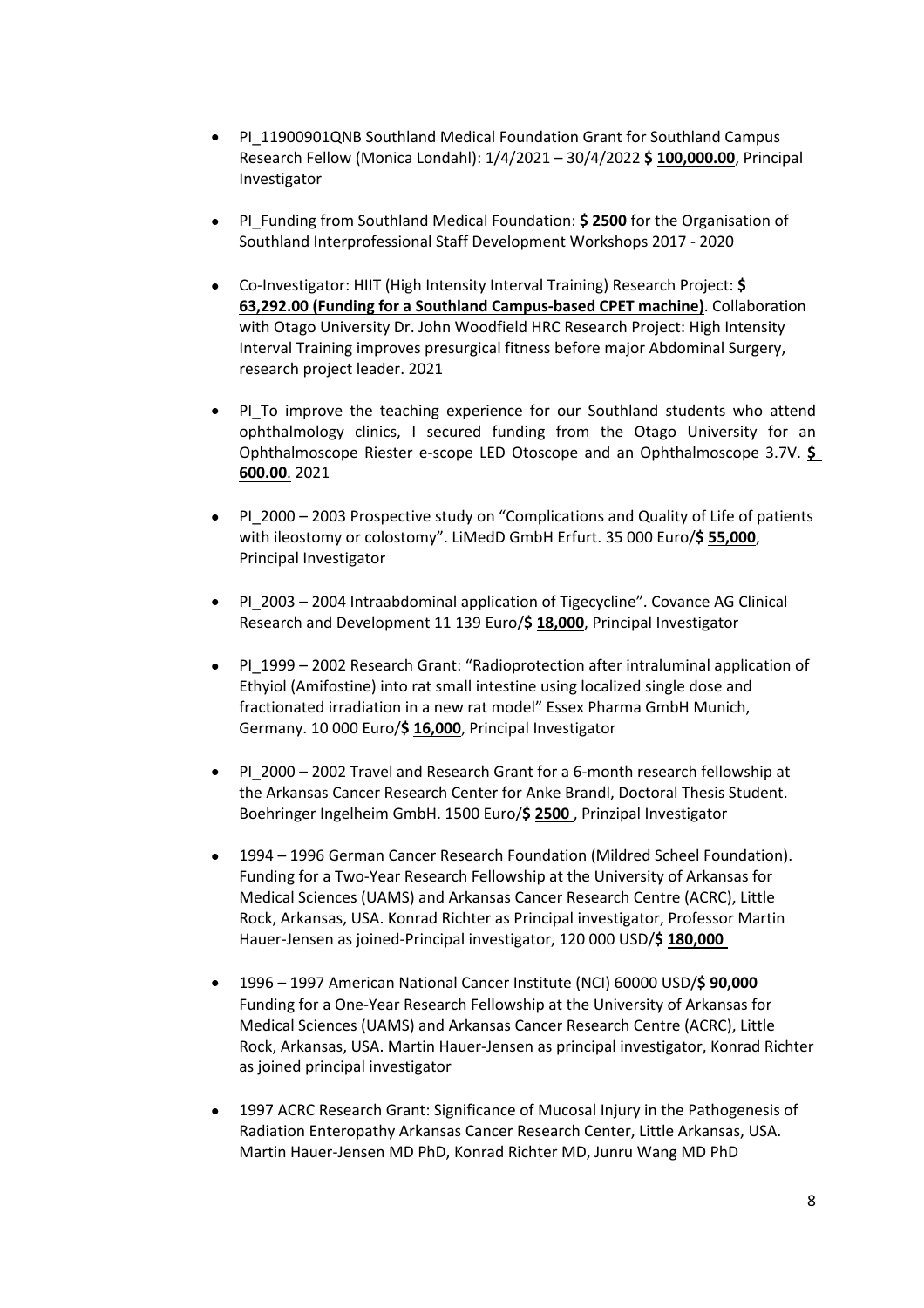- PI_11900901QNB Southland Medical Foundation Grant for Southland Campus Research Fellow (Monica Londahl): 1/4/2021 – 30/4/2022 **$ 100,000.00**, Principal Investigator

- PI_Funding from Southland Medical Foundation: **$ 2500** for the Organisation of Southland Interprofessional Staff Development Workshops 2017 - 2020

- Co-Investigator: HIIT (High Intensity Interval Training) Research Project: **$ 63,292.00 (Funding for a Southland Campus-based CPET machine)**. Collaboration with Otago University Dr. John Woodfield HRC Research Project: High Intensity Interval Training improves presurgical fitness before major Abdominal Surgery, research project leader. 2021

- PI_To improve the teaching experience for our Southland students who attend ophthalmology clinics, I secured funding from the Otago University for an Ophthalmoscope Riester e-scope LED Otoscope and an Ophthalmoscope 3.7V. **$ 600.00**. 2021

- PI_2000 – 2003 Prospective study on "Complications and Quality of Life of patients with ileostomy or colostomy". LiMedD GmbH Erfurt. 35 000 Euro/**$ 55,000**, Principal Investigator

- PI_2003 – 2004 Intraabdominal application of Tigecycline". Covance AG Clinical Research and Development 11 139 Euro/**$ 18,000**, Principal Investigator

- PI_1999 – 2002 Research Grant: "Radioprotection after intraluminal application of Ethyiol (Amifostine) into rat small intestine using localized single dose and fractionated irradiation in a new rat model" Essex Pharma GmbH Munich, Germany. 10 000 Euro/**$ 16,000**, Principal Investigator

- PI_2000 – 2002 Travel and Research Grant for a 6-month research fellowship at the Arkansas Cancer Research Center for Anke Brandl, Doctoral Thesis Student. Boehringer Ingelheim GmbH. 1500 Euro/**$ 2500** , Prinzipal Investigator

- 1994 – 1996 German Cancer Research Foundation (Mildred Scheel Foundation). Funding for a Two-Year Research Fellowship at the University of Arkansas for Medical Sciences (UAMS) and Arkansas Cancer Research Centre (ACRC), Little Rock, Arkansas, USA. Konrad Richter as Principal investigator, Professor Martin Hauer-Jensen as joined-Principal investigator, 120 000 USD/**$ 180,000**

- 1996 – 1997 American National Cancer Institute (NCI) 60000 USD/**$ 90,000** Funding for a One-Year Research Fellowship at the University of Arkansas for Medical Sciences (UAMS) and Arkansas Cancer Research Centre (ACRC), Little Rock, Arkansas, USA. Martin Hauer-Jensen as principal investigator, Konrad Richter as joined principal investigator

- 1997 ACRC Research Grant: Significance of Mucosal Injury in the Pathogenesis of Radiation Enteropathy Arkansas Cancer Research Center, Little Arkansas, USA. Martin Hauer-Jensen MD PhD, Konrad Richter MD, Junru Wang MD PhD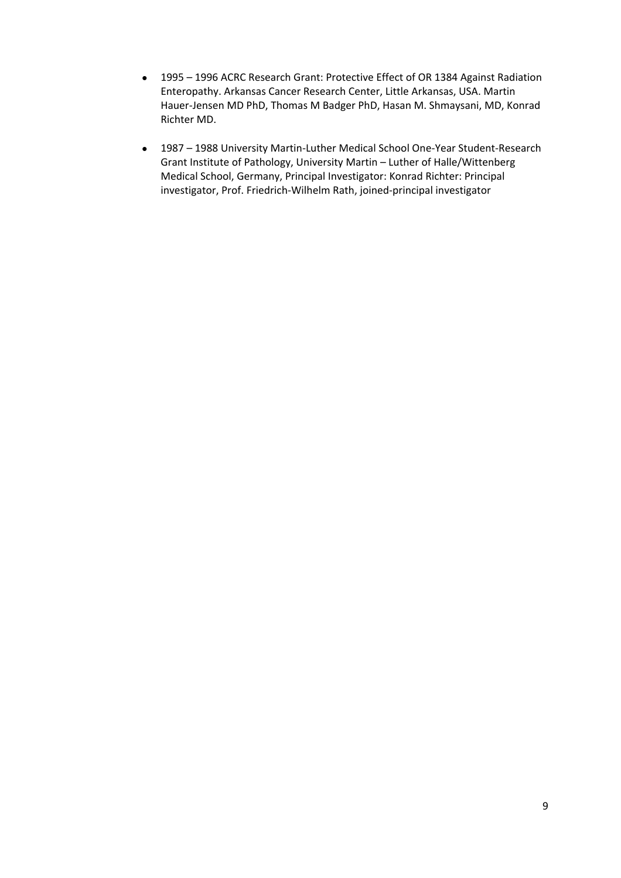- 1995 – 1996 ACRC Research Grant: Protective Effect of OR 1384 Against Radiation Enteropathy. Arkansas Cancer Research Center, Little Arkansas, USA. Martin Hauer-Jensen MD PhD, Thomas M Badger PhD, Hasan M. Shmaysani, MD, Konrad Richter MD.

- 1987 – 1988 University Martin-Luther Medical School One-Year Student-Research Grant Institute of Pathology, University Martin – Luther of Halle/Wittenberg Medical School, Germany, Principal Investigator: Konrad Richter: Principal investigator, Prof. Friedrich-Wilhelm Rath, joined-principal investigator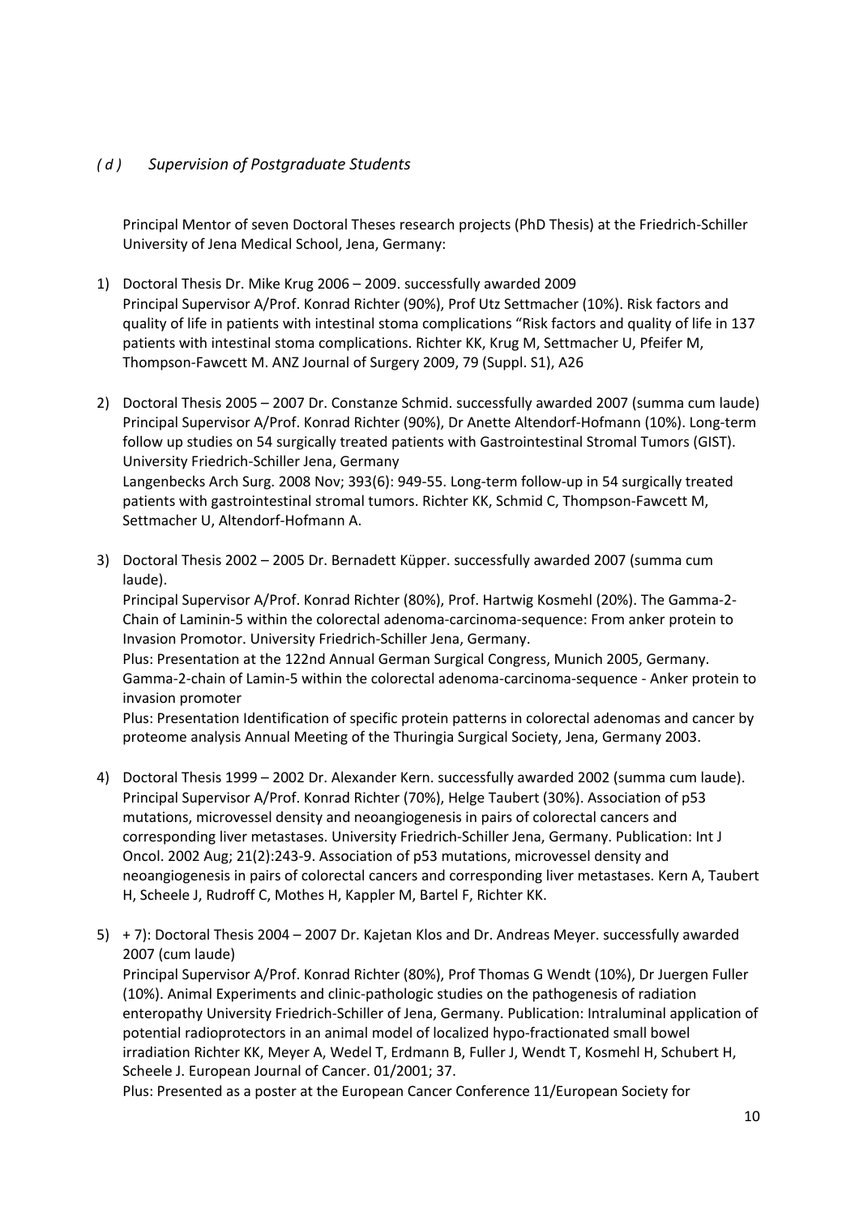### *( d ) Supervision of Postgraduate Students*

Principal Mentor of seven Doctoral Theses research projects (PhD Thesis) at the Friedrich-Schiller University of Jena Medical School, Jena, Germany:

1) Doctoral Thesis Dr. Mike Krug 2006 – 2009. successfully awarded 2009
   Principal Supervisor A/Prof. Konrad Richter (90%), Prof Utz Settmacher (10%). Risk factors and quality of life in patients with intestinal stoma complications "Risk factors and quality of life in 137 patients with intestinal stoma complications. Richter KK, Krug M, Settmacher U, Pfeifer M, Thompson-Fawcett M. ANZ Journal of Surgery 2009, 79 (Suppl. S1), A26

2) Doctoral Thesis 2005 – 2007 Dr. Constanze Schmid. successfully awarded 2007 (summa cum laude)
   Principal Supervisor A/Prof. Konrad Richter (90%), Dr Anette Altendorf-Hofmann (10%). Long-term follow up studies on 54 surgically treated patients with Gastrointestinal Stromal Tumors (GIST). University Friedrich-Schiller Jena, Germany
   Langenbecks Arch Surg. 2008 Nov; 393(6): 949-55. Long-term follow-up in 54 surgically treated patients with gastrointestinal stromal tumors. Richter KK, Schmid C, Thompson-Fawcett M, Settmacher U, Altendorf-Hofmann A.

3) Doctoral Thesis 2002 – 2005 Dr. Bernadett Küpper. successfully awarded 2007 (summa cum laude).
   Principal Supervisor A/Prof. Konrad Richter (80%), Prof. Hartwig Kosmehl (20%). The Gamma-2-Chain of Laminin-5 within the colorectal adenoma-carcinoma-sequence: From anker protein to Invasion Promotor. University Friedrich-Schiller Jena, Germany.
   Plus: Presentation at the 122nd Annual German Surgical Congress, Munich 2005, Germany. Gamma-2-chain of Lamin-5 within the colorectal adenoma-carcinoma-sequence - Anker protein to invasion promoter
   Plus: Presentation Identification of specific protein patterns in colorectal adenomas and cancer by proteome analysis Annual Meeting of the Thuringia Surgical Society, Jena, Germany 2003.

4) Doctoral Thesis 1999 – 2002 Dr. Alexander Kern. successfully awarded 2002 (summa cum laude).
   Principal Supervisor A/Prof. Konrad Richter (70%), Helge Taubert (30%). Association of p53 mutations, microvessel density and neoangiogenesis in pairs of colorectal cancers and corresponding liver metastases. University Friedrich-Schiller Jena, Germany. Publication: Int J Oncol. 2002 Aug; 21(2):243-9. Association of p53 mutations, microvessel density and neoangiogenesis in pairs of colorectal cancers and corresponding liver metastases. Kern A, Taubert H, Scheele J, Rudroff C, Mothes H, Kappler M, Bartel F, Richter KK.

5) + 7): Doctoral Thesis 2004 – 2007 Dr. Kajetan Klos and Dr. Andreas Meyer. successfully awarded 2007 (cum laude)
   Principal Supervisor A/Prof. Konrad Richter (80%), Prof Thomas G Wendt (10%), Dr Juergen Fuller (10%). Animal Experiments and clinic-pathologic studies on the pathogenesis of radiation enteropathy University Friedrich-Schiller of Jena, Germany. Publication: Intraluminal application of potential radioprotectors in an animal model of localized hypo-fractionated small bowel irradiation Richter KK, Meyer A, Wedel T, Erdmann B, Fuller J, Wendt T, Kosmehl H, Schubert H, Scheele J. European Journal of Cancer. 01/2001; 37.
   Plus: Presented as a poster at the European Cancer Conference 11/European Society for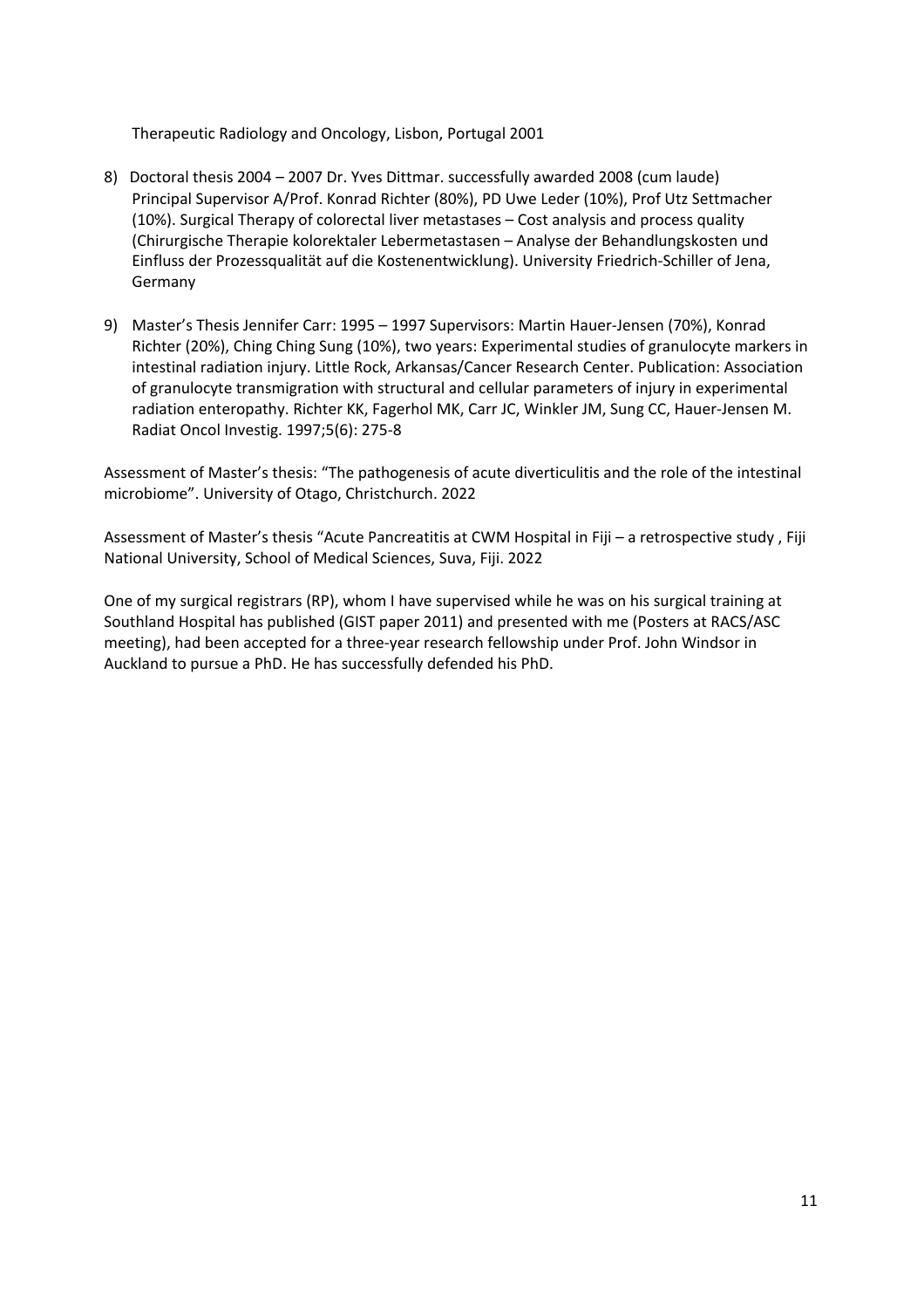Therapeutic Radiology and Oncology, Lisbon, Portugal 2001

8) Doctoral thesis 2004 – 2007 Dr. Yves Dittmar. successfully awarded 2008 (cum laude) Principal Supervisor A/Prof. Konrad Richter (80%), PD Uwe Leder (10%), Prof Utz Settmacher (10%). Surgical Therapy of colorectal liver metastases – Cost analysis and process quality (Chirurgische Therapie kolorektaler Lebermetastasen – Analyse der Behandlungskosten und Einfluss der Prozessqualität auf die Kostenentwicklung). University Friedrich-Schiller of Jena, Germany

9) Master's Thesis Jennifer Carr: 1995 – 1997 Supervisors: Martin Hauer-Jensen (70%), Konrad Richter (20%), Ching Ching Sung (10%), two years: Experimental studies of granulocyte markers in intestinal radiation injury. Little Rock, Arkansas/Cancer Research Center. Publication: Association of granulocyte transmigration with structural and cellular parameters of injury in experimental radiation enteropathy. Richter KK, Fagerhol MK, Carr JC, Winkler JM, Sung CC, Hauer-Jensen M. Radiat Oncol Investig. 1997;5(6): 275-8

Assessment of Master's thesis: "The pathogenesis of acute diverticulitis and the role of the intestinal microbiome". University of Otago, Christchurch. 2022

Assessment of Master's thesis "Acute Pancreatitis at CWM Hospital in Fiji – a retrospective study , Fiji National University, School of Medical Sciences, Suva, Fiji. 2022

One of my surgical registrars (RP), whom I have supervised while he was on his surgical training at Southland Hospital has published (GIST paper 2011) and presented with me (Posters at RACS/ASC meeting), had been accepted for a three-year research fellowship under Prof. John Windsor in Auckland to pursue a PhD. He has successfully defended his PhD.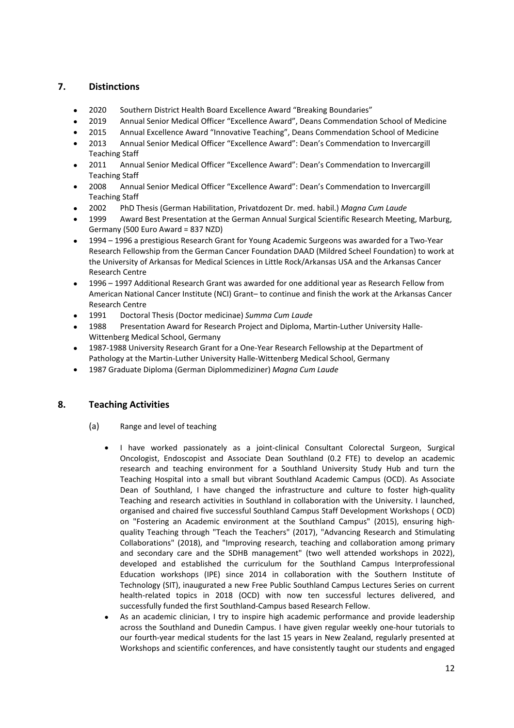## 7. Distinctions

- 2020 Southern District Health Board Excellence Award "Breaking Boundaries"
- 2019 Annual Senior Medical Officer "Excellence Award", Deans Commendation School of Medicine
- 2015 Annual Excellence Award "Innovative Teaching", Deans Commendation School of Medicine
- 2013 Annual Senior Medical Officer "Excellence Award": Dean's Commendation to Invercargill Teaching Staff
- 2011 Annual Senior Medical Officer "Excellence Award": Dean's Commendation to Invercargill Teaching Staff
- 2008 Annual Senior Medical Officer "Excellence Award": Dean's Commendation to Invercargill Teaching Staff
- 2002 PhD Thesis (German Habilitation, Privatdozent Dr. med. habil.) *Magna Cum Laude*
- 1999 Award Best Presentation at the German Annual Surgical Scientific Research Meeting, Marburg, Germany (500 Euro Award = 837 NZD)
- 1994 – 1996 a prestigious Research Grant for Young Academic Surgeons was awarded for a Two-Year Research Fellowship from the German Cancer Foundation DAAD (Mildred Scheel Foundation) to work at the University of Arkansas for Medical Sciences in Little Rock/Arkansas USA and the Arkansas Cancer Research Centre
- 1996 – 1997 Additional Research Grant was awarded for one additional year as Research Fellow from American National Cancer Institute (NCI) Grant– to continue and finish the work at the Arkansas Cancer Research Centre
- 1991 Doctoral Thesis (Doctor medicinae) *Summa Cum Laude*
- 1988 Presentation Award for Research Project and Diploma, Martin-Luther University Halle-Wittenberg Medical School, Germany
- 1987-1988 University Research Grant for a One-Year Research Fellowship at the Department of Pathology at the Martin-Luther University Halle-Wittenberg Medical School, Germany
- 1987 Graduate Diploma (German Diplommediziner) *Magna Cum Laude*

## 8. Teaching Activities

(a) Range and level of teaching

- I have worked passionately as a joint-clinical Consultant Colorectal Surgeon, Surgical Oncologist, Endoscopist and Associate Dean Southland (0.2 FTE) to develop an academic research and teaching environment for a Southland University Study Hub and turn the Teaching Hospital into a small but vibrant Southland Academic Campus (OCD). As Associate Dean of Southland, I have changed the infrastructure and culture to foster high-quality Teaching and research activities in Southland in collaboration with the University. I launched, organised and chaired five successful Southland Campus Staff Development Workshops ( OCD) on "Fostering an Academic environment at the Southland Campus" (2015), ensuring high-quality Teaching through "Teach the Teachers" (2017), "Advancing Research and Stimulating Collaborations" (2018), and "Improving research, teaching and collaboration among primary and secondary care and the SDHB management" (two well attended workshops in 2022), developed and established the curriculum for the Southland Campus Interprofessional Education workshops (IPE) since 2014 in collaboration with the Southern Institute of Technology (SIT), inaugurated a new Free Public Southland Campus Lectures Series on current health-related topics in 2018 (OCD) with now ten successful lectures delivered, and successfully funded the first Southland-Campus based Research Fellow.
- As an academic clinician, I try to inspire high academic performance and provide leadership across the Southland and Dunedin Campus. I have given regular weekly one-hour tutorials to our fourth-year medical students for the last 15 years in New Zealand, regularly presented at Workshops and scientific conferences, and have consistently taught our students and engaged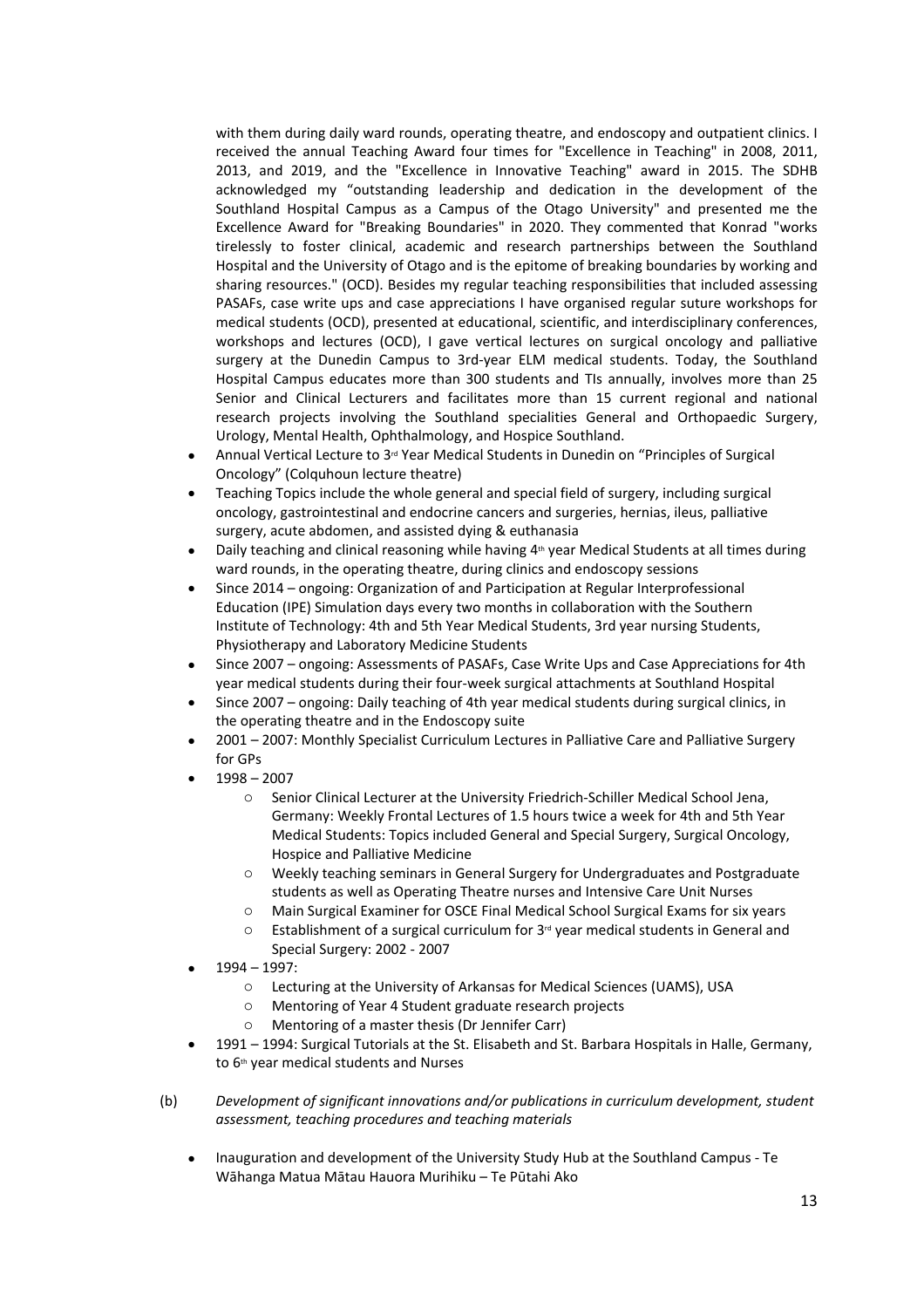with them during daily ward rounds, operating theatre, and endoscopy and outpatient clinics. I received the annual Teaching Award four times for "Excellence in Teaching" in 2008, 2011, 2013, and 2019, and the "Excellence in Innovative Teaching" award in 2015. The SDHB acknowledged my "outstanding leadership and dedication in the development of the Southland Hospital Campus as a Campus of the Otago University" and presented me the Excellence Award for "Breaking Boundaries" in 2020. They commented that Konrad "works tirelessly to foster clinical, academic and research partnerships between the Southland Hospital and the University of Otago and is the epitome of breaking boundaries by working and sharing resources." (OCD). Besides my regular teaching responsibilities that included assessing PASAFs, case write ups and case appreciations I have organised regular suture workshops for medical students (OCD), presented at educational, scientific, and interdisciplinary conferences, workshops and lectures (OCD), I gave vertical lectures on surgical oncology and palliative surgery at the Dunedin Campus to 3rd-year ELM medical students. Today, the Southland Hospital Campus educates more than 300 students and TIs annually, involves more than 25 Senior and Clinical Lecturers and facilitates more than 15 current regional and national research projects involving the Southland specialities General and Orthopaedic Surgery, Urology, Mental Health, Ophthalmology, and Hospice Southland.

- Annual Vertical Lecture to 3rd Year Medical Students in Dunedin on "Principles of Surgical Oncology" (Colquhoun lecture theatre)
- Teaching Topics include the whole general and special field of surgery, including surgical oncology, gastrointestinal and endocrine cancers and surgeries, hernias, ileus, palliative surgery, acute abdomen, and assisted dying & euthanasia
- Daily teaching and clinical reasoning while having 4th year Medical Students at all times during ward rounds, in the operating theatre, during clinics and endoscopy sessions
- Since 2014 – ongoing: Organization of and Participation at Regular Interprofessional Education (IPE) Simulation days every two months in collaboration with the Southern Institute of Technology: 4th and 5th Year Medical Students, 3rd year nursing Students, Physiotherapy and Laboratory Medicine Students
- Since 2007 – ongoing: Assessments of PASAFs, Case Write Ups and Case Appreciations for 4th year medical students during their four-week surgical attachments at Southland Hospital
- Since 2007 – ongoing: Daily teaching of 4th year medical students during surgical clinics, in the operating theatre and in the Endoscopy suite
- 2001 – 2007: Monthly Specialist Curriculum Lectures in Palliative Care and Palliative Surgery for GPs
- 1998 – 2007
  - Senior Clinical Lecturer at the University Friedrich-Schiller Medical School Jena, Germany: Weekly Frontal Lectures of 1.5 hours twice a week for 4th and 5th Year Medical Students: Topics included General and Special Surgery, Surgical Oncology, Hospice and Palliative Medicine
  - Weekly teaching seminars in General Surgery for Undergraduates and Postgraduate students as well as Operating Theatre nurses and Intensive Care Unit Nurses
  - Main Surgical Examiner for OSCE Final Medical School Surgical Exams for six years
  - Establishment of a surgical curriculum for 3rd year medical students in General and Special Surgery: 2002 - 2007
- 1994 – 1997:
  - Lecturing at the University of Arkansas for Medical Sciences (UAMS), USA
  - Mentoring of Year 4 Student graduate research projects
  - Mentoring of a master thesis (Dr Jennifer Carr)
- 1991 – 1994: Surgical Tutorials at the St. Elisabeth and St. Barbara Hospitals in Halle, Germany, to 6th year medical students and Nurses

(b) *Development of significant innovations and/or publications in curriculum development, student assessment, teaching procedures and teaching materials*

- Inauguration and development of the University Study Hub at the Southland Campus - Te Wāhanga Matua Mātau Hauora Murihiku – Te Pūtahi Ako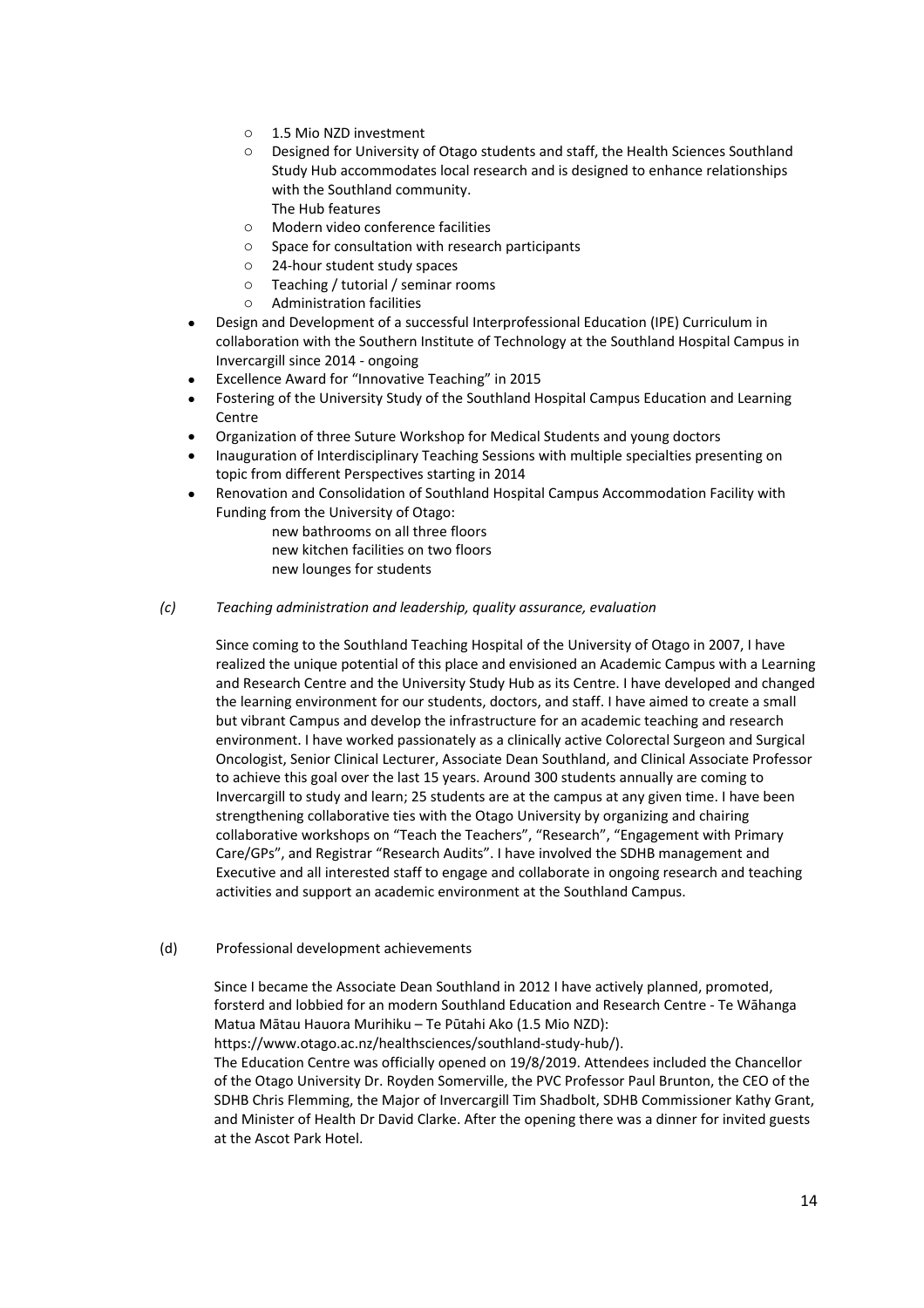- 1.5 Mio NZD investment
  - Designed for University of Otago students and staff, the Health Sciences Southland Study Hub accommodates local research and is designed to enhance relationships with the Southland community.
    The Hub features
  - Modern video conference facilities
  - Space for consultation with research participants
  - 24-hour student study spaces
  - Teaching / tutorial / seminar rooms
  - Administration facilities
- Design and Development of a successful Interprofessional Education (IPE) Curriculum in collaboration with the Southern Institute of Technology at the Southland Hospital Campus in Invercargill since 2014 - ongoing
- Excellence Award for "Innovative Teaching" in 2015
- Fostering of the University Study of the Southland Hospital Campus Education and Learning Centre
- Organization of three Suture Workshop for Medical Students and young doctors
- Inauguration of Interdisciplinary Teaching Sessions with multiple specialties presenting on topic from different Perspectives starting in 2014
- Renovation and Consolidation of Southland Hospital Campus Accommodation Facility with Funding from the University of Otago:
  new bathrooms on all three floors
  new kitchen facilities on two floors
  new lounges for students

*(c) Teaching administration and leadership, quality assurance, evaluation*

Since coming to the Southland Teaching Hospital of the University of Otago in 2007, I have realized the unique potential of this place and envisioned an Academic Campus with a Learning and Research Centre and the University Study Hub as its Centre. I have developed and changed the learning environment for our students, doctors, and staff. I have aimed to create a small but vibrant Campus and develop the infrastructure for an academic teaching and research environment. I have worked passionately as a clinically active Colorectal Surgeon and Surgical Oncologist, Senior Clinical Lecturer, Associate Dean Southland, and Clinical Associate Professor to achieve this goal over the last 15 years. Around 300 students annually are coming to Invercargill to study and learn; 25 students are at the campus at any given time. I have been strengthening collaborative ties with the Otago University by organizing and chairing collaborative workshops on "Teach the Teachers", "Research", "Engagement with Primary Care/GPs", and Registrar "Research Audits". I have involved the SDHB management and Executive and all interested staff to engage and collaborate in ongoing research and teaching activities and support an academic environment at the Southland Campus.

(d) Professional development achievements

Since I became the Associate Dean Southland in 2012 I have actively planned, promoted, forsterd and lobbied for an modern Southland Education and Research Centre - Te Wāhanga Matua Mātau Hauora Murihiku – Te Pūtahi Ako (1.5 Mio NZD):
https://www.otago.ac.nz/healthsciences/southland-study-hub/).
The Education Centre was officially opened on 19/8/2019. Attendees included the Chancellor of the Otago University Dr. Royden Somerville, the PVC Professor Paul Brunton, the CEO of the SDHB Chris Flemming, the Major of Invercargill Tim Shadbolt, SDHB Commissioner Kathy Grant, and Minister of Health Dr David Clarke. After the opening there was a dinner for invited guests at the Ascot Park Hotel.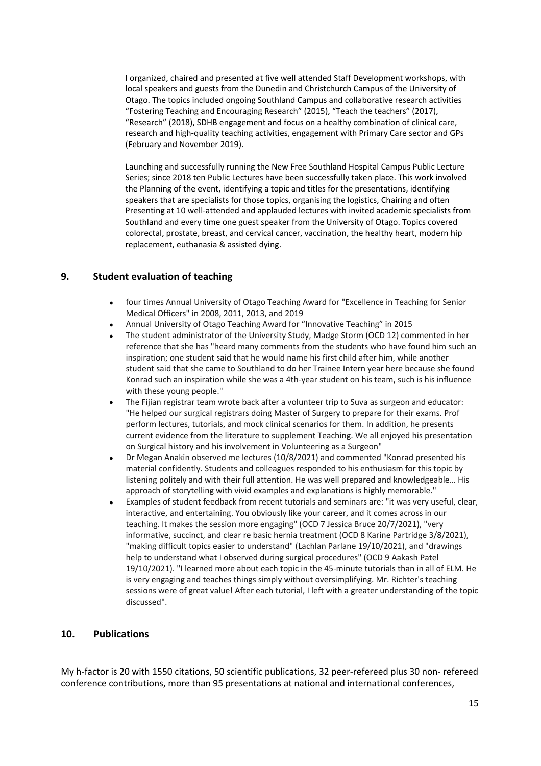I organized, chaired and presented at five well attended Staff Development workshops, with local speakers and guests from the Dunedin and Christchurch Campus of the University of Otago. The topics included ongoing Southland Campus and collaborative research activities "Fostering Teaching and Encouraging Research" (2015), "Teach the teachers" (2017), "Research" (2018), SDHB engagement and focus on a healthy combination of clinical care, research and high-quality teaching activities, engagement with Primary Care sector and GPs (February and November 2019).

Launching and successfully running the New Free Southland Hospital Campus Public Lecture Series; since 2018 ten Public Lectures have been successfully taken place. This work involved the Planning of the event, identifying a topic and titles for the presentations, identifying speakers that are specialists for those topics, organising the logistics, Chairing and often Presenting at 10 well-attended and applauded lectures with invited academic specialists from Southland and every time one guest speaker from the University of Otago. Topics covered colorectal, prostate, breast, and cervical cancer, vaccination, the healthy heart, modern hip replacement, euthanasia & assisted dying.

## 9. Student evaluation of teaching

- four times Annual University of Otago Teaching Award for "Excellence in Teaching for Senior Medical Officers" in 2008, 2011, 2013, and 2019
- Annual University of Otago Teaching Award for "Innovative Teaching" in 2015
- The student administrator of the University Study, Madge Storm (OCD 12) commented in her reference that she has "heard many comments from the students who have found him such an inspiration; one student said that he would name his first child after him, while another student said that she came to Southland to do her Trainee Intern year here because she found Konrad such an inspiration while she was a 4th-year student on his team, such is his influence with these young people."
- The Fijian registrar team wrote back after a volunteer trip to Suva as surgeon and educator: "He helped our surgical registrars doing Master of Surgery to prepare for their exams. Prof perform lectures, tutorials, and mock clinical scenarios for them. In addition, he presents current evidence from the literature to supplement Teaching. We all enjoyed his presentation on Surgical history and his involvement in Volunteering as a Surgeon"
- Dr Megan Anakin observed me lectures (10/8/2021) and commented "Konrad presented his material confidently. Students and colleagues responded to his enthusiasm for this topic by listening politely and with their full attention. He was well prepared and knowledgeable… His approach of storytelling with vivid examples and explanations is highly memorable."
- Examples of student feedback from recent tutorials and seminars are: "it was very useful, clear, interactive, and entertaining. You obviously like your career, and it comes across in our teaching. It makes the session more engaging" (OCD 7 Jessica Bruce 20/7/2021), "very informative, succinct, and clear re basic hernia treatment (OCD 8 Karine Partridge 3/8/2021), "making difficult topics easier to understand" (Lachlan Parlane 19/10/2021), and "drawings help to understand what I observed during surgical procedures" (OCD 9 Aakash Patel 19/10/2021). "I learned more about each topic in the 45-minute tutorials than in all of ELM. He is very engaging and teaches things simply without oversimplifying. Mr. Richter's teaching sessions were of great value! After each tutorial, I left with a greater understanding of the topic discussed".

## 10. Publications

My h-factor is 20 with 1550 citations, 50 scientific publications, 32 peer-refereed plus 30 non- refereed conference contributions, more than 95 presentations at national and international conferences,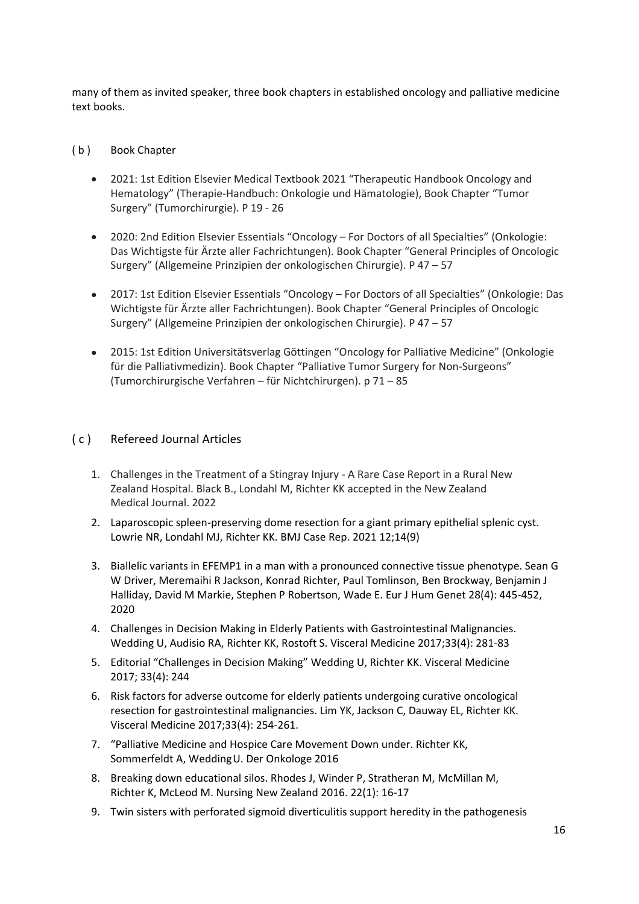many of them as invited speaker, three book chapters in established oncology and palliative medicine text books.

## ( b ) Book Chapter

- 2021: 1st Edition Elsevier Medical Textbook 2021 “Therapeutic Handbook Oncology and Hematology” (Therapie-Handbuch: Onkologie und Hämatologie), Book Chapter “Tumor Surgery” (Tumorchirurgie). P 19 - 26

- 2020: 2nd Edition Elsevier Essentials “Oncology – For Doctors of all Specialties” (Onkologie: Das Wichtigste für Ärzte aller Fachrichtungen). Book Chapter “General Principles of Oncologic Surgery” (Allgemeine Prinzipien der onkologischen Chirurgie). P 47 – 57

- 2017: 1st Edition Elsevier Essentials “Oncology – For Doctors of all Specialties” (Onkologie: Das Wichtigste für Ärzte aller Fachrichtungen). Book Chapter “General Principles of Oncologic Surgery” (Allgemeine Prinzipien der onkologischen Chirurgie). P 47 – 57

- 2015: 1st Edition Universitätsverlag Göttingen “Oncology for Palliative Medicine” (Onkologie für die Palliativmedizin). Book Chapter “Palliative Tumor Surgery for Non-Surgeons” (Tumorchirurgische Verfahren – für Nichtchirurgen). p 71 – 85

## ( c ) Refereed Journal Articles

1. Challenges in the Treatment of a Stingray Injury - A Rare Case Report in a Rural New Zealand Hospital. Black B., Londahl M, Richter KK accepted in the New Zealand Medical Journal. 2022
2. Laparoscopic spleen-preserving dome resection for a giant primary epithelial splenic cyst. Lowrie NR, Londahl MJ, Richter KK. BMJ Case Rep. 2021 12;14(9)
3. Biallelic variants in EFEMP1 in a man with a pronounced connective tissue phenotype. Sean G W Driver, Meremaihi R Jackson, Konrad Richter, Paul Tomlinson, Ben Brockway, Benjamin J Halliday, David M Markie, Stephen P Robertson, Wade E. Eur J Hum Genet 28(4): 445-452, 2020
4. Challenges in Decision Making in Elderly Patients with Gastrointestinal Malignancies. Wedding U, Audisio RA, Richter KK, Rostoft S. Visceral Medicine 2017;33(4): 281-83
5. Editorial “Challenges in Decision Making” Wedding U, Richter KK. Visceral Medicine 2017; 33(4): 244
6. Risk factors for adverse outcome for elderly patients undergoing curative oncological resection for gastrointestinal malignancies. Lim YK, Jackson C, Dauway EL, Richter KK. Visceral Medicine 2017;33(4): 254-261.
7. “Palliative Medicine and Hospice Care Movement Down under. Richter KK, Sommerfeldt A, Wedding U. Der Onkologe 2016
8. Breaking down educational silos. Rhodes J, Winder P, Stratheran M, McMillan M, Richter K, McLeod M. Nursing New Zealand 2016. 22(1): 16-17
9. Twin sisters with perforated sigmoid diverticulitis support heredity in the pathogenesis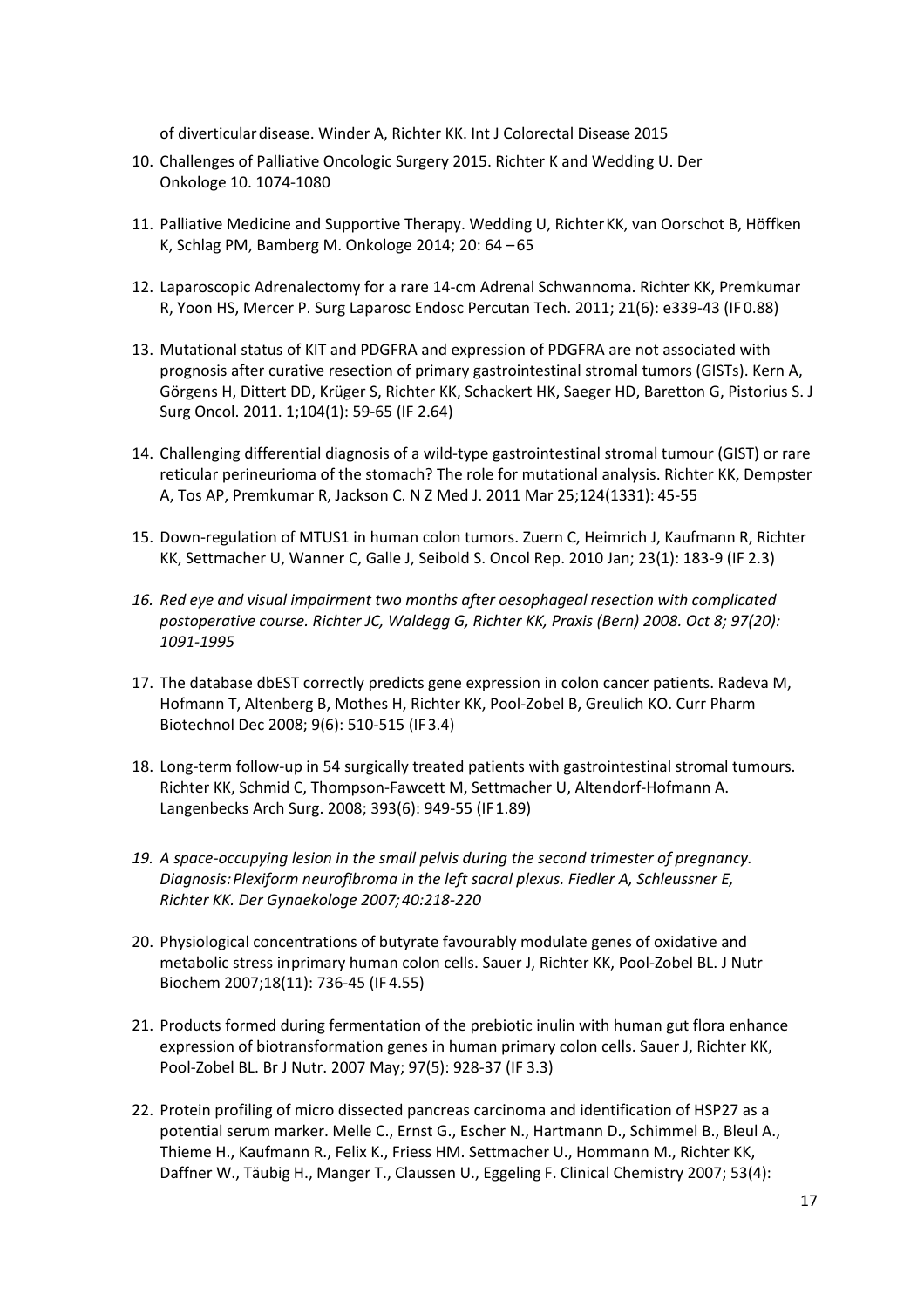of diverticular disease. Winder A, Richter KK. Int J Colorectal Disease 2015

10. Challenges of Palliative Oncologic Surgery 2015. Richter K and Wedding U. Der Onkologe 10. 1074-1080

11. Palliative Medicine and Supportive Therapy. Wedding U, Richter KK, van Oorschot B, Höffken K, Schlag PM, Bamberg M. Onkologe 2014; 20: 64 – 65

12. Laparoscopic Adrenalectomy for a rare 14-cm Adrenal Schwannoma. Richter KK, Premkumar R, Yoon HS, Mercer P. Surg Laparosc Endosc Percutan Tech. 2011; 21(6): e339-43 (IF 0.88)

13. Mutational status of KIT and PDGFRA and expression of PDGFRA are not associated with prognosis after curative resection of primary gastrointestinal stromal tumors (GISTs). Kern A, Görgens H, Dittert DD, Krüger S, Richter KK, Schackert HK, Saeger HD, Baretton G, Pistorius S. J Surg Oncol. 2011. 1;104(1): 59-65 (IF 2.64)

14. Challenging differential diagnosis of a wild-type gastrointestinal stromal tumour (GIST) or rare reticular perineurioma of the stomach? The role for mutational analysis. Richter KK, Dempster A, Tos AP, Premkumar R, Jackson C. N Z Med J. 2011 Mar 25;124(1331): 45-55

15. Down-regulation of MTUS1 in human colon tumors. Zuern C, Heimrich J, Kaufmann R, Richter KK, Settmacher U, Wanner C, Galle J, Seibold S. Oncol Rep. 2010 Jan; 23(1): 183-9 (IF 2.3)

16. *Red eye and visual impairment two months after oesophageal resection with complicated postoperative course. Richter JC, Waldegg G, Richter KK, Praxis (Bern) 2008. Oct 8; 97(20): 1091-1995*

17. The database dbEST correctly predicts gene expression in colon cancer patients. Radeva M, Hofmann T, Altenberg B, Mothes H, Richter KK, Pool-Zobel B, Greulich KO. Curr Pharm Biotechnol Dec 2008; 9(6): 510-515 (IF 3.4)

18. Long-term follow-up in 54 surgically treated patients with gastrointestinal stromal tumours. Richter KK, Schmid C, Thompson-Fawcett M, Settmacher U, Altendorf-Hofmann A. Langenbecks Arch Surg. 2008; 393(6): 949-55 (IF 1.89)

19. *A space-occupying lesion in the small pelvis during the second trimester of pregnancy. Diagnosis: Plexiform neurofibroma in the left sacral plexus. Fiedler A, Schleussner E, Richter KK. Der Gynaekologe 2007; 40:218-220*

20. Physiological concentrations of butyrate favourably modulate genes of oxidative and metabolic stress in primary human colon cells. Sauer J, Richter KK, Pool-Zobel BL. J Nutr Biochem 2007;18(11): 736-45 (IF 4.55)

21. Products formed during fermentation of the prebiotic inulin with human gut flora enhance expression of biotransformation genes in human primary colon cells. Sauer J, Richter KK, Pool-Zobel BL. Br J Nutr. 2007 May; 97(5): 928-37 (IF 3.3)

22. Protein profiling of micro dissected pancreas carcinoma and identification of HSP27 as a potential serum marker. Melle C., Ernst G., Escher N., Hartmann D., Schimmel B., Bleul A., Thieme H., Kaufmann R., Felix K., Friess HM. Settmacher U., Hommann M., Richter KK, Daffner W., Täubig H., Manger T., Claussen U., Eggeling F. Clinical Chemistry 2007; 53(4):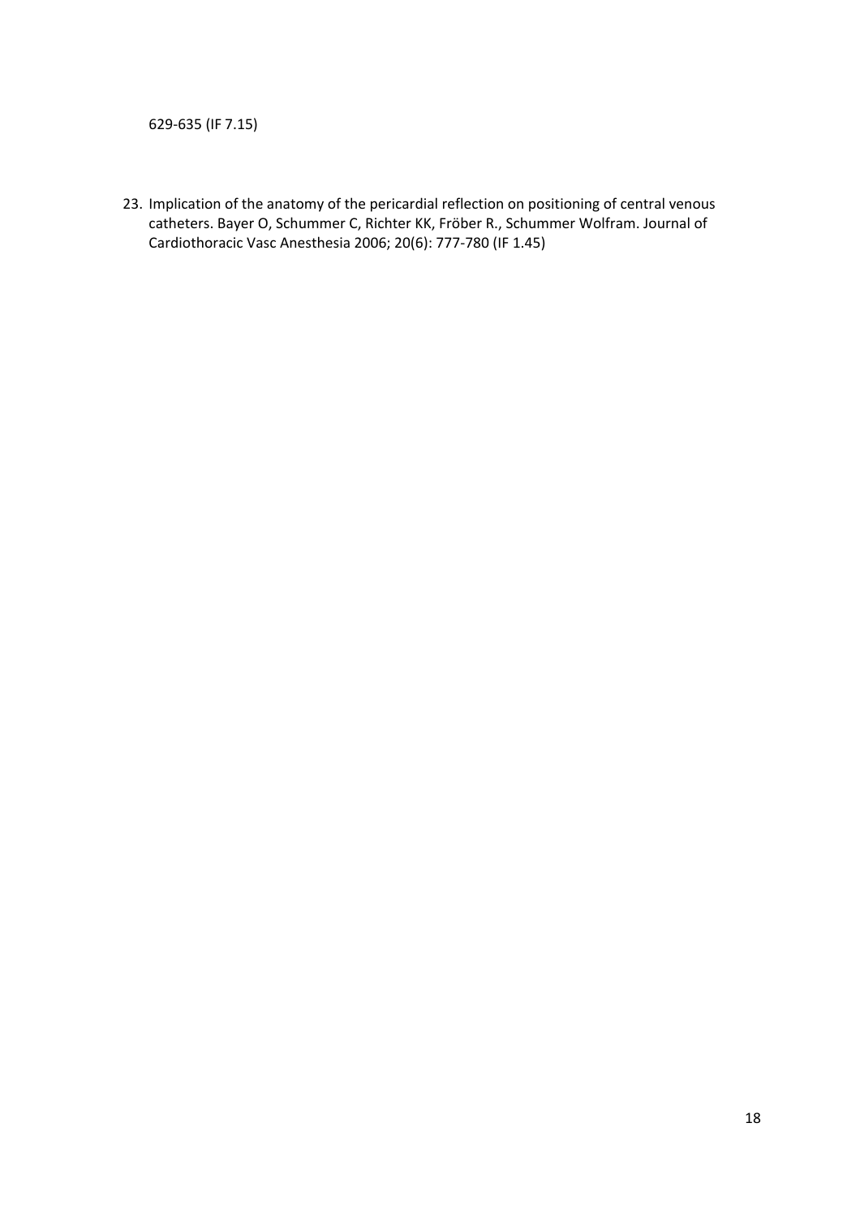629-635 (IF 7.15)

23. Implication of the anatomy of the pericardial reflection on positioning of central venous catheters. Bayer O, Schummer C, Richter KK, Fröber R., Schummer Wolfram. Journal of Cardiothoracic Vasc Anesthesia 2006; 20(6): 777-780 (IF 1.45)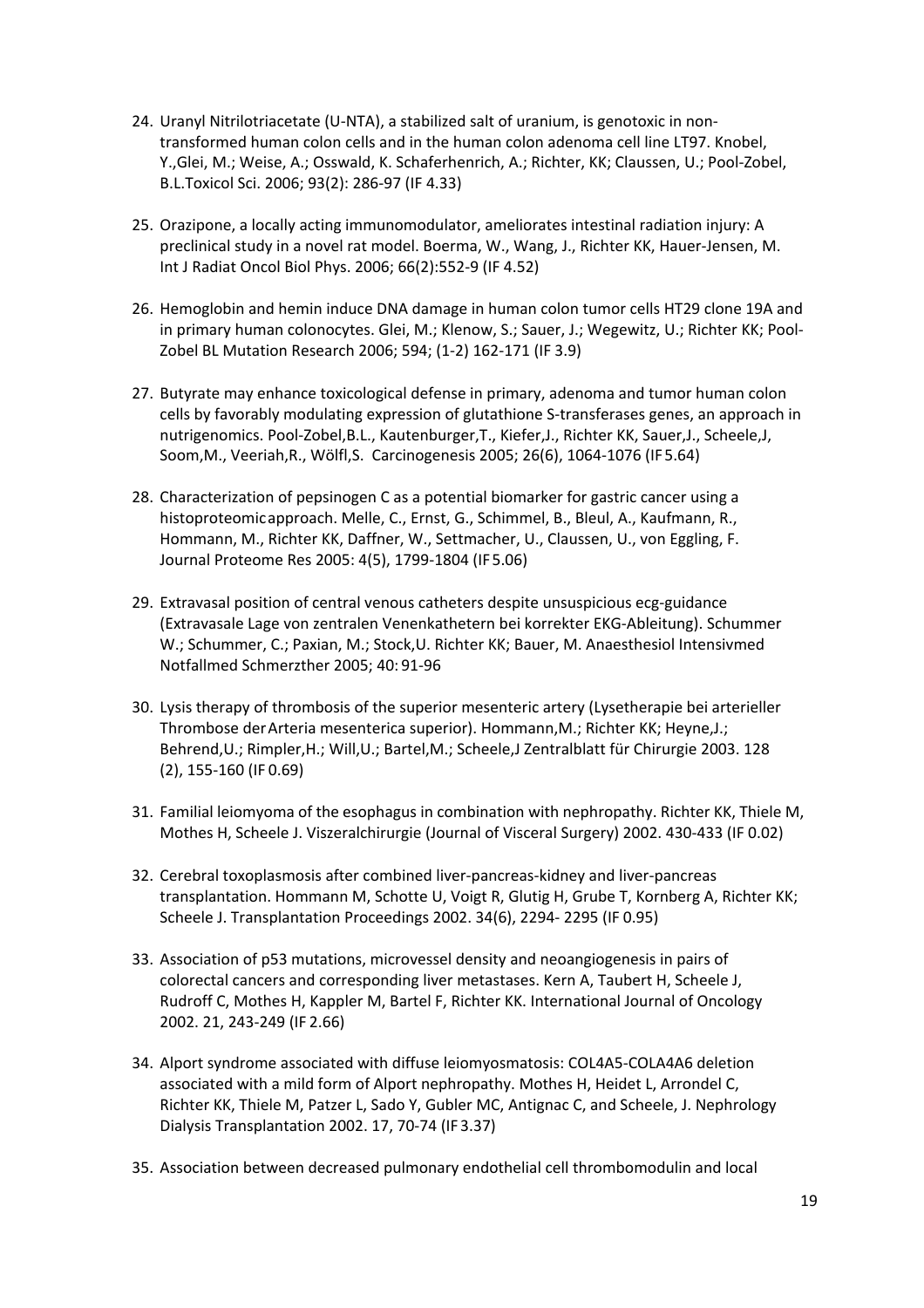24. Uranyl Nitrilotriacetate (U-NTA), a stabilized salt of uranium, is genotoxic in non-transformed human colon cells and in the human colon adenoma cell line LT97. Knobel, Y.,Glei, M.; Weise, A.; Osswald, K. Schaferhenrich, A.; Richter, KK; Claussen, U.; Pool-Zobel, B.L.Toxicol Sci. 2006; 93(2): 286-97 (IF 4.33)

25. Orazipone, a locally acting immunomodulator, ameliorates intestinal radiation injury: A preclinical study in a novel rat model. Boerma, W., Wang, J., Richter KK, Hauer-Jensen, M. Int J Radiat Oncol Biol Phys. 2006; 66(2):552-9 (IF 4.52)

26. Hemoglobin and hemin induce DNA damage in human colon tumor cells HT29 clone 19A and in primary human colonocytes. Glei, M.; Klenow, S.; Sauer, J.; Wegewitz, U.; Richter KK; Pool-Zobel BL Mutation Research 2006; 594; (1-2) 162-171 (IF 3.9)

27. Butyrate may enhance toxicological defense in primary, adenoma and tumor human colon cells by favorably modulating expression of glutathione S-transferases genes, an approach in nutrigenomics. Pool-Zobel,B.L., Kautenburger,T., Kiefer,J., Richter KK, Sauer,J., Scheele,J, Soom,M., Veeriah,R., Wölfl,S. Carcinogenesis 2005; 26(6), 1064-1076 (IF 5.64)

28. Characterization of pepsinogen C as a potential biomarker for gastric cancer using a histoproteomic approach. Melle, C., Ernst, G., Schimmel, B., Bleul, A., Kaufmann, R., Hommann, M., Richter KK, Daffner, W., Settmacher, U., Claussen, U., von Eggling, F. Journal Proteome Res 2005: 4(5), 1799-1804 (IF 5.06)

29. Extravasal position of central venous catheters despite unsuspicious ecg-guidance (Extravasale Lage von zentralen Venenkathetern bei korrekter EKG-Ableitung). Schummer W.; Schummer, C.; Paxian, M.; Stock,U. Richter KK; Bauer, M. Anaesthesiol Intensivmed Notfallmed Schmerzther 2005; 40: 91-96

30. Lysis therapy of thrombosis of the superior mesenteric artery (Lysetherapie bei arterieller Thrombose der Arteria mesenterica superior). Hommann,M.; Richter KK; Heyne,J.; Behrend,U.; Rimpler,H.; Will,U.; Bartel,M.; Scheele,J Zentralblatt für Chirurgie 2003. 128 (2), 155-160 (IF 0.69)

31. Familial leiomyoma of the esophagus in combination with nephropathy. Richter KK, Thiele M, Mothes H, Scheele J. Viszeralchirurgie (Journal of Visceral Surgery) 2002. 430-433 (IF 0.02)

32. Cerebral toxoplasmosis after combined liver-pancreas-kidney and liver-pancreas transplantation. Hommann M, Schotte U, Voigt R, Glutig H, Grube T, Kornberg A, Richter KK; Scheele J. Transplantation Proceedings 2002. 34(6), 2294- 2295 (IF 0.95)

33. Association of p53 mutations, microvessel density and neoangiogenesis in pairs of colorectal cancers and corresponding liver metastases. Kern A, Taubert H, Scheele J, Rudroff C, Mothes H, Kappler M, Bartel F, Richter KK. International Journal of Oncology 2002. 21, 243-249 (IF 2.66)

34. Alport syndrome associated with diffuse leiomyosmatosis: COL4A5-COLA4A6 deletion associated with a mild form of Alport nephropathy. Mothes H, Heidet L, Arrondel C, Richter KK, Thiele M, Patzer L, Sado Y, Gubler MC, Antignac C, and Scheele, J. Nephrology Dialysis Transplantation 2002. 17, 70-74 (IF 3.37)

35. Association between decreased pulmonary endothelial cell thrombomodulin and local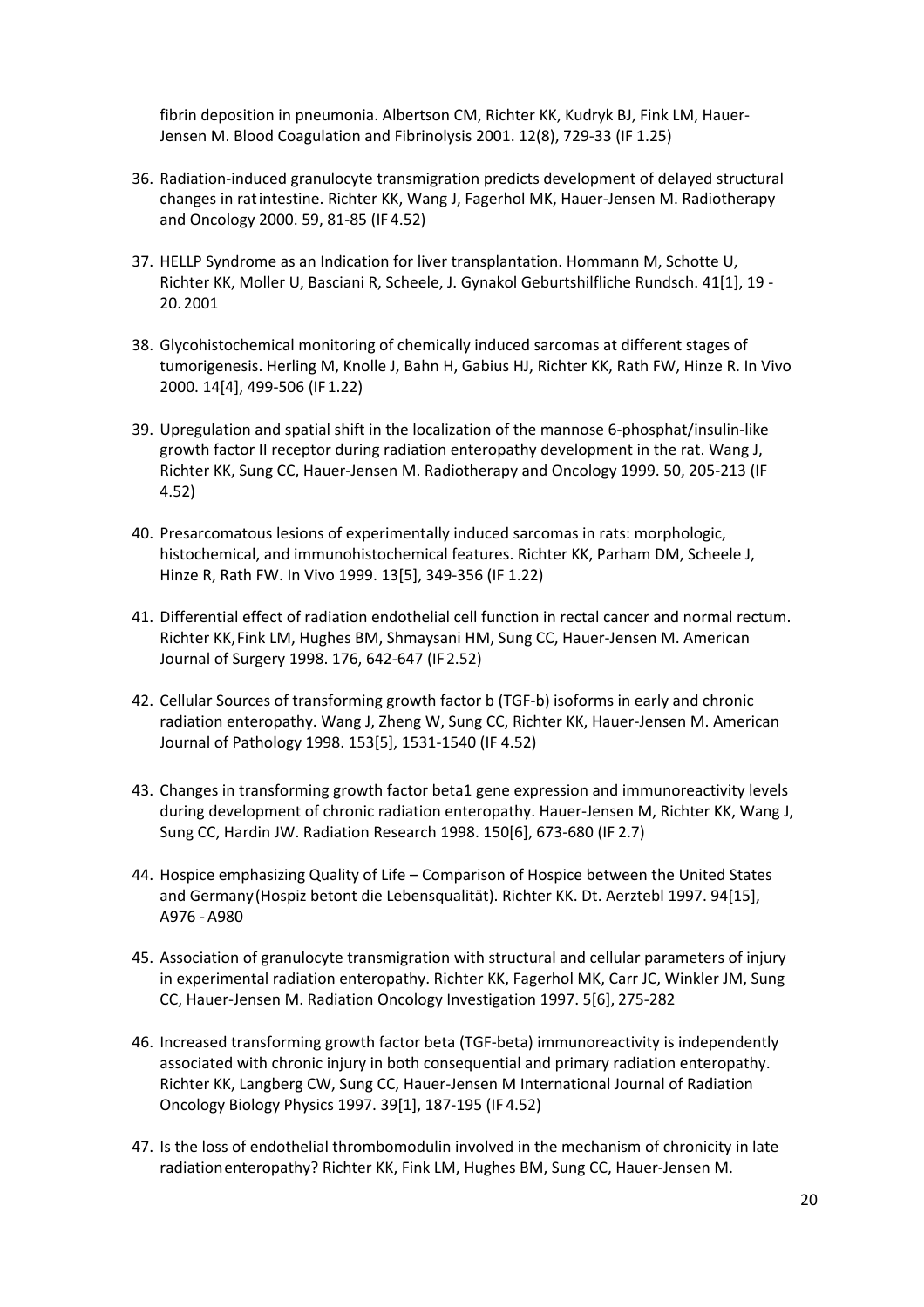fibrin deposition in pneumonia. Albertson CM, Richter KK, Kudryk BJ, Fink LM, Hauer-Jensen M. Blood Coagulation and Fibrinolysis 2001. 12(8), 729-33 (IF 1.25)

36. Radiation-induced granulocyte transmigration predicts development of delayed structural changes in ratintestine. Richter KK, Wang J, Fagerhol MK, Hauer-Jensen M. Radiotherapy and Oncology 2000. 59, 81-85 (IF4.52)

37. HELLP Syndrome as an Indication for liver transplantation. Hommann M, Schotte U, Richter KK, Moller U, Basciani R, Scheele, J. Gynakol Geburtshilfliche Rundsch. 41[1], 19 - 20. 2001

38. Glycohistochemical monitoring of chemically induced sarcomas at different stages of tumorigenesis. Herling M, Knolle J, Bahn H, Gabius HJ, Richter KK, Rath FW, Hinze R. In Vivo 2000. 14[4], 499-506 (IF1.22)

39. Upregulation and spatial shift in the localization of the mannose 6-phosphat/insulin-like growth factor II receptor during radiation enteropathy development in the rat. Wang J, Richter KK, Sung CC, Hauer-Jensen M. Radiotherapy and Oncology 1999. 50, 205-213 (IF 4.52)

40. Presarcomatous lesions of experimentally induced sarcomas in rats: morphologic, histochemical, and immunohistochemical features. Richter KK, Parham DM, Scheele J, Hinze R, Rath FW. In Vivo 1999. 13[5], 349-356 (IF 1.22)

41. Differential effect of radiation endothelial cell function in rectal cancer and normal rectum. Richter KK, Fink LM, Hughes BM, Shmaysani HM, Sung CC, Hauer-Jensen M. American Journal of Surgery 1998. 176, 642-647 (IF2.52)

42. Cellular Sources of transforming growth factor b (TGF-b) isoforms in early and chronic radiation enteropathy. Wang J, Zheng W, Sung CC, Richter KK, Hauer-Jensen M. American Journal of Pathology 1998. 153[5], 1531-1540 (IF 4.52)

43. Changes in transforming growth factor beta1 gene expression and immunoreactivity levels during development of chronic radiation enteropathy. Hauer-Jensen M, Richter KK, Wang J, Sung CC, Hardin JW. Radiation Research 1998. 150[6], 673-680 (IF 2.7)

44. Hospice emphasizing Quality of Life – Comparison of Hospice between the United States and Germany (Hospiz betont die Lebensqualität). Richter KK. Dt. Aerztebl 1997. 94[15], A976 - A980

45. Association of granulocyte transmigration with structural and cellular parameters of injury in experimental radiation enteropathy. Richter KK, Fagerhol MK, Carr JC, Winkler JM, Sung CC, Hauer-Jensen M. Radiation Oncology Investigation 1997. 5[6], 275-282

46. Increased transforming growth factor beta (TGF-beta) immunoreactivity is independently associated with chronic injury in both consequential and primary radiation enteropathy. Richter KK, Langberg CW, Sung CC, Hauer-Jensen M International Journal of Radiation Oncology Biology Physics 1997. 39[1], 187-195 (IF4.52)

47. Is the loss of endothelial thrombomodulin involved in the mechanism of chronicity in late radiationenteropathy? Richter KK, Fink LM, Hughes BM, Sung CC, Hauer-Jensen M.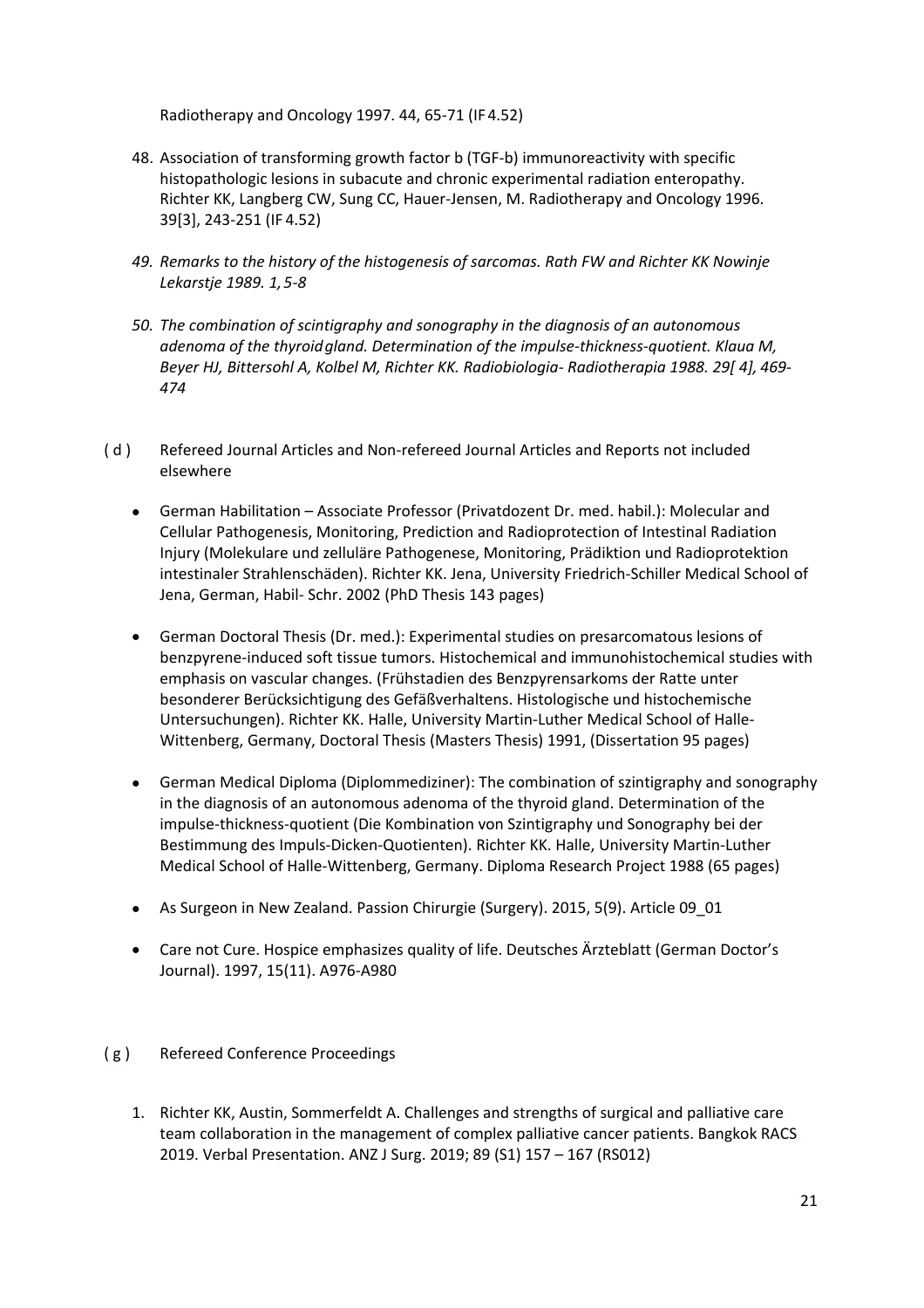Radiotherapy and Oncology 1997. 44, 65-71 (IF 4.52)

48. Association of transforming growth factor b (TGF-b) immunoreactivity with specific histopathologic lesions in subacute and chronic experimental radiation enteropathy. Richter KK, Langberg CW, Sung CC, Hauer-Jensen, M. Radiotherapy and Oncology 1996. 39[3], 243-251 (IF 4.52)

49. *Remarks to the history of the histogenesis of sarcomas. Rath FW and Richter KK Nowinje Lekarstje 1989. 1, 5-8*

50. *The combination of scintigraphy and sonography in the diagnosis of an autonomous adenoma of the thyroid gland. Determination of the impulse-thickness-quotient. Klaua M, Beyer HJ, Bittersohl A, Kolbel M, Richter KK. Radiobiologia- Radiotherapia 1988. 29[ 4], 469-474*

( d ) Refereed Journal Articles and Non-refereed Journal Articles and Reports not included elsewhere

- German Habilitation – Associate Professor (Privatdozent Dr. med. habil.): Molecular and Cellular Pathogenesis, Monitoring, Prediction and Radioprotection of Intestinal Radiation Injury (Molekulare und zelluläre Pathogenese, Monitoring, Prädiktion und Radioprotektion intestinaler Strahlenschäden). Richter KK. Jena, University Friedrich-Schiller Medical School of Jena, German, Habil- Schr. 2002 (PhD Thesis 143 pages)

- German Doctoral Thesis (Dr. med.): Experimental studies on presarcomatous lesions of benzpyrene-induced soft tissue tumors. Histochemical and immunohistochemical studies with emphasis on vascular changes. (Frühstadien des Benzpyrensarkoms der Ratte unter besonderer Berücksichtigung des Gefäßverhaltens. Histologische und histochemische Untersuchungen). Richter KK. Halle, University Martin-Luther Medical School of Halle-Wittenberg, Germany, Doctoral Thesis (Masters Thesis) 1991, (Dissertation 95 pages)

- German Medical Diploma (Diplommediziner): The combination of szintigraphy and sonography in the diagnosis of an autonomous adenoma of the thyroid gland. Determination of the impulse-thickness-quotient (Die Kombination von Szintigraphy und Sonography bei der Bestimmung des Impuls-Dicken-Quotienten). Richter KK. Halle, University Martin-Luther Medical School of Halle-Wittenberg, Germany. Diploma Research Project 1988 (65 pages)

- As Surgeon in New Zealand. Passion Chirurgie (Surgery). 2015, 5(9). Article 09_01

- Care not Cure. Hospice emphasizes quality of life. Deutsches Ärzteblatt (German Doctor's Journal). 1997, 15(11). A976-A980

( g ) Refereed Conference Proceedings

1. Richter KK, Austin, Sommerfeldt A. Challenges and strengths of surgical and palliative care team collaboration in the management of complex palliative cancer patients. Bangkok RACS 2019. Verbal Presentation. ANZ J Surg. 2019; 89 (S1) 157 – 167 (RS012)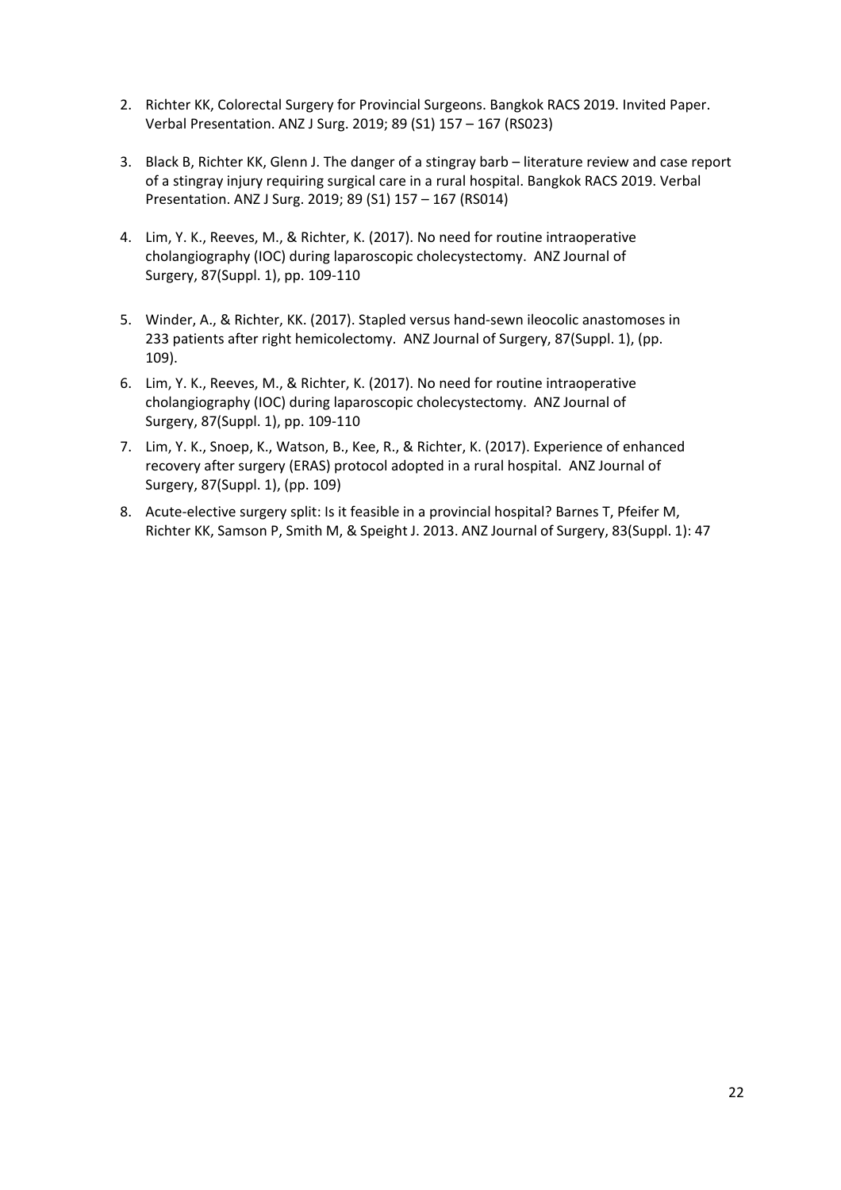2. Richter KK, Colorectal Surgery for Provincial Surgeons. Bangkok RACS 2019. Invited Paper. Verbal Presentation. ANZ J Surg. 2019; 89 (S1) 157 – 167 (RS023)

3. Black B, Richter KK, Glenn J. The danger of a stingray barb – literature review and case report of a stingray injury requiring surgical care in a rural hospital. Bangkok RACS 2019. Verbal Presentation. ANZ J Surg. 2019; 89 (S1) 157 – 167 (RS014)

4. Lim, Y. K., Reeves, M., & Richter, K. (2017). No need for routine intraoperative cholangiography (IOC) during laparoscopic cholecystectomy. ANZ Journal of Surgery, 87(Suppl. 1), pp. 109-110

5. Winder, A., & Richter, KK. (2017). Stapled versus hand-sewn ileocolic anastomoses in 233 patients after right hemicolectomy. ANZ Journal of Surgery, 87(Suppl. 1), (pp. 109).

6. Lim, Y. K., Reeves, M., & Richter, K. (2017). No need for routine intraoperative cholangiography (IOC) during laparoscopic cholecystectomy. ANZ Journal of Surgery, 87(Suppl. 1), pp. 109-110

7. Lim, Y. K., Snoep, K., Watson, B., Kee, R., & Richter, K. (2017). Experience of enhanced recovery after surgery (ERAS) protocol adopted in a rural hospital. ANZ Journal of Surgery, 87(Suppl. 1), (pp. 109)

8. Acute-elective surgery split: Is it feasible in a provincial hospital? Barnes T, Pfeifer M, Richter KK, Samson P, Smith M, & Speight J. 2013. ANZ Journal of Surgery, 83(Suppl. 1): 47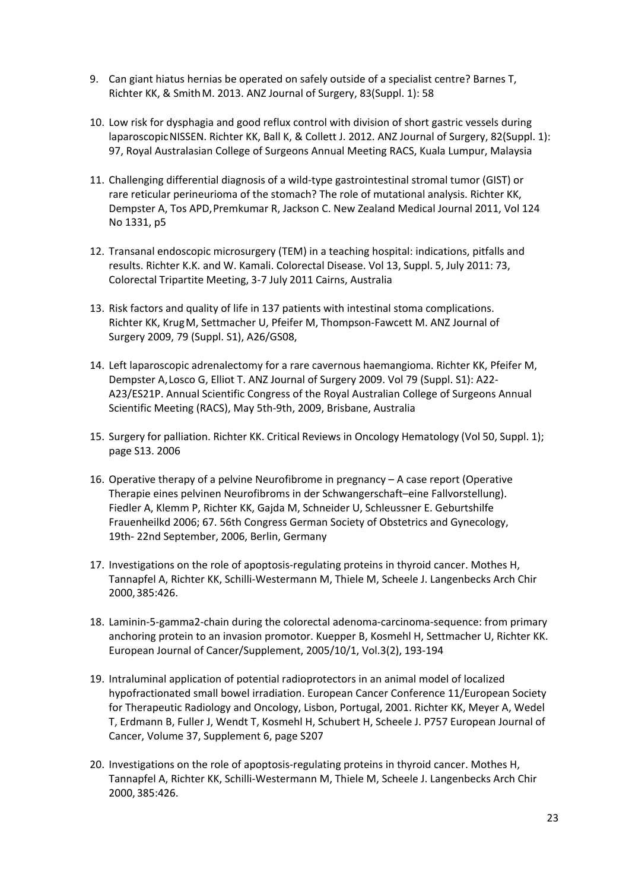9. Can giant hiatus hernias be operated on safely outside of a specialist centre? Barnes T, Richter KK, & Smith M. 2013. ANZ Journal of Surgery, 83(Suppl. 1): 58

10. Low risk for dysphagia and good reflux control with division of short gastric vessels during laparoscopic NISSEN. Richter KK, Ball K, & Collett J. 2012. ANZ Journal of Surgery, 82(Suppl. 1): 97, Royal Australasian College of Surgeons Annual Meeting RACS, Kuala Lumpur, Malaysia

11. Challenging differential diagnosis of a wild-type gastrointestinal stromal tumor (GIST) or rare reticular perineurioma of the stomach? The role of mutational analysis. Richter KK, Dempster A, Tos APD, Premkumar R, Jackson C. New Zealand Medical Journal 2011, Vol 124 No 1331, p5

12. Transanal endoscopic microsurgery (TEM) in a teaching hospital: indications, pitfalls and results. Richter K.K. and W. Kamali. Colorectal Disease. Vol 13, Suppl. 5, July 2011: 73, Colorectal Tripartite Meeting, 3-7 July 2011 Cairns, Australia

13. Risk factors and quality of life in 137 patients with intestinal stoma complications. Richter KK, Krug M, Settmacher U, Pfeifer M, Thompson-Fawcett M. ANZ Journal of Surgery 2009, 79 (Suppl. S1), A26/GS08,

14. Left laparoscopic adrenalectomy for a rare cavernous haemangioma. Richter KK, Pfeifer M, Dempster A, Losco G, Elliot T. ANZ Journal of Surgery 2009. Vol 79 (Suppl. S1): A22-A23/ES21P. Annual Scientific Congress of the Royal Australian College of Surgeons Annual Scientific Meeting (RACS), May 5th-9th, 2009, Brisbane, Australia

15. Surgery for palliation. Richter KK. Critical Reviews in Oncology Hematology (Vol 50, Suppl. 1); page S13. 2006

16. Operative therapy of a pelvine Neurofibrome in pregnancy – A case report (Operative Therapie eines pelvinen Neurofibroms in der Schwangerschaft–eine Fallvorstellung). Fiedler A, Klemm P, Richter KK, Gajda M, Schneider U, Schleussner E. Geburtshilfe Frauenheilkd 2006; 67. 56th Congress German Society of Obstetrics and Gynecology, 19th- 22nd September, 2006, Berlin, Germany

17. Investigations on the role of apoptosis-regulating proteins in thyroid cancer. Mothes H, Tannapfel A, Richter KK, Schilli-Westermann M, Thiele M, Scheele J. Langenbecks Arch Chir 2000, 385:426.

18. Laminin-5-gamma2-chain during the colorectal adenoma-carcinoma-sequence: from primary anchoring protein to an invasion promotor. Kuepper B, Kosmehl H, Settmacher U, Richter KK. European Journal of Cancer/Supplement, 2005/10/1, Vol.3(2), 193-194

19. Intraluminal application of potential radioprotectors in an animal model of localized hypofractionated small bowel irradiation. European Cancer Conference 11/European Society for Therapeutic Radiology and Oncology, Lisbon, Portugal, 2001. Richter KK, Meyer A, Wedel T, Erdmann B, Fuller J, Wendt T, Kosmehl H, Schubert H, Scheele J. P757 European Journal of Cancer, Volume 37, Supplement 6, page S207

20. Investigations on the role of apoptosis-regulating proteins in thyroid cancer. Mothes H, Tannapfel A, Richter KK, Schilli-Westermann M, Thiele M, Scheele J. Langenbecks Arch Chir 2000, 385:426.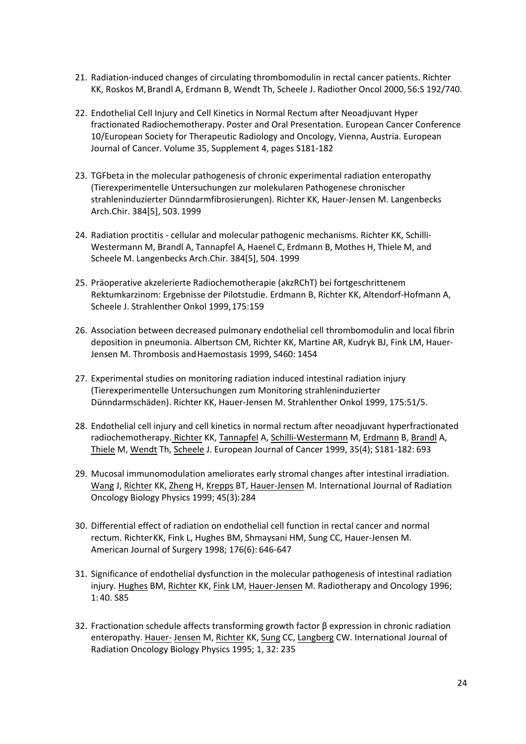21. Radiation-induced changes of circulating thrombomodulin in rectal cancer patients. Richter KK, Roskos M, Brandl A, Erdmann B, Wendt Th, Scheele J. Radiother Oncol 2000, 56:S 192/740.

22. Endothelial Cell Injury and Cell Kinetics in Normal Rectum after Neoadjuvant Hyper fractionated Radiochemotherapy. Poster and Oral Presentation. European Cancer Conference 10/European Society for Therapeutic Radiology and Oncology, Vienna, Austria. European Journal of Cancer. Volume 35, Supplement 4, pages S181-182

23. TGFbeta in the molecular pathogenesis of chronic experimental radiation enteropathy (Tierexperimentelle Untersuchungen zur molekularen Pathogenese chronischer strahleninduzierter Dünndarmfibrosierungen). Richter KK, Hauer-Jensen M. Langenbecks Arch.Chir. 384[5], 503. 1999

24. Radiation proctitis - cellular and molecular pathogenic mechanisms. Richter KK, Schilli-Westermann M, Brandl A, Tannapfel A, Haenel C, Erdmann B, Mothes H, Thiele M, and Scheele M. Langenbecks Arch.Chir. 384[5], 504. 1999

25. Präoperative akzelerierte Radiochemotherapie (akzRChT) bei fortgeschrittenem Rektumkarzinom: Ergebnisse der Pilotstudie. Erdmann B, Richter KK, Altendorf-Hofmann A, Scheele J. Strahlenther Onkol 1999, 175:159

26. Association between decreased pulmonary endothelial cell thrombomodulin and local fibrin deposition in pneumonia. Albertson CM, Richter KK, Martine AR, Kudryk BJ, Fink LM, Hauer-Jensen M. Thrombosis and Haemostasis 1999, S460: 1454

27. Experimental studies on monitoring radiation induced intestinal radiation injury (Tierexperimentelle Untersuchungen zum Monitoring strahleninduzierter Dünndarmschäden). Richter KK, Hauer-Jensen M. Strahlenther Onkol 1999, 175:51/5.

28. Endothelial cell injury and cell kinetics in normal rectum after neoadjuvant hyperfractionated radiochemotherapy. Richter KK, Tannapfel A, Schilli-Westermann M, Erdmann B, Brandl A, Thiele M, Wendt Th, Scheele J. European Journal of Cancer 1999, 35(4); S181-182: 693

29. Mucosal immunomodulation ameliorates early stromal changes after intestinal irradiation. Wang J, Richter KK, Zheng H, Krepps BT, Hauer-Jensen M. International Journal of Radiation Oncology Biology Physics 1999; 45(3): 284

30. Differential effect of radiation on endothelial cell function in rectal cancer and normal rectum. Richter KK, Fink L, Hughes BM, Shmaysani HM, Sung CC, Hauer-Jensen M. American Journal of Surgery 1998; 176(6): 646-647

31. Significance of endothelial dysfunction in the molecular pathogenesis of intestinal radiation injury. Hughes BM, Richter KK, Fink LM, Hauer-Jensen M. Radiotherapy and Oncology 1996; 1: 40. S85

32. Fractionation schedule affects transforming growth factor β expression in chronic radiation enteropathy. Hauer- Jensen M, Richter KK, Sung CC, Langberg CW. International Journal of Radiation Oncology Biology Physics 1995; 1, 32: 235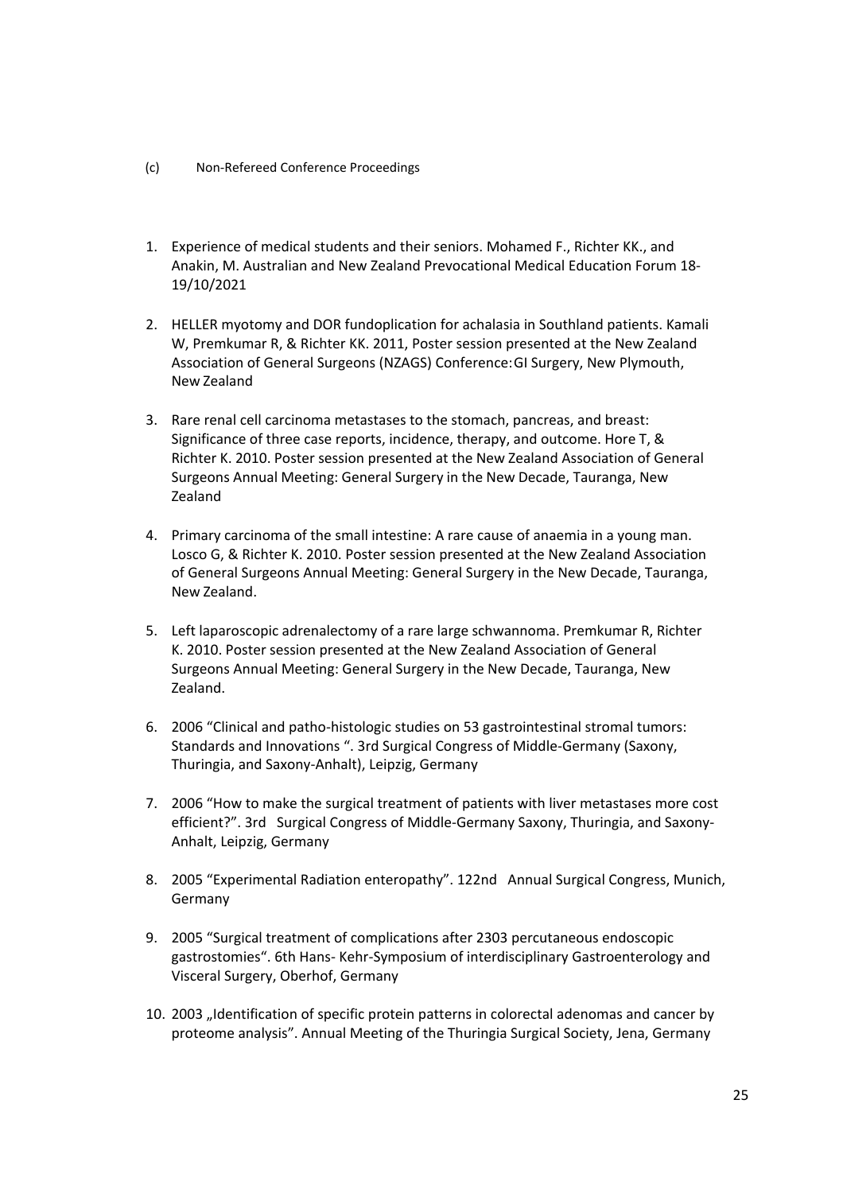(c) Non-Refereed Conference Proceedings

1. Experience of medical students and their seniors. Mohamed F., Richter KK., and Anakin, M. Australian and New Zealand Prevocational Medical Education Forum 18-19/10/2021

2. HELLER myotomy and DOR fundoplication for achalasia in Southland patients. Kamali W, Premkumar R, & Richter KK. 2011, Poster session presented at the New Zealand Association of General Surgeons (NZAGS) Conference: GI Surgery, New Plymouth, New Zealand

3. Rare renal cell carcinoma metastases to the stomach, pancreas, and breast: Significance of three case reports, incidence, therapy, and outcome. Hore T, & Richter K. 2010. Poster session presented at the New Zealand Association of General Surgeons Annual Meeting: General Surgery in the New Decade, Tauranga, New Zealand

4. Primary carcinoma of the small intestine: A rare cause of anaemia in a young man. Losco G, & Richter K. 2010. Poster session presented at the New Zealand Association of General Surgeons Annual Meeting: General Surgery in the New Decade, Tauranga, New Zealand.

5. Left laparoscopic adrenalectomy of a rare large schwannoma. Premkumar R, Richter K. 2010. Poster session presented at the New Zealand Association of General Surgeons Annual Meeting: General Surgery in the New Decade, Tauranga, New Zealand.

6. 2006 "Clinical and patho-histologic studies on 53 gastrointestinal stromal tumors: Standards and Innovations ". 3rd Surgical Congress of Middle-Germany (Saxony, Thuringia, and Saxony-Anhalt), Leipzig, Germany

7. 2006 "How to make the surgical treatment of patients with liver metastases more cost efficient?". 3rd Surgical Congress of Middle-Germany Saxony, Thuringia, and Saxony-Anhalt, Leipzig, Germany

8. 2005 "Experimental Radiation enteropathy". 122nd Annual Surgical Congress, Munich, Germany

9. 2005 "Surgical treatment of complications after 2303 percutaneous endoscopic gastrostomies". 6th Hans- Kehr-Symposium of interdisciplinary Gastroenterology and Visceral Surgery, Oberhof, Germany

10. 2003 „Identification of specific protein patterns in colorectal adenomas and cancer by proteome analysis". Annual Meeting of the Thuringia Surgical Society, Jena, Germany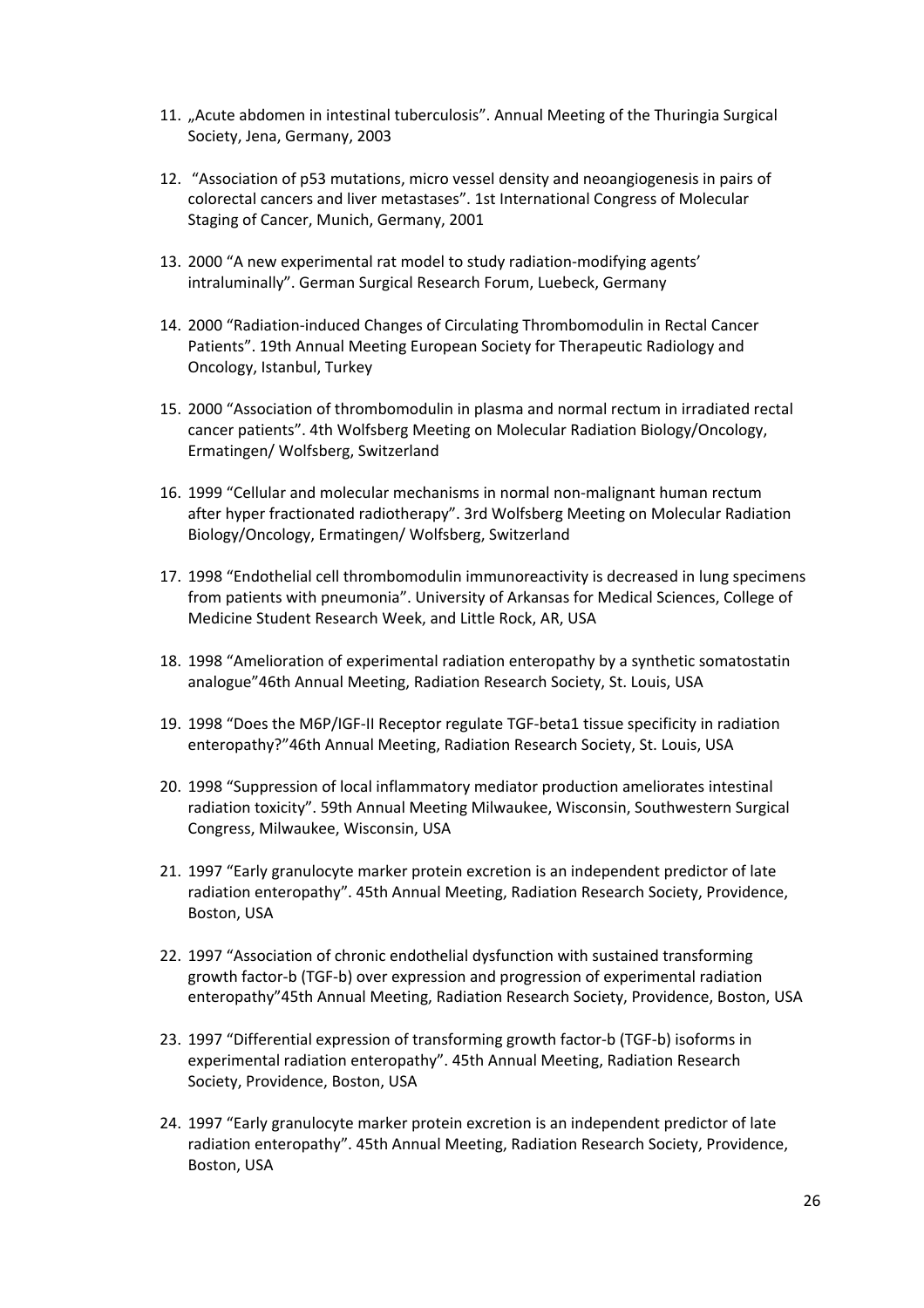11. „Acute abdomen in intestinal tuberculosis". Annual Meeting of the Thuringia Surgical Society, Jena, Germany, 2003

12. "Association of p53 mutations, micro vessel density and neoangiogenesis in pairs of colorectal cancers and liver metastases". 1st International Congress of Molecular Staging of Cancer, Munich, Germany, 2001

13. 2000 "A new experimental rat model to study radiation-modifying agents' intraluminally". German Surgical Research Forum, Luebeck, Germany

14. 2000 "Radiation-induced Changes of Circulating Thrombomodulin in Rectal Cancer Patients". 19th Annual Meeting European Society for Therapeutic Radiology and Oncology, Istanbul, Turkey

15. 2000 "Association of thrombomodulin in plasma and normal rectum in irradiated rectal cancer patients". 4th Wolfsberg Meeting on Molecular Radiation Biology/Oncology, Ermatingen/ Wolfsberg, Switzerland

16. 1999 "Cellular and molecular mechanisms in normal non-malignant human rectum after hyper fractionated radiotherapy". 3rd Wolfsberg Meeting on Molecular Radiation Biology/Oncology, Ermatingen/ Wolfsberg, Switzerland

17. 1998 "Endothelial cell thrombomodulin immunoreactivity is decreased in lung specimens from patients with pneumonia". University of Arkansas for Medical Sciences, College of Medicine Student Research Week, and Little Rock, AR, USA

18. 1998 "Amelioration of experimental radiation enteropathy by a synthetic somatostatin analogue"46th Annual Meeting, Radiation Research Society, St. Louis, USA

19. 1998 "Does the M6P/IGF-II Receptor regulate TGF-beta1 tissue specificity in radiation enteropathy?"46th Annual Meeting, Radiation Research Society, St. Louis, USA

20. 1998 "Suppression of local inflammatory mediator production ameliorates intestinal radiation toxicity". 59th Annual Meeting Milwaukee, Wisconsin, Southwestern Surgical Congress, Milwaukee, Wisconsin, USA

21. 1997 "Early granulocyte marker protein excretion is an independent predictor of late radiation enteropathy". 45th Annual Meeting, Radiation Research Society, Providence, Boston, USA

22. 1997 "Association of chronic endothelial dysfunction with sustained transforming growth factor-b (TGF-b) over expression and progression of experimental radiation enteropathy"45th Annual Meeting, Radiation Research Society, Providence, Boston, USA

23. 1997 "Differential expression of transforming growth factor-b (TGF-b) isoforms in experimental radiation enteropathy". 45th Annual Meeting, Radiation Research Society, Providence, Boston, USA

24. 1997 "Early granulocyte marker protein excretion is an independent predictor of late radiation enteropathy". 45th Annual Meeting, Radiation Research Society, Providence, Boston, USA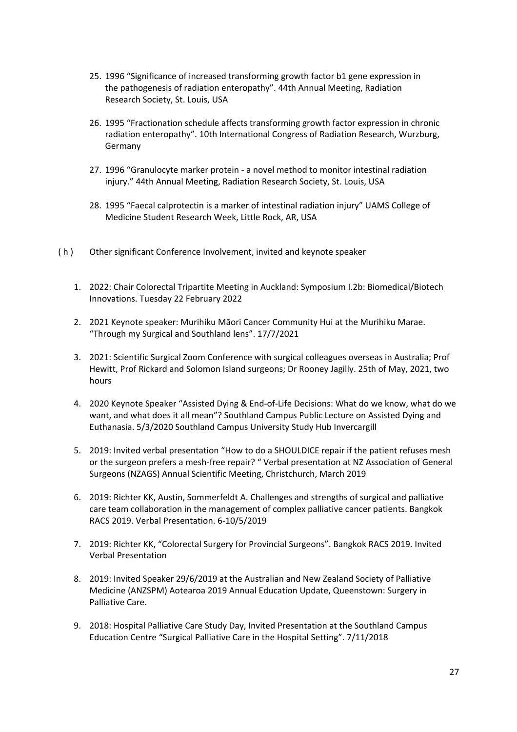25. 1996 "Significance of increased transforming growth factor b1 gene expression in the pathogenesis of radiation enteropathy". 44th Annual Meeting, Radiation Research Society, St. Louis, USA

26. 1995 "Fractionation schedule affects transforming growth factor expression in chronic radiation enteropathy". 10th International Congress of Radiation Research, Wurzburg, Germany

27. 1996 "Granulocyte marker protein - a novel method to monitor intestinal radiation injury." 44th Annual Meeting, Radiation Research Society, St. Louis, USA

28. 1995 "Faecal calprotectin is a marker of intestinal radiation injury" UAMS College of Medicine Student Research Week, Little Rock, AR, USA

( h ) Other significant Conference Involvement, invited and keynote speaker

1. 2022: Chair Colorectal Tripartite Meeting in Auckland: Symposium I.2b: Biomedical/Biotech Innovations. Tuesday 22 February 2022

2. 2021 Keynote speaker: Murihiku Māori Cancer Community Hui at the Murihiku Marae. "Through my Surgical and Southland lens". 17/7/2021

3. 2021: Scientific Surgical Zoom Conference with surgical colleagues overseas in Australia; Prof Hewitt, Prof Rickard and Solomon Island surgeons; Dr Rooney Jagilly. 25th of May, 2021, two hours

4. 2020 Keynote Speaker "Assisted Dying & End-of-Life Decisions: What do we know, what do we want, and what does it all mean"? Southland Campus Public Lecture on Assisted Dying and Euthanasia. 5/3/2020 Southland Campus University Study Hub Invercargill

5. 2019: Invited verbal presentation "How to do a SHOULDICE repair if the patient refuses mesh or the surgeon prefers a mesh-free repair? " Verbal presentation at NZ Association of General Surgeons (NZAGS) Annual Scientific Meeting, Christchurch, March 2019

6. 2019: Richter KK, Austin, Sommerfeldt A. Challenges and strengths of surgical and palliative care team collaboration in the management of complex palliative cancer patients. Bangkok RACS 2019. Verbal Presentation. 6-10/5/2019

7. 2019: Richter KK, "Colorectal Surgery for Provincial Surgeons". Bangkok RACS 2019. Invited Verbal Presentation

8. 2019: Invited Speaker 29/6/2019 at the Australian and New Zealand Society of Palliative Medicine (ANZSPM) Aotearoa 2019 Annual Education Update, Queenstown: Surgery in Palliative Care.

9. 2018: Hospital Palliative Care Study Day, Invited Presentation at the Southland Campus Education Centre "Surgical Palliative Care in the Hospital Setting". 7/11/2018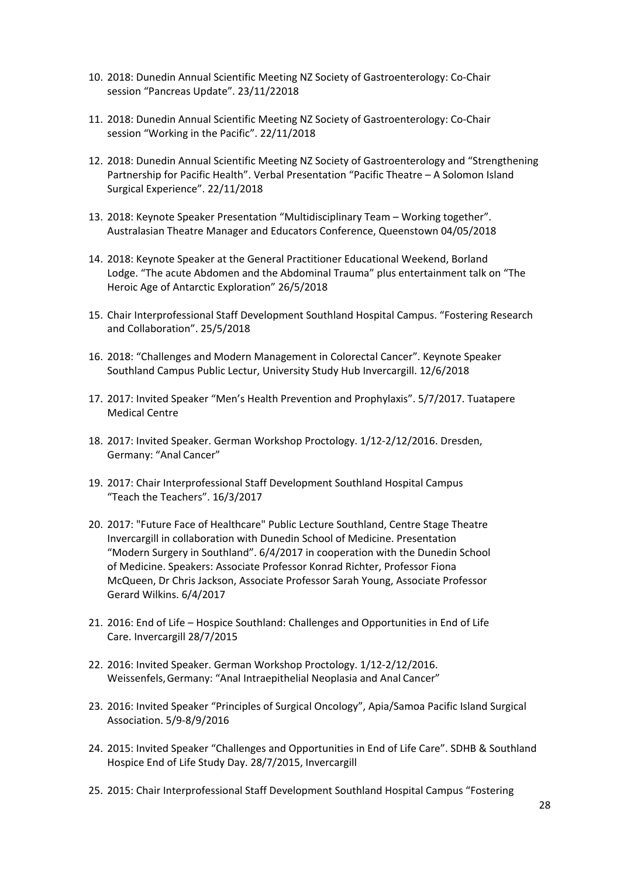10. 2018: Dunedin Annual Scientific Meeting NZ Society of Gastroenterology: Co-Chair session “Pancreas Update”. 23/11/22018

11. 2018: Dunedin Annual Scientific Meeting NZ Society of Gastroenterology: Co-Chair session “Working in the Pacific”. 22/11/2018

12. 2018: Dunedin Annual Scientific Meeting NZ Society of Gastroenterology and “Strengthening Partnership for Pacific Health”. Verbal Presentation “Pacific Theatre – A Solomon Island Surgical Experience”. 22/11/2018

13. 2018: Keynote Speaker Presentation “Multidisciplinary Team – Working together”. Australasian Theatre Manager and Educators Conference, Queenstown 04/05/2018

14. 2018: Keynote Speaker at the General Practitioner Educational Weekend, Borland Lodge. “The acute Abdomen and the Abdominal Trauma” plus entertainment talk on “The Heroic Age of Antarctic Exploration” 26/5/2018

15. Chair Interprofessional Staff Development Southland Hospital Campus. “Fostering Research and Collaboration”. 25/5/2018

16. 2018: “Challenges and Modern Management in Colorectal Cancer”. Keynote Speaker Southland Campus Public Lectur, University Study Hub Invercargill. 12/6/2018

17. 2017: Invited Speaker “Men’s Health Prevention and Prophylaxis”. 5/7/2017. Tuatapere Medical Centre

18. 2017: Invited Speaker. German Workshop Proctology. 1/12-2/12/2016. Dresden, Germany: “Anal Cancer”

19. 2017: Chair Interprofessional Staff Development Southland Hospital Campus “Teach the Teachers”. 16/3/2017

20. 2017: "Future Face of Healthcare" Public Lecture Southland, Centre Stage Theatre Invercargill in collaboration with Dunedin School of Medicine. Presentation “Modern Surgery in Southland”. 6/4/2017 in cooperation with the Dunedin School of Medicine. Speakers: Associate Professor Konrad Richter, Professor Fiona McQueen, Dr Chris Jackson, Associate Professor Sarah Young, Associate Professor Gerard Wilkins. 6/4/2017

21. 2016: End of Life – Hospice Southland: Challenges and Opportunities in End of Life Care. Invercargill 28/7/2015

22. 2016: Invited Speaker. German Workshop Proctology. 1/12-2/12/2016. Weissenfels, Germany: “Anal Intraepithelial Neoplasia and Anal Cancer”

23. 2016: Invited Speaker “Principles of Surgical Oncology”, Apia/Samoa Pacific Island Surgical Association. 5/9-8/9/2016

24. 2015: Invited Speaker “Challenges and Opportunities in End of Life Care”. SDHB & Southland Hospice End of Life Study Day. 28/7/2015, Invercargill

25. 2015: Chair Interprofessional Staff Development Southland Hospital Campus “Fostering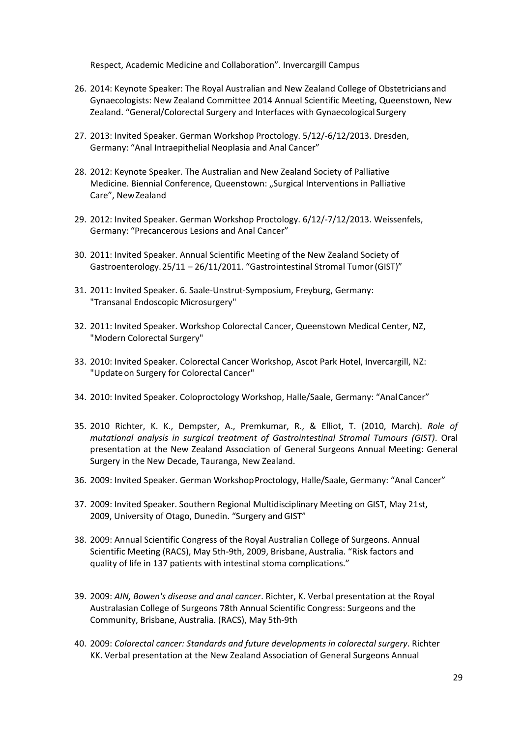Respect, Academic Medicine and Collaboration". Invercargill Campus

26. 2014: Keynote Speaker: The Royal Australian and New Zealand College of Obstetricians and Gynaecologists: New Zealand Committee 2014 Annual Scientific Meeting, Queenstown, New Zealand. "General/Colorectal Surgery and Interfaces with Gynaecological Surgery

27. 2013: Invited Speaker. German Workshop Proctology. 5/12/-6/12/2013. Dresden, Germany: "Anal Intraepithelial Neoplasia and Anal Cancer"

28. 2012: Keynote Speaker. The Australian and New Zealand Society of Palliative Medicine. Biennial Conference, Queenstown: „Surgical Interventions in Palliative Care", New Zealand

29. 2012: Invited Speaker. German Workshop Proctology. 6/12/-7/12/2013. Weissenfels, Germany: "Precancerous Lesions and Anal Cancer"

30. 2011: Invited Speaker. Annual Scientific Meeting of the New Zealand Society of Gastroenterology. 25/11 – 26/11/2011. "Gastrointestinal Stromal Tumor (GIST)"

31. 2011: Invited Speaker. 6. Saale-Unstrut-Symposium, Freyburg, Germany: "Transanal Endoscopic Microsurgery"

32. 2011: Invited Speaker. Workshop Colorectal Cancer, Queenstown Medical Center, NZ, "Modern Colorectal Surgery"

33. 2010: Invited Speaker. Colorectal Cancer Workshop, Ascot Park Hotel, Invercargill, NZ: "Update on Surgery for Colorectal Cancer"

34. 2010: Invited Speaker. Coloproctology Workshop, Halle/Saale, Germany: "Anal Cancer"

35. 2010 Richter, K. K., Dempster, A., Premkumar, R., & Elliot, T. (2010, March). *Role of mutational analysis in surgical treatment of Gastrointestinal Stromal Tumours (GIST)*. Oral presentation at the New Zealand Association of General Surgeons Annual Meeting: General Surgery in the New Decade, Tauranga, New Zealand.

36. 2009: Invited Speaker. German Workshop Proctology, Halle/Saale, Germany: "Anal Cancer"

37. 2009: Invited Speaker. Southern Regional Multidisciplinary Meeting on GIST, May 21st, 2009, University of Otago, Dunedin. "Surgery and GIST"

38. 2009: Annual Scientific Congress of the Royal Australian College of Surgeons. Annual Scientific Meeting (RACS), May 5th-9th, 2009, Brisbane, Australia. "Risk factors and quality of life in 137 patients with intestinal stoma complications."

39. 2009: *AIN, Bowen's disease and anal cancer*. Richter, K. Verbal presentation at the Royal Australasian College of Surgeons 78th Annual Scientific Congress: Surgeons and the Community, Brisbane, Australia. (RACS), May 5th-9th

40. 2009: *Colorectal cancer: Standards and future developments in colorectal surgery*. Richter KK. Verbal presentation at the New Zealand Association of General Surgeons Annual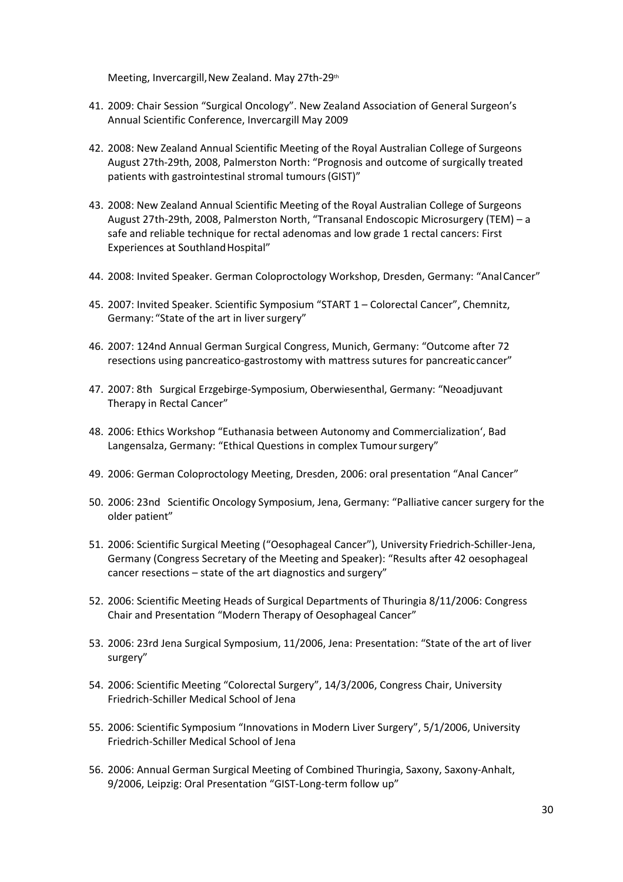Meeting, Invercargill, New Zealand. May 27th-29th

41. 2009: Chair Session "Surgical Oncology". New Zealand Association of General Surgeon's Annual Scientific Conference, Invercargill May 2009

42. 2008: New Zealand Annual Scientific Meeting of the Royal Australian College of Surgeons August 27th-29th, 2008, Palmerston North: "Prognosis and outcome of surgically treated patients with gastrointestinal stromal tumours (GIST)"

43. 2008: New Zealand Annual Scientific Meeting of the Royal Australian College of Surgeons August 27th-29th, 2008, Palmerston North, "Transanal Endoscopic Microsurgery (TEM) – a safe and reliable technique for rectal adenomas and low grade 1 rectal cancers: First Experiences at Southland Hospital"

44. 2008: Invited Speaker. German Coloproctology Workshop, Dresden, Germany: "Anal Cancer"

45. 2007: Invited Speaker. Scientific Symposium "START 1 – Colorectal Cancer", Chemnitz, Germany: "State of the art in liver surgery"

46. 2007: 124nd Annual German Surgical Congress, Munich, Germany: "Outcome after 72 resections using pancreatico-gastrostomy with mattress sutures for pancreatic cancer"

47. 2007: 8th Surgical Erzgebirge-Symposium, Oberwiesenthal, Germany: "Neoadjuvant Therapy in Rectal Cancer"

48. 2006: Ethics Workshop "Euthanasia between Autonomy and Commercialization', Bad Langensalza, Germany: "Ethical Questions in complex Tumour surgery"

49. 2006: German Coloproctology Meeting, Dresden, 2006: oral presentation "Anal Cancer"

50. 2006: 23nd Scientific Oncology Symposium, Jena, Germany: "Palliative cancer surgery for the older patient"

51. 2006: Scientific Surgical Meeting ("Oesophageal Cancer"), University Friedrich-Schiller-Jena, Germany (Congress Secretary of the Meeting and Speaker): "Results after 42 oesophageal cancer resections – state of the art diagnostics and surgery"

52. 2006: Scientific Meeting Heads of Surgical Departments of Thuringia 8/11/2006: Congress Chair and Presentation "Modern Therapy of Oesophageal Cancer"

53. 2006: 23rd Jena Surgical Symposium, 11/2006, Jena: Presentation: "State of the art of liver surgery"

54. 2006: Scientific Meeting "Colorectal Surgery", 14/3/2006, Congress Chair, University Friedrich-Schiller Medical School of Jena

55. 2006: Scientific Symposium "Innovations in Modern Liver Surgery", 5/1/2006, University Friedrich-Schiller Medical School of Jena

56. 2006: Annual German Surgical Meeting of Combined Thuringia, Saxony, Saxony-Anhalt, 9/2006, Leipzig: Oral Presentation "GIST-Long-term follow up"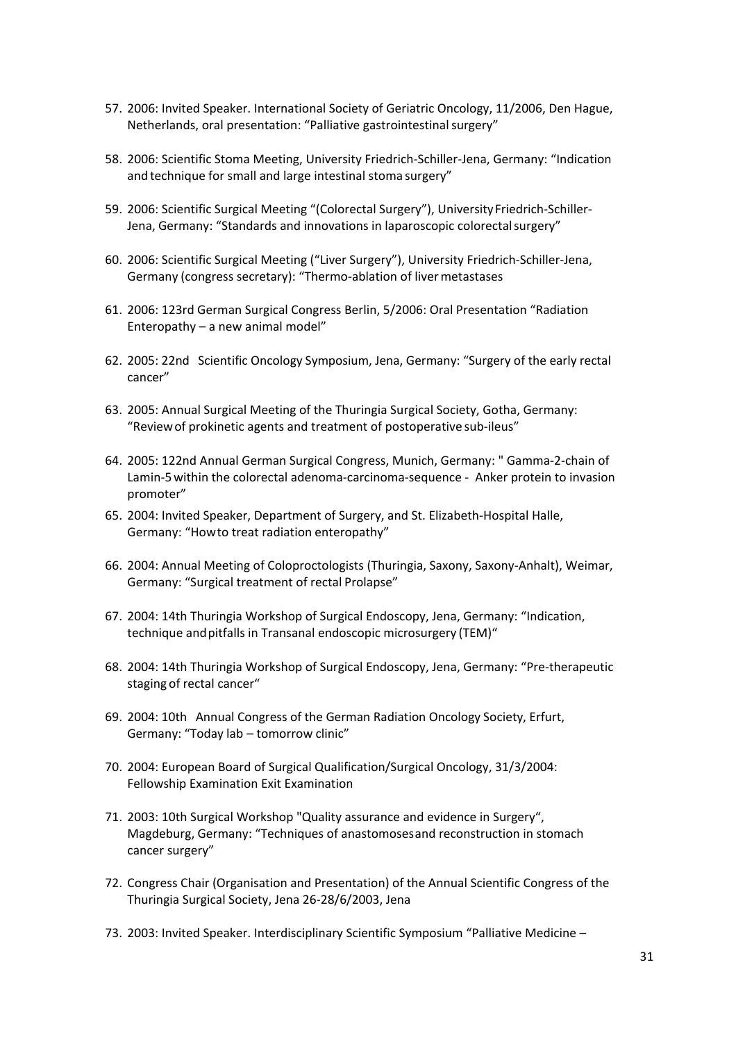57. 2006: Invited Speaker. International Society of Geriatric Oncology, 11/2006, Den Hague, Netherlands, oral presentation: “Palliative gastrointestinal surgery”

58. 2006: Scientific Stoma Meeting, University Friedrich-Schiller-Jena, Germany: “Indication and technique for small and large intestinal stoma surgery”

59. 2006: Scientific Surgical Meeting “(Colorectal Surgery”), University Friedrich-Schiller-Jena, Germany: “Standards and innovations in laparoscopic colorectal surgery”

60. 2006: Scientific Surgical Meeting (“Liver Surgery”), University Friedrich-Schiller-Jena, Germany (congress secretary): “Thermo-ablation of liver metastases

61. 2006: 123rd German Surgical Congress Berlin, 5/2006: Oral Presentation “Radiation Enteropathy – a new animal model”

62. 2005: 22nd Scientific Oncology Symposium, Jena, Germany: “Surgery of the early rectal cancer”

63. 2005: Annual Surgical Meeting of the Thuringia Surgical Society, Gotha, Germany: “Review of prokinetic agents and treatment of postoperative sub-ileus”

64. 2005: 122nd Annual German Surgical Congress, Munich, Germany: " Gamma-2-chain of Lamin-5 within the colorectal adenoma-carcinoma-sequence - Anker protein to invasion promoter”

65. 2004: Invited Speaker, Department of Surgery, and St. Elizabeth-Hospital Halle, Germany: “How to treat radiation enteropathy”

66. 2004: Annual Meeting of Coloproctologists (Thuringia, Saxony, Saxony-Anhalt), Weimar, Germany: “Surgical treatment of rectal Prolapse”

67. 2004: 14th Thuringia Workshop of Surgical Endoscopy, Jena, Germany: “Indication, technique and pitfalls in Transanal endoscopic microsurgery (TEM)“

68. 2004: 14th Thuringia Workshop of Surgical Endoscopy, Jena, Germany: “Pre-therapeutic staging of rectal cancer“

69. 2004: 10th Annual Congress of the German Radiation Oncology Society, Erfurt, Germany: “Today lab – tomorrow clinic”

70. 2004: European Board of Surgical Qualification/Surgical Oncology, 31/3/2004: Fellowship Examination Exit Examination

71. 2003: 10th Surgical Workshop "Quality assurance and evidence in Surgery“, Magdeburg, Germany: “Techniques of anastomoses and reconstruction in stomach cancer surgery”

72. Congress Chair (Organisation and Presentation) of the Annual Scientific Congress of the Thuringia Surgical Society, Jena 26-28/6/2003, Jena

73. 2003: Invited Speaker. Interdisciplinary Scientific Symposium “Palliative Medicine –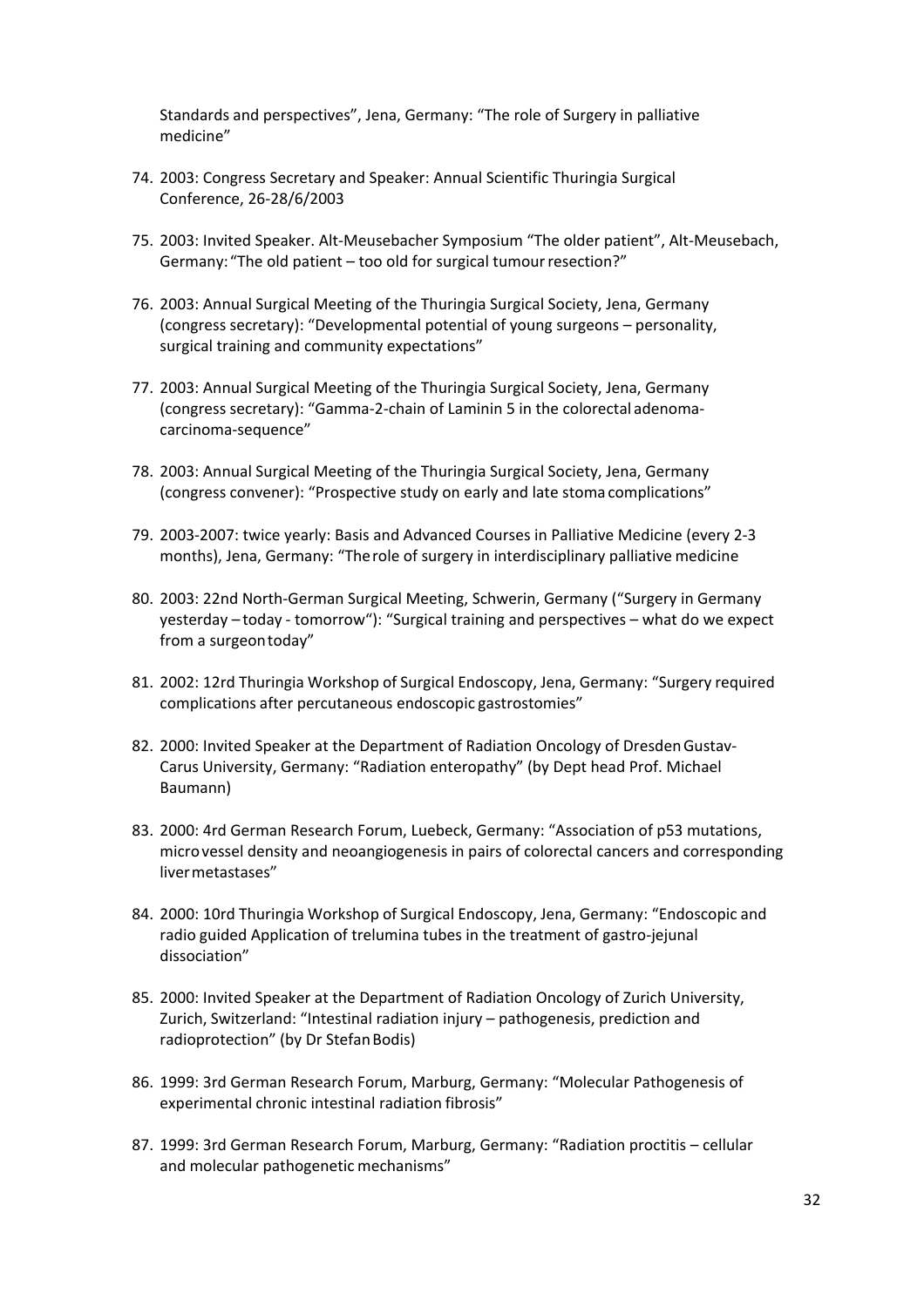Standards and perspectives", Jena, Germany: "The role of Surgery in palliative medicine"

74. 2003: Congress Secretary and Speaker: Annual Scientific Thuringia Surgical Conference, 26-28/6/2003

75. 2003: Invited Speaker. Alt-Meusebacher Symposium "The older patient", Alt-Meusebach, Germany: "The old patient – too old for surgical tumour resection?"

76. 2003: Annual Surgical Meeting of the Thuringia Surgical Society, Jena, Germany (congress secretary): "Developmental potential of young surgeons – personality, surgical training and community expectations"

77. 2003: Annual Surgical Meeting of the Thuringia Surgical Society, Jena, Germany (congress secretary): "Gamma-2-chain of Laminin 5 in the colorectal adenoma-carcinoma-sequence"

78. 2003: Annual Surgical Meeting of the Thuringia Surgical Society, Jena, Germany (congress convener): "Prospective study on early and late stoma complications"

79. 2003-2007: twice yearly: Basis and Advanced Courses in Palliative Medicine (every 2-3 months), Jena, Germany: "The role of surgery in interdisciplinary palliative medicine

80. 2003: 22nd North-German Surgical Meeting, Schwerin, Germany ("Surgery in Germany yesterday – today - tomorrow"): "Surgical training and perspectives – what do we expect from a surgeon today"

81. 2002: 12rd Thuringia Workshop of Surgical Endoscopy, Jena, Germany: "Surgery required complications after percutaneous endoscopic gastrostomies"

82. 2000: Invited Speaker at the Department of Radiation Oncology of Dresden Gustav-Carus University, Germany: "Radiation enteropathy" (by Dept head Prof. Michael Baumann)

83. 2000: 4rd German Research Forum, Luebeck, Germany: "Association of p53 mutations, micro vessel density and neoangiogenesis in pairs of colorectal cancers and corresponding liver metastases"

84. 2000: 10rd Thuringia Workshop of Surgical Endoscopy, Jena, Germany: "Endoscopic and radio guided Application of trelumina tubes in the treatment of gastro-jejunal dissociation"

85. 2000: Invited Speaker at the Department of Radiation Oncology of Zurich University, Zurich, Switzerland: "Intestinal radiation injury – pathogenesis, prediction and radioprotection" (by Dr Stefan Bodis)

86. 1999: 3rd German Research Forum, Marburg, Germany: "Molecular Pathogenesis of experimental chronic intestinal radiation fibrosis"

87. 1999: 3rd German Research Forum, Marburg, Germany: "Radiation proctitis – cellular and molecular pathogenetic mechanisms"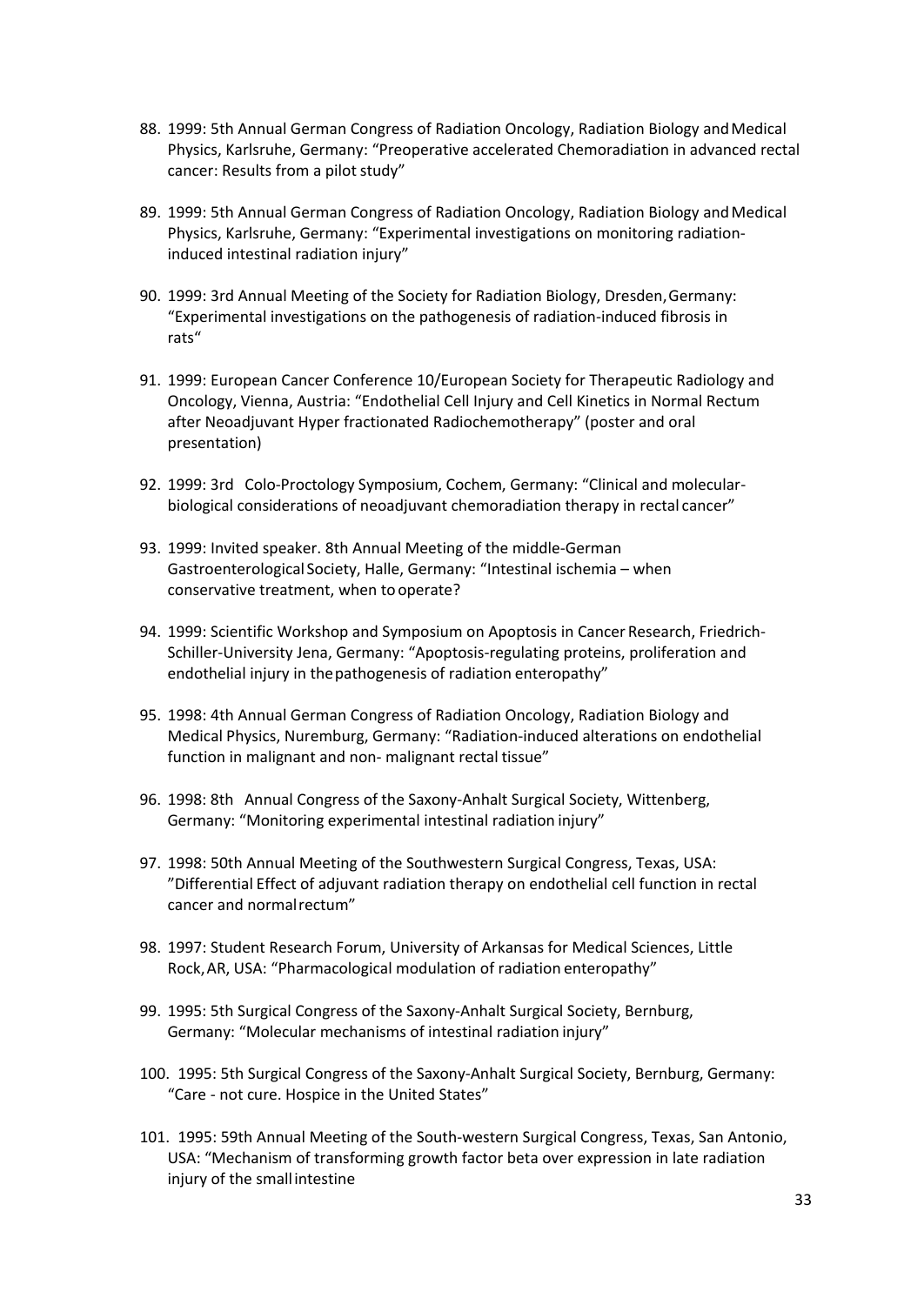88. 1999: 5th Annual German Congress of Radiation Oncology, Radiation Biology and Medical Physics, Karlsruhe, Germany: “Preoperative accelerated Chemoradiation in advanced rectal cancer: Results from a pilot study”

89. 1999: 5th Annual German Congress of Radiation Oncology, Radiation Biology and Medical Physics, Karlsruhe, Germany: “Experimental investigations on monitoring radiation-induced intestinal radiation injury”

90. 1999: 3rd Annual Meeting of the Society for Radiation Biology, Dresden, Germany: “Experimental investigations on the pathogenesis of radiation-induced fibrosis in rats“

91. 1999: European Cancer Conference 10/European Society for Therapeutic Radiology and Oncology, Vienna, Austria: “Endothelial Cell Injury and Cell Kinetics in Normal Rectum after Neoadjuvant Hyper fractionated Radiochemotherapy” (poster and oral presentation)

92. 1999: 3rd Colo-Proctology Symposium, Cochem, Germany: “Clinical and molecular-biological considerations of neoadjuvant chemoradiation therapy in rectal cancer”

93. 1999: Invited speaker. 8th Annual Meeting of the middle-German Gastroenterological Society, Halle, Germany: “Intestinal ischemia – when conservative treatment, when to operate?

94. 1999: Scientific Workshop and Symposium on Apoptosis in Cancer Research, Friedrich-Schiller-University Jena, Germany: “Apoptosis-regulating proteins, proliferation and endothelial injury in the pathogenesis of radiation enteropathy”

95. 1998: 4th Annual German Congress of Radiation Oncology, Radiation Biology and Medical Physics, Nuremburg, Germany: “Radiation-induced alterations on endothelial function in malignant and non- malignant rectal tissue”

96. 1998: 8th Annual Congress of the Saxony-Anhalt Surgical Society, Wittenberg, Germany: “Monitoring experimental intestinal radiation injury”

97. 1998: 50th Annual Meeting of the Southwestern Surgical Congress, Texas, USA: ”Differential Effect of adjuvant radiation therapy on endothelial cell function in rectal cancer and normal rectum”

98. 1997: Student Research Forum, University of Arkansas for Medical Sciences, Little Rock, AR, USA: “Pharmacological modulation of radiation enteropathy”

99. 1995: 5th Surgical Congress of the Saxony-Anhalt Surgical Society, Bernburg, Germany: “Molecular mechanisms of intestinal radiation injury”

100. 1995: 5th Surgical Congress of the Saxony-Anhalt Surgical Society, Bernburg, Germany: “Care - not cure. Hospice in the United States”

101. 1995: 59th Annual Meeting of the South-western Surgical Congress, Texas, San Antonio, USA: “Mechanism of transforming growth factor beta over expression in late radiation injury of the small intestine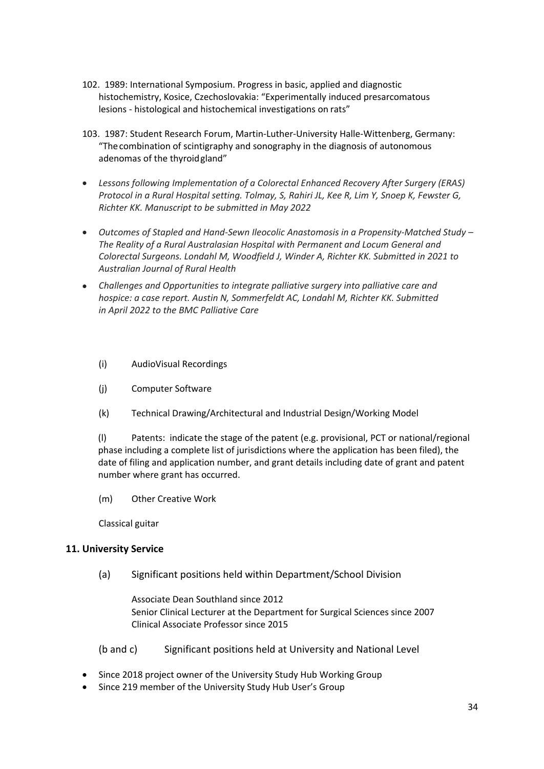102. 1989: International Symposium. Progress in basic, applied and diagnostic histochemistry, Kosice, Czechoslovakia: "Experimentally induced presarcomatous lesions - histological and histochemical investigations on rats"

103. 1987: Student Research Forum, Martin-Luther-University Halle-Wittenberg, Germany: "The combination of scintigraphy and sonography in the diagnosis of autonomous adenomas of the thyroid gland"

- *Lessons following Implementation of a Colorectal Enhanced Recovery After Surgery (ERAS) Protocol in a Rural Hospital setting. Tolmay, S, Rahiri JL, Kee R, Lim Y, Snoep K, Fewster G, Richter KK. Manuscript to be submitted in May 2022*
- *Outcomes of Stapled and Hand-Sewn Ileocolic Anastomosis in a Propensity-Matched Study – The Reality of a Rural Australasian Hospital with Permanent and Locum General and Colorectal Surgeons. Londahl M, Woodfield J, Winder A, Richter KK. Submitted in 2021 to Australian Journal of Rural Health*
- *Challenges and Opportunities to integrate palliative surgery into palliative care and hospice: a case report. Austin N, Sommerfeldt AC, Londahl M, Richter KK. Submitted in April 2022 to the BMC Palliative Care*

(i) AudioVisual Recordings

(j) Computer Software

(k) Technical Drawing/Architectural and Industrial Design/Working Model

(l) Patents: indicate the stage of the patent (e.g. provisional, PCT or national/regional phase including a complete list of jurisdictions where the application has been filed), the date of filing and application number, and grant details including date of grant and patent number where grant has occurred.

(m) Other Creative Work

Classical guitar

## 11. University Service

(a) Significant positions held within Department/School Division

Associate Dean Southland since 2012
Senior Clinical Lecturer at the Department for Surgical Sciences since 2007
Clinical Associate Professor since 2015

(b and c) Significant positions held at University and National Level

- Since 2018 project owner of the University Study Hub Working Group
- Since 219 member of the University Study Hub User's Group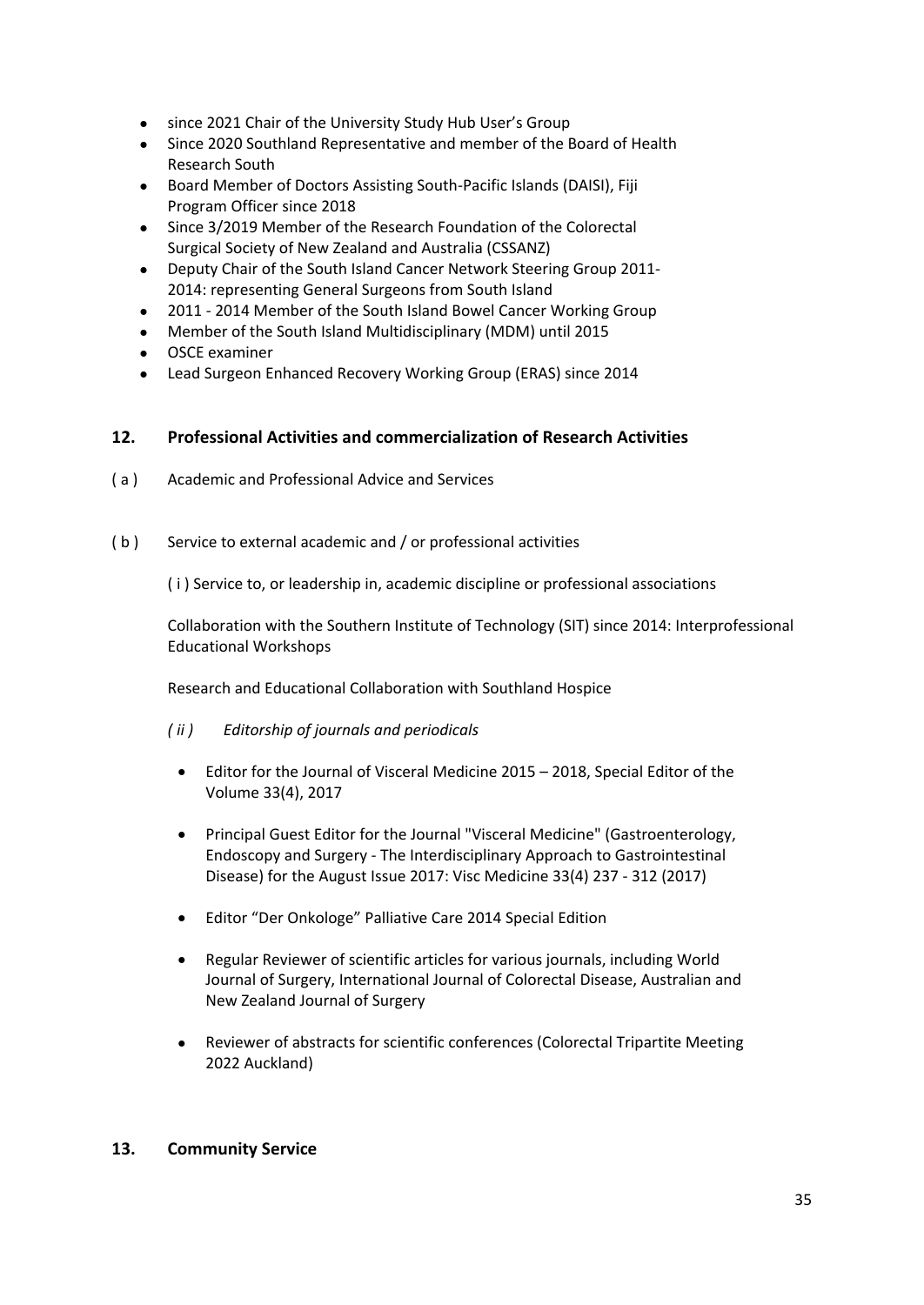- since 2021 Chair of the University Study Hub User's Group
- Since 2020 Southland Representative and member of the Board of Health Research South
- Board Member of Doctors Assisting South-Pacific Islands (DAISI), Fiji Program Officer since 2018
- Since 3/2019 Member of the Research Foundation of the Colorectal Surgical Society of New Zealand and Australia (CSSANZ)
- Deputy Chair of the South Island Cancer Network Steering Group 2011-2014: representing General Surgeons from South Island
- 2011 - 2014 Member of the South Island Bowel Cancer Working Group
- Member of the South Island Multidisciplinary (MDM) until 2015
- OSCE examiner
- Lead Surgeon Enhanced Recovery Working Group (ERAS) since 2014

## 12. Professional Activities and commercialization of Research Activities

( a ) Academic and Professional Advice and Services

( b ) Service to external academic and / or professional activities

( i ) Service to, or leadership in, academic discipline or professional associations

Collaboration with the Southern Institute of Technology (SIT) since 2014: Interprofessional Educational Workshops

Research and Educational Collaboration with Southland Hospice

*( ii ) Editorship of journals and periodicals*

- Editor for the Journal of Visceral Medicine 2015 – 2018, Special Editor of the Volume 33(4), 2017
- Principal Guest Editor for the Journal "Visceral Medicine" (Gastroenterology, Endoscopy and Surgery - The Interdisciplinary Approach to Gastrointestinal Disease) for the August Issue 2017: Visc Medicine 33(4) 237 - 312 (2017)
- Editor "Der Onkologe" Palliative Care 2014 Special Edition
- Regular Reviewer of scientific articles for various journals, including World Journal of Surgery, International Journal of Colorectal Disease, Australian and New Zealand Journal of Surgery
- Reviewer of abstracts for scientific conferences (Colorectal Tripartite Meeting 2022 Auckland)

## 13. Community Service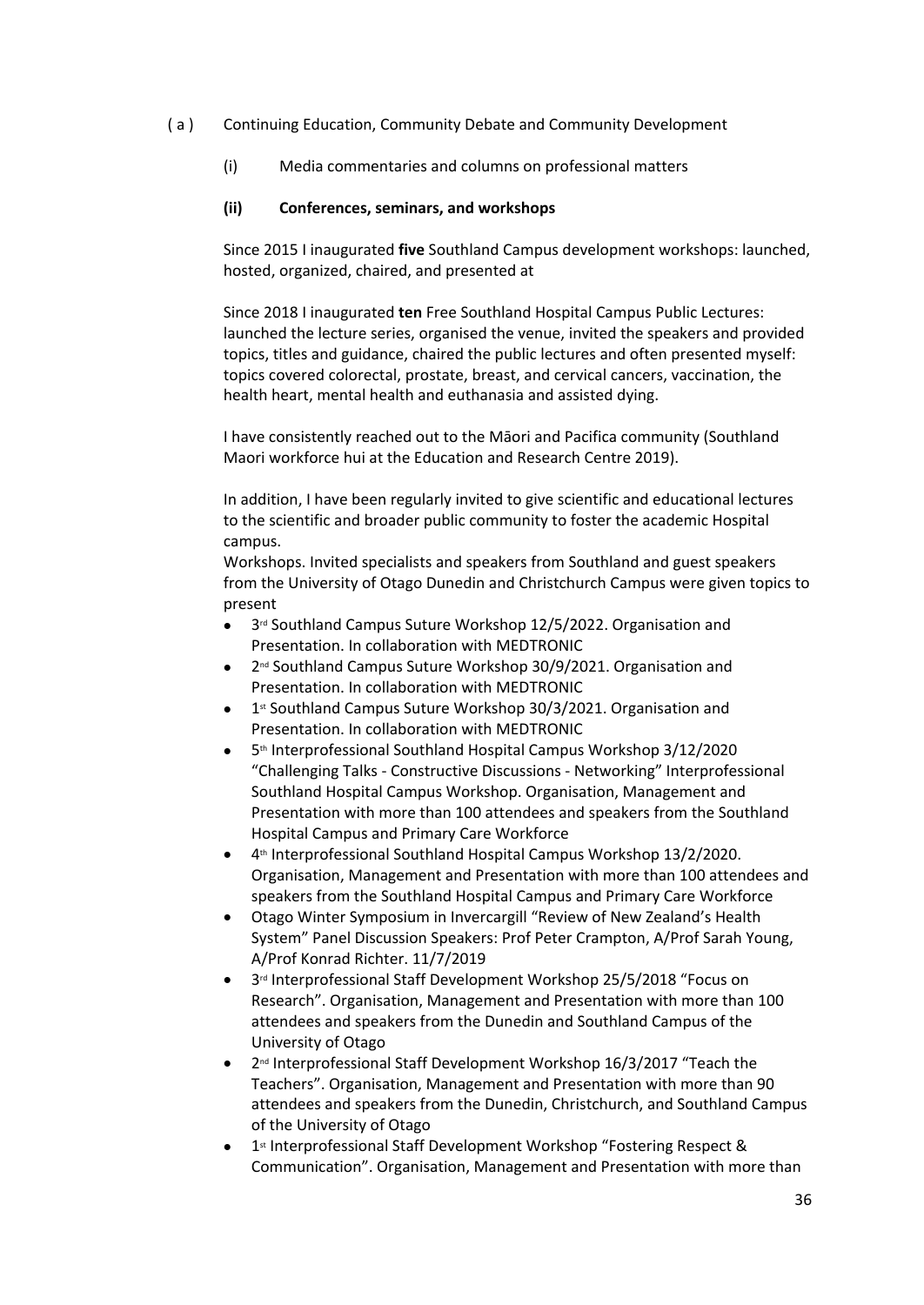( a ) Continuing Education, Community Debate and Community Development

(i) Media commentaries and columns on professional matters

**(ii) Conferences, seminars, and workshops**

Since 2015 I inaugurated **five** Southland Campus development workshops: launched, hosted, organized, chaired, and presented at

Since 2018 I inaugurated **ten** Free Southland Hospital Campus Public Lectures: launched the lecture series, organised the venue, invited the speakers and provided topics, titles and guidance, chaired the public lectures and often presented myself: topics covered colorectal, prostate, breast, and cervical cancers, vaccination, the health heart, mental health and euthanasia and assisted dying.

I have consistently reached out to the Māori and Pacifica community (Southland Maori workforce hui at the Education and Research Centre 2019).

In addition, I have been regularly invited to give scientific and educational lectures to the scientific and broader public community to foster the academic Hospital campus.

Workshops. Invited specialists and speakers from Southland and guest speakers from the University of Otago Dunedin and Christchurch Campus were given topics to present

- 3rd Southland Campus Suture Workshop 12/5/2022. Organisation and Presentation. In collaboration with MEDTRONIC
- 2nd Southland Campus Suture Workshop 30/9/2021. Organisation and Presentation. In collaboration with MEDTRONIC
- 1st Southland Campus Suture Workshop 30/3/2021. Organisation and Presentation. In collaboration with MEDTRONIC
- 5th Interprofessional Southland Hospital Campus Workshop 3/12/2020 "Challenging Talks - Constructive Discussions - Networking" Interprofessional Southland Hospital Campus Workshop. Organisation, Management and Presentation with more than 100 attendees and speakers from the Southland Hospital Campus and Primary Care Workforce
- 4th Interprofessional Southland Hospital Campus Workshop 13/2/2020. Organisation, Management and Presentation with more than 100 attendees and speakers from the Southland Hospital Campus and Primary Care Workforce
- Otago Winter Symposium in Invercargill "Review of New Zealand's Health System" Panel Discussion Speakers: Prof Peter Crampton, A/Prof Sarah Young, A/Prof Konrad Richter. 11/7/2019
- 3rd Interprofessional Staff Development Workshop 25/5/2018 "Focus on Research". Organisation, Management and Presentation with more than 100 attendees and speakers from the Dunedin and Southland Campus of the University of Otago
- 2nd Interprofessional Staff Development Workshop 16/3/2017 "Teach the Teachers". Organisation, Management and Presentation with more than 90 attendees and speakers from the Dunedin, Christchurch, and Southland Campus of the University of Otago
- 1st Interprofessional Staff Development Workshop "Fostering Respect & Communication". Organisation, Management and Presentation with more than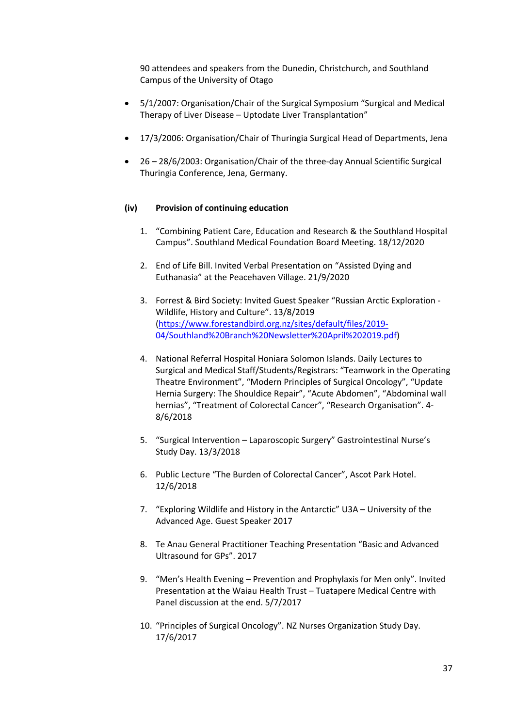90 attendees and speakers from the Dunedin, Christchurch, and Southland Campus of the University of Otago

- 5/1/2007: Organisation/Chair of the Surgical Symposium "Surgical and Medical Therapy of Liver Disease – Uptodate Liver Transplantation"

- 17/3/2006: Organisation/Chair of Thuringia Surgical Head of Departments, Jena

- 26 – 28/6/2003: Organisation/Chair of the three-day Annual Scientific Surgical Thuringia Conference, Jena, Germany.

**(iv) Provision of continuing education**

1. "Combining Patient Care, Education and Research & the Southland Hospital Campus". Southland Medical Foundation Board Meeting. 18/12/2020

2. End of Life Bill. Invited Verbal Presentation on "Assisted Dying and Euthanasia" at the Peacehaven Village. 21/9/2020

3. Forrest & Bird Society: Invited Guest Speaker "Russian Arctic Exploration - Wildlife, History and Culture". 13/8/2019 (https://www.forestandbird.org.nz/sites/default/files/2019-04/Southland%20Branch%20Newsletter%20April%202019.pdf)

4. National Referral Hospital Honiara Solomon Islands. Daily Lectures to Surgical and Medical Staff/Students/Registrars: "Teamwork in the Operating Theatre Environment", "Modern Principles of Surgical Oncology", "Update Hernia Surgery: The Shouldice Repair", "Acute Abdomen", "Abdominal wall hernias", "Treatment of Colorectal Cancer", "Research Organisation". 4-8/6/2018

5. "Surgical Intervention – Laparoscopic Surgery" Gastrointestinal Nurse's Study Day. 13/3/2018

6. Public Lecture "The Burden of Colorectal Cancer", Ascot Park Hotel. 12/6/2018

7. "Exploring Wildlife and History in the Antarctic" U3A – University of the Advanced Age. Guest Speaker 2017

8. Te Anau General Practitioner Teaching Presentation "Basic and Advanced Ultrasound for GPs". 2017

9. "Men's Health Evening – Prevention and Prophylaxis for Men only". Invited Presentation at the Waiau Health Trust – Tuatapere Medical Centre with Panel discussion at the end. 5/7/2017

10. "Principles of Surgical Oncology". NZ Nurses Organization Study Day. 17/6/2017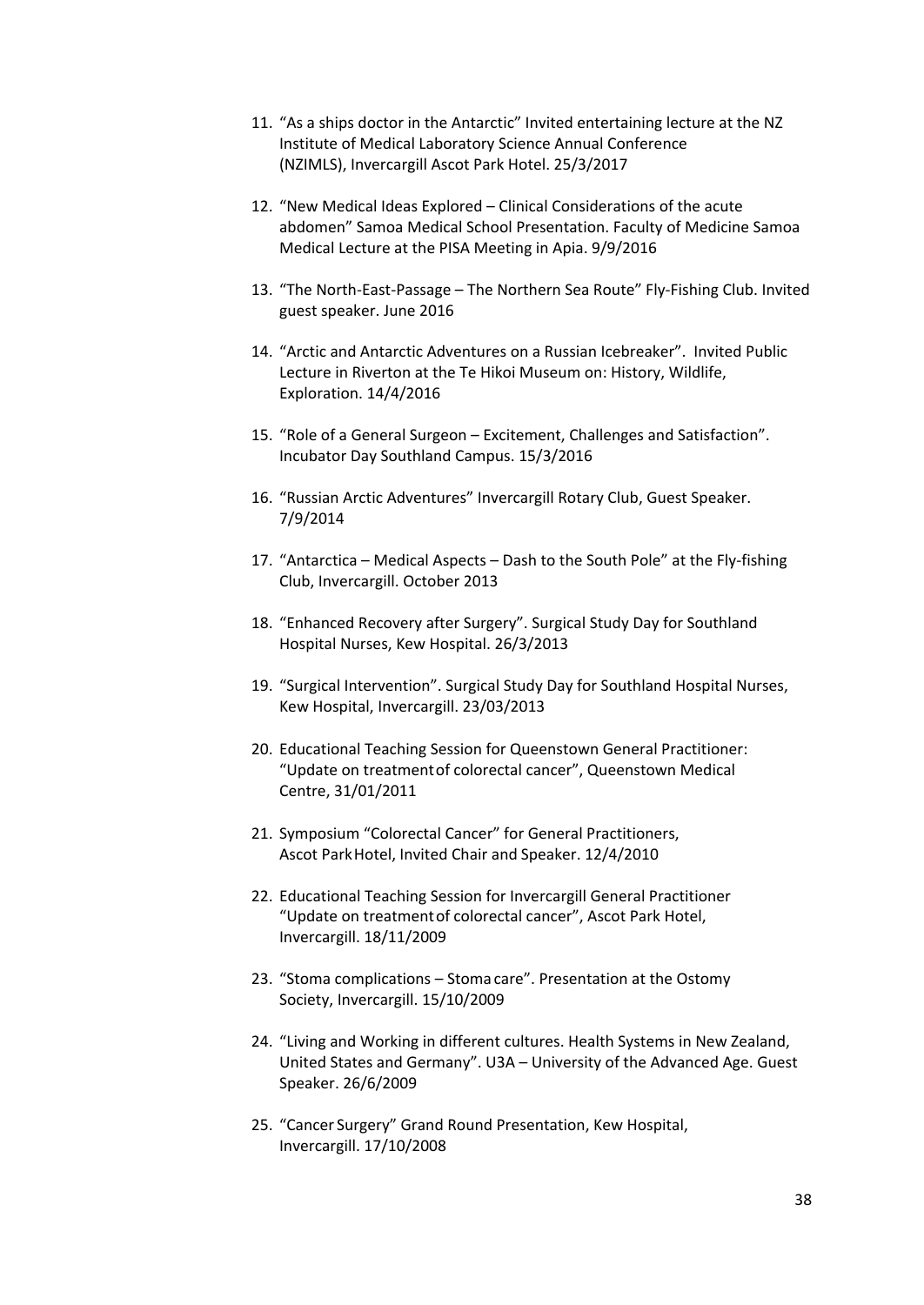11. "As a ships doctor in the Antarctic" Invited entertaining lecture at the NZ Institute of Medical Laboratory Science Annual Conference (NZIMLS), Invercargill Ascot Park Hotel. 25/3/2017

12. "New Medical Ideas Explored – Clinical Considerations of the acute abdomen" Samoa Medical School Presentation. Faculty of Medicine Samoa Medical Lecture at the PISA Meeting in Apia. 9/9/2016

13. "The North-East-Passage – The Northern Sea Route" Fly-Fishing Club. Invited guest speaker. June 2016

14. "Arctic and Antarctic Adventures on a Russian Icebreaker". Invited Public Lecture in Riverton at the Te Hikoi Museum on: History, Wildlife, Exploration. 14/4/2016

15. "Role of a General Surgeon – Excitement, Challenges and Satisfaction". Incubator Day Southland Campus. 15/3/2016

16. "Russian Arctic Adventures" Invercargill Rotary Club, Guest Speaker. 7/9/2014

17. "Antarctica – Medical Aspects – Dash to the South Pole" at the Fly-fishing Club, Invercargill. October 2013

18. "Enhanced Recovery after Surgery". Surgical Study Day for Southland Hospital Nurses, Kew Hospital. 26/3/2013

19. "Surgical Intervention". Surgical Study Day for Southland Hospital Nurses, Kew Hospital, Invercargill. 23/03/2013

20. Educational Teaching Session for Queenstown General Practitioner: "Update on treatment of colorectal cancer", Queenstown Medical Centre, 31/01/2011

21. Symposium "Colorectal Cancer" for General Practitioners, Ascot Park Hotel, Invited Chair and Speaker. 12/4/2010

22. Educational Teaching Session for Invercargill General Practitioner "Update on treatment of colorectal cancer", Ascot Park Hotel, Invercargill. 18/11/2009

23. "Stoma complications – Stoma care". Presentation at the Ostomy Society, Invercargill. 15/10/2009

24. "Living and Working in different cultures. Health Systems in New Zealand, United States and Germany". U3A – University of the Advanced Age. Guest Speaker. 26/6/2009

25. "Cancer Surgery" Grand Round Presentation, Kew Hospital, Invercargill. 17/10/2008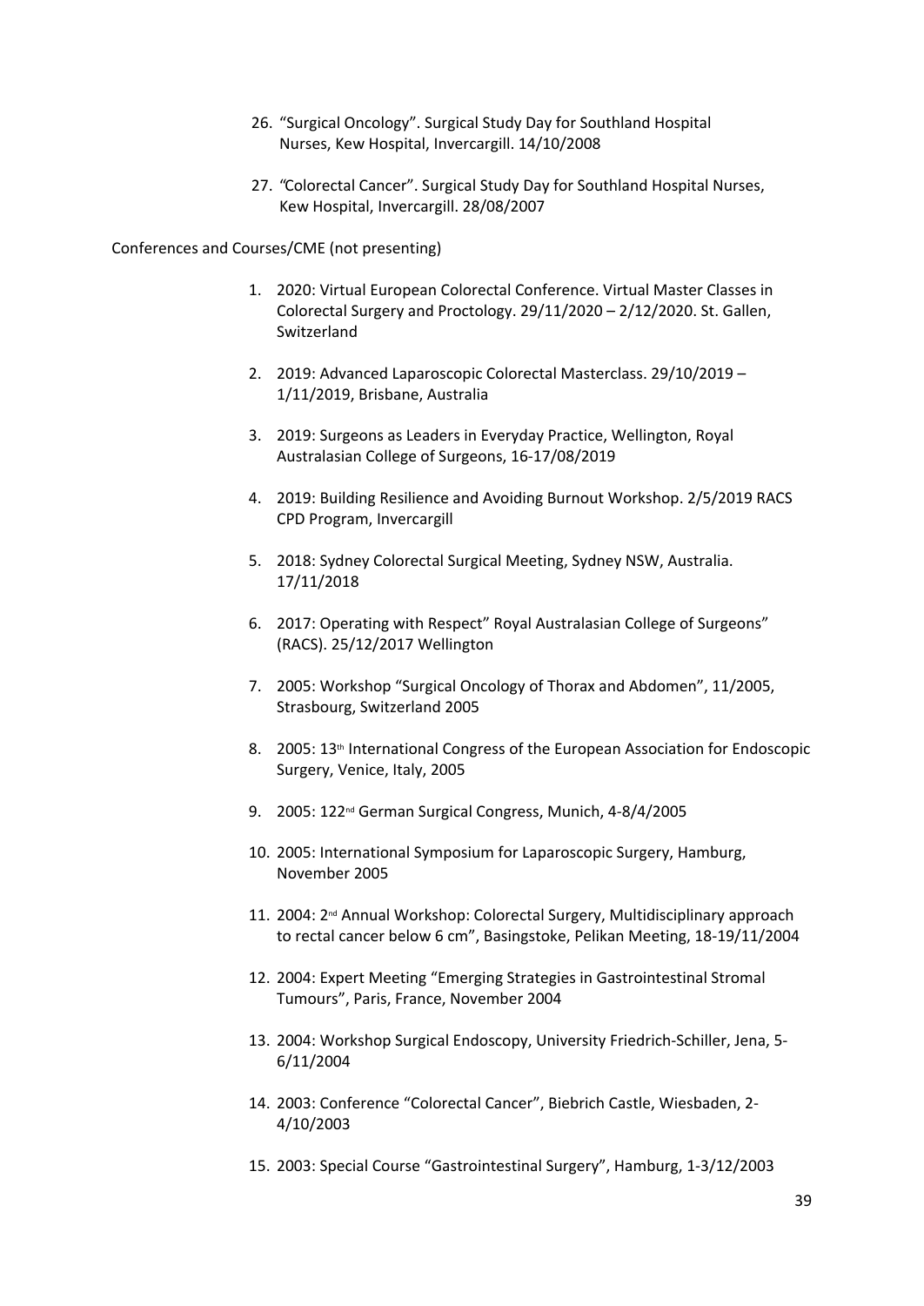26. "Surgical Oncology". Surgical Study Day for Southland Hospital Nurses, Kew Hospital, Invercargill. 14/10/2008

27. "Colorectal Cancer". Surgical Study Day for Southland Hospital Nurses, Kew Hospital, Invercargill. 28/08/2007

Conferences and Courses/CME (not presenting)

1. 2020: Virtual European Colorectal Conference. Virtual Master Classes in Colorectal Surgery and Proctology. 29/11/2020 – 2/12/2020. St. Gallen, Switzerland

2. 2019: Advanced Laparoscopic Colorectal Masterclass. 29/10/2019 – 1/11/2019, Brisbane, Australia

3. 2019: Surgeons as Leaders in Everyday Practice, Wellington, Royal Australasian College of Surgeons, 16-17/08/2019

4. 2019: Building Resilience and Avoiding Burnout Workshop. 2/5/2019 RACS CPD Program, Invercargill

5. 2018: Sydney Colorectal Surgical Meeting, Sydney NSW, Australia. 17/11/2018

6. 2017: Operating with Respect" Royal Australasian College of Surgeons" (RACS). 25/12/2017 Wellington

7. 2005: Workshop "Surgical Oncology of Thorax and Abdomen", 11/2005, Strasbourg, Switzerland 2005

8. 2005: 13th International Congress of the European Association for Endoscopic Surgery, Venice, Italy, 2005

9. 2005: 122nd German Surgical Congress, Munich, 4-8/4/2005

10. 2005: International Symposium for Laparoscopic Surgery, Hamburg, November 2005

11. 2004: 2nd Annual Workshop: Colorectal Surgery, Multidisciplinary approach to rectal cancer below 6 cm", Basingstoke, Pelikan Meeting, 18-19/11/2004

12. 2004: Expert Meeting "Emerging Strategies in Gastrointestinal Stromal Tumours", Paris, France, November 2004

13. 2004: Workshop Surgical Endoscopy, University Friedrich-Schiller, Jena, 5-6/11/2004

14. 2003: Conference "Colorectal Cancer", Biebrich Castle, Wiesbaden, 2-4/10/2003

15. 2003: Special Course "Gastrointestinal Surgery", Hamburg, 1-3/12/2003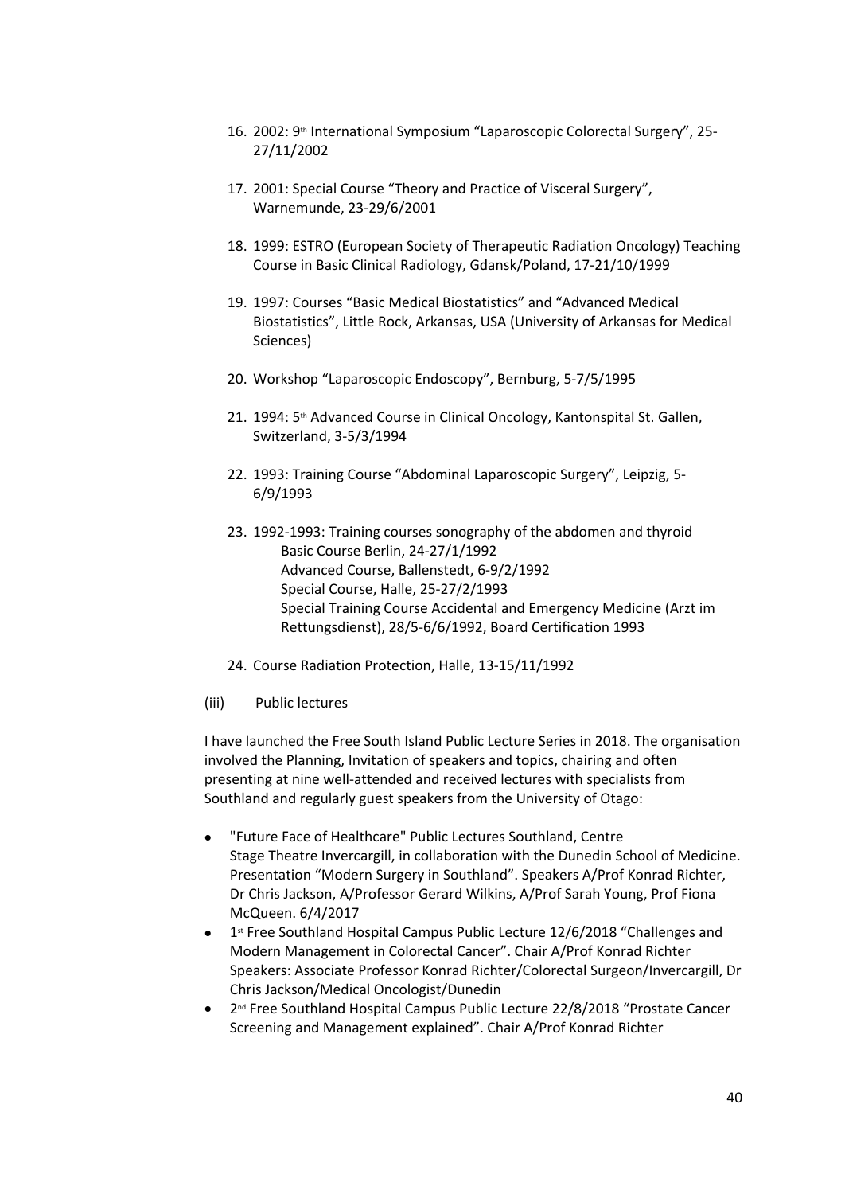16. 2002: 9th International Symposium "Laparoscopic Colorectal Surgery", 25-27/11/2002

17. 2001: Special Course "Theory and Practice of Visceral Surgery", Warnemunde, 23-29/6/2001

18. 1999: ESTRO (European Society of Therapeutic Radiation Oncology) Teaching Course in Basic Clinical Radiology, Gdansk/Poland, 17-21/10/1999

19. 1997: Courses "Basic Medical Biostatistics" and "Advanced Medical Biostatistics", Little Rock, Arkansas, USA (University of Arkansas for Medical Sciences)

20. Workshop "Laparoscopic Endoscopy", Bernburg, 5-7/5/1995

21. 1994: 5th Advanced Course in Clinical Oncology, Kantonspital St. Gallen, Switzerland, 3-5/3/1994

22. 1993: Training Course "Abdominal Laparoscopic Surgery", Leipzig, 5-6/9/1993

23. 1992-1993: Training courses sonography of the abdomen and thyroid
    Basic Course Berlin, 24-27/1/1992
    Advanced Course, Ballenstedt, 6-9/2/1992
    Special Course, Halle, 25-27/2/1993
    Special Training Course Accidental and Emergency Medicine (Arzt im Rettungsdienst), 28/5-6/6/1992, Board Certification 1993

24. Course Radiation Protection, Halle, 13-15/11/1992

(iii) Public lectures

I have launched the Free South Island Public Lecture Series in 2018. The organisation involved the Planning, Invitation of speakers and topics, chairing and often presenting at nine well-attended and received lectures with specialists from Southland and regularly guest speakers from the University of Otago:

- "Future Face of Healthcare" Public Lectures Southland, Centre Stage Theatre Invercargill, in collaboration with the Dunedin School of Medicine. Presentation "Modern Surgery in Southland". Speakers A/Prof Konrad Richter, Dr Chris Jackson, A/Professor Gerard Wilkins, A/Prof Sarah Young, Prof Fiona McQueen. 6/4/2017
- 1st Free Southland Hospital Campus Public Lecture 12/6/2018 "Challenges and Modern Management in Colorectal Cancer". Chair A/Prof Konrad Richter Speakers: Associate Professor Konrad Richter/Colorectal Surgeon/Invercargill, Dr Chris Jackson/Medical Oncologist/Dunedin
- 2nd Free Southland Hospital Campus Public Lecture 22/8/2018 "Prostate Cancer Screening and Management explained". Chair A/Prof Konrad Richter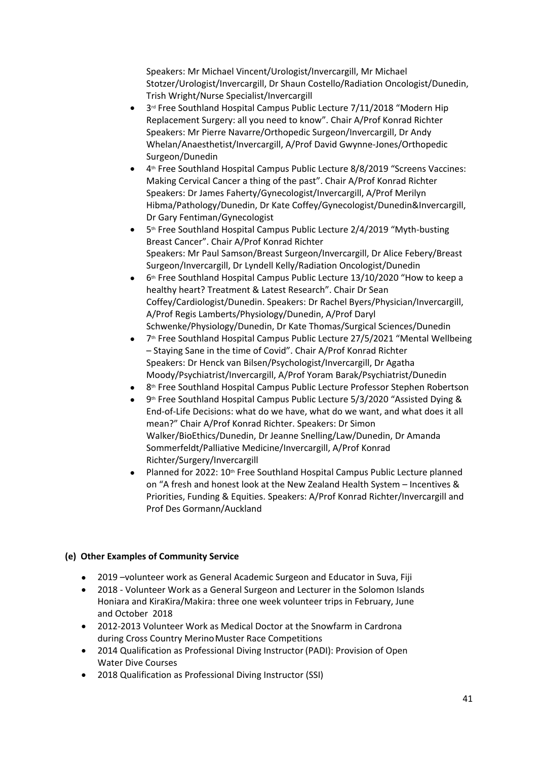Speakers: Mr Michael Vincent/Urologist/Invercargill, Mr Michael Stotzer/Urologist/Invercargill, Dr Shaun Costello/Radiation Oncologist/Dunedin, Trish Wright/Nurse Specialist/Invercargill

- 3rd Free Southland Hospital Campus Public Lecture 7/11/2018 "Modern Hip Replacement Surgery: all you need to know". Chair A/Prof Konrad Richter Speakers: Mr Pierre Navarre/Orthopedic Surgeon/Invercargill, Dr Andy Whelan/Anaesthetist/Invercargill, A/Prof David Gwynne-Jones/Orthopedic Surgeon/Dunedin
- 4th Free Southland Hospital Campus Public Lecture 8/8/2019 "Screens Vaccines: Making Cervical Cancer a thing of the past". Chair A/Prof Konrad Richter Speakers: Dr James Faherty/Gynecologist/Invercargill, A/Prof Merilyn Hibma/Pathology/Dunedin, Dr Kate Coffey/Gynecologist/Dunedin&Invercargill, Dr Gary Fentiman/Gynecologist
- 5th Free Southland Hospital Campus Public Lecture 2/4/2019 "Myth-busting Breast Cancer". Chair A/Prof Konrad Richter Speakers: Mr Paul Samson/Breast Surgeon/Invercargill, Dr Alice Febery/Breast Surgeon/Invercargill, Dr Lyndell Kelly/Radiation Oncologist/Dunedin
- 6th Free Southland Hospital Campus Public Lecture 13/10/2020 "How to keep a healthy heart? Treatment & Latest Research". Chair Dr Sean Coffey/Cardiologist/Dunedin. Speakers: Dr Rachel Byers/Physician/Invercargill, A/Prof Regis Lamberts/Physiology/Dunedin, A/Prof Daryl Schwenke/Physiology/Dunedin, Dr Kate Thomas/Surgical Sciences/Dunedin
- 7th Free Southland Hospital Campus Public Lecture 27/5/2021 "Mental Wellbeing – Staying Sane in the time of Covid". Chair A/Prof Konrad Richter Speakers: Dr Henck van Bilsen/Psychologist/Invercargill, Dr Agatha Moody/Psychiatrist/Invercargill, A/Prof Yoram Barak/Psychiatrist/Dunedin
- 8th Free Southland Hospital Campus Public Lecture Professor Stephen Robertson
- 9th Free Southland Hospital Campus Public Lecture 5/3/2020 "Assisted Dying & End-of-Life Decisions: what do we have, what do we want, and what does it all mean?" Chair A/Prof Konrad Richter. Speakers: Dr Simon Walker/BioEthics/Dunedin, Dr Jeanne Snelling/Law/Dunedin, Dr Amanda Sommerfeldt/Palliative Medicine/Invercargill, A/Prof Konrad Richter/Surgery/Invercargill
- Planned for 2022: 10th Free Southland Hospital Campus Public Lecture planned on "A fresh and honest look at the New Zealand Health System – Incentives & Priorities, Funding & Equities. Speakers: A/Prof Konrad Richter/Invercargill and Prof Des Gormann/Auckland

**(e) Other Examples of Community Service**

- 2019 –volunteer work as General Academic Surgeon and Educator in Suva, Fiji
- 2018 - Volunteer Work as a General Surgeon and Lecturer in the Solomon Islands Honiara and KiraKira/Makira: three one week volunteer trips in February, June and October 2018
- 2012-2013 Volunteer Work as Medical Doctor at the Snowfarm in Cardrona during Cross Country Merino Muster Race Competitions
- 2014 Qualification as Professional Diving Instructor (PADI): Provision of Open Water Dive Courses
- 2018 Qualification as Professional Diving Instructor (SSI)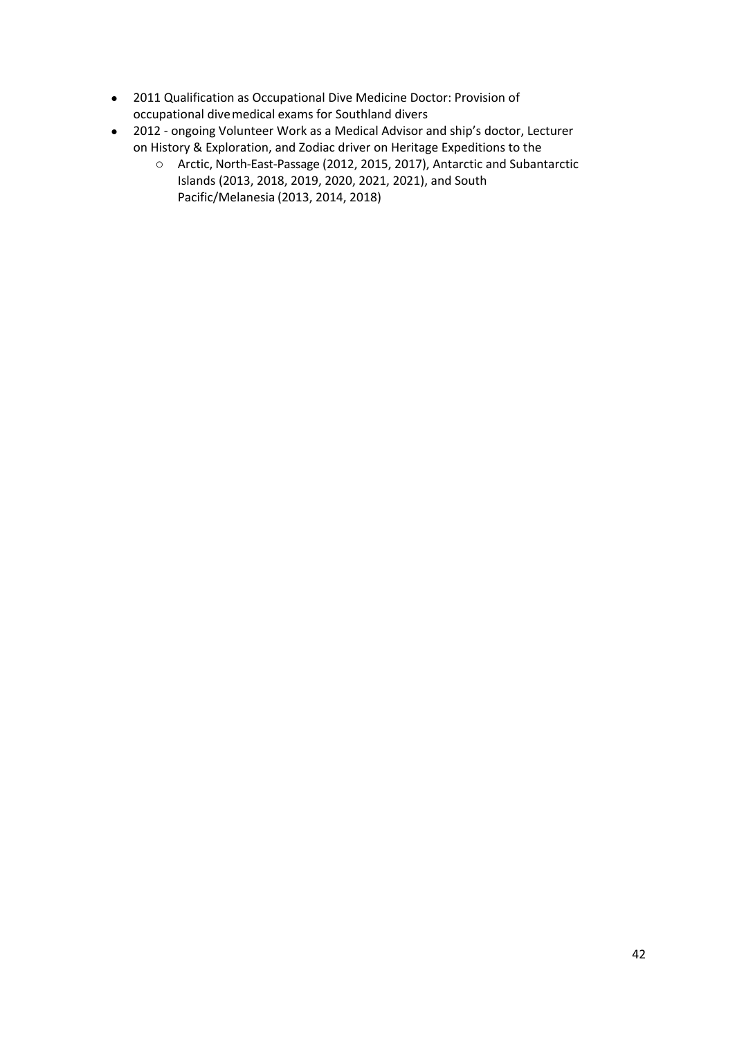- 2011 Qualification as Occupational Dive Medicine Doctor: Provision of occupational dive medical exams for Southland divers
- 2012 - ongoing Volunteer Work as a Medical Advisor and ship's doctor, Lecturer on History & Exploration, and Zodiac driver on Heritage Expeditions to the
  - Arctic, North-East-Passage (2012, 2015, 2017), Antarctic and Subantarctic Islands (2013, 2018, 2019, 2020, 2021, 2021), and South Pacific/Melanesia (2013, 2014, 2018)